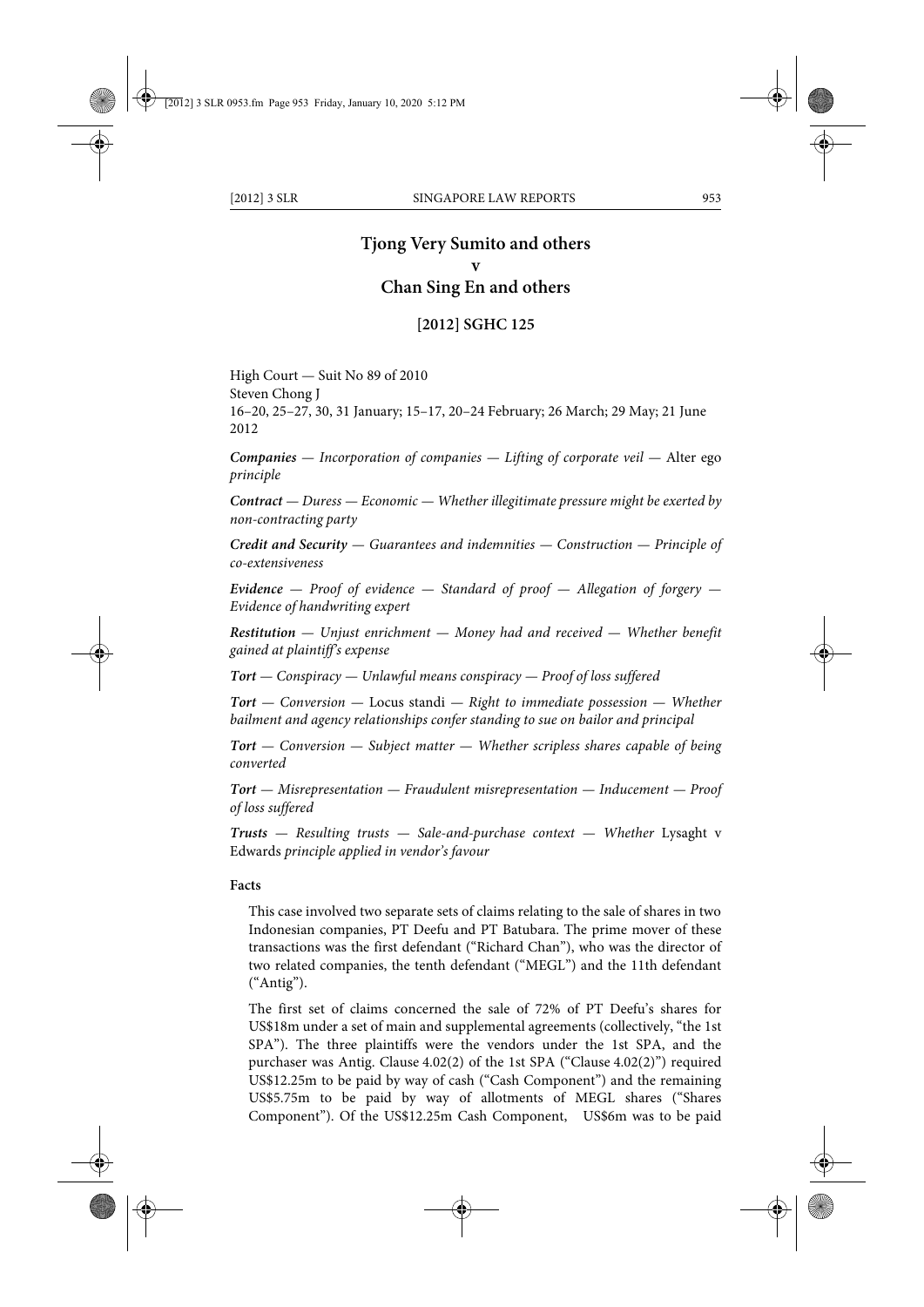# Tjong Very Sumito and others
# v
# Chan Sing En and others

## [2012] SGHC 125

High Court — Suit No 89 of 2010
Steven Chong J
16–20, 25–27, 30, 31 January; 15–17, 20–24 February; 26 March; 29 May; 21 June 2012

***Companies** — Incorporation of companies — Lifting of corporate veil —* Alter ego *principle*

***Contract** — Duress — Economic — Whether illegitimate pressure might be exerted by non-contracting party*

***Credit and Security** — Guarantees and indemnities — Construction — Principle of co-extensiveness*

***Evidence** — Proof of evidence — Standard of proof — Allegation of forgery — Evidence of handwriting expert*

***Restitution** — Unjust enrichment — Money had and received — Whether benefit gained at plaintiff's expense*

***Tort** — Conspiracy — Unlawful means conspiracy — Proof of loss suffered*

***Tort** — Conversion —* Locus standi *— Right to immediate possession — Whether bailment and agency relationships confer standing to sue on bailor and principal*

***Tort** — Conversion — Subject matter — Whether scripless shares capable of being converted*

***Tort** — Misrepresentation — Fraudulent misrepresentation — Inducement — Proof of loss suffered*

***Trusts** — Resulting trusts — Sale-and-purchase context — Whether* Lysaght v Edwards *principle applied in vendor's favour*

**Facts**

This case involved two separate sets of claims relating to the sale of shares in two Indonesian companies, PT Deefu and PT Batubara. The prime mover of these transactions was the first defendant ("Richard Chan"), who was the director of two related companies, the tenth defendant ("MEGL") and the 11th defendant ("Antig").

The first set of claims concerned the sale of 72% of PT Deefu's shares for US$18m under a set of main and supplemental agreements (collectively, "the 1st SPA"). The three plaintiffs were the vendors under the 1st SPA, and the purchaser was Antig. Clause 4.02(2) of the 1st SPA ("Clause 4.02(2)") required US$12.25m to be paid by way of cash ("Cash Component") and the remaining US$5.75m to be paid by way of allotments of MEGL shares ("Shares Component"). Of the US$12.25m Cash Component, US$6m was to be paid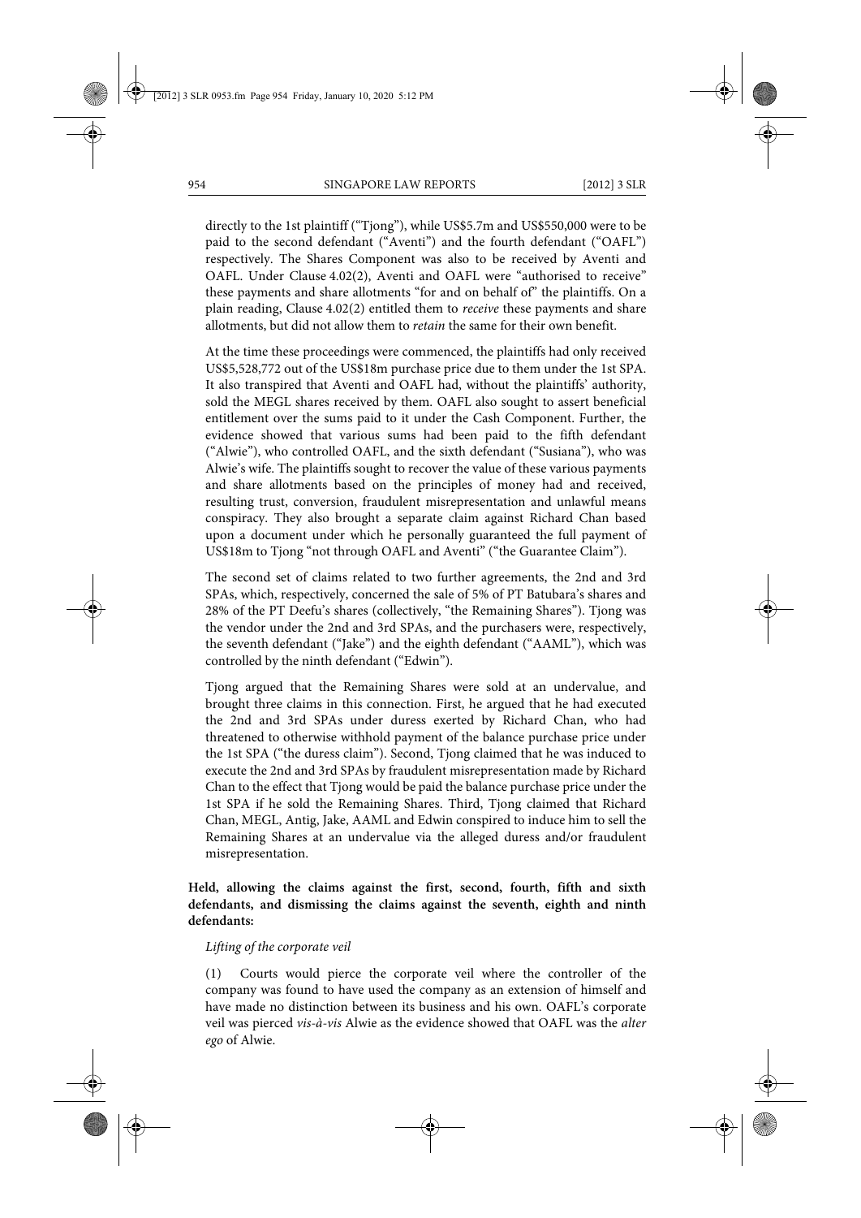directly to the 1st plaintiff ("Tjong"), while US$5.7m and US$550,000 were to be paid to the second defendant ("Aventi") and the fourth defendant ("OAFL") respectively. The Shares Component was also to be received by Aventi and OAFL. Under Clause 4.02(2), Aventi and OAFL were "authorised to receive" these payments and share allotments "for and on behalf of" the plaintiffs. On a plain reading, Clause 4.02(2) entitled them to *receive* these payments and share allotments, but did not allow them to *retain* the same for their own benefit.

At the time these proceedings were commenced, the plaintiffs had only received US$5,528,772 out of the US$18m purchase price due to them under the 1st SPA. It also transpired that Aventi and OAFL had, without the plaintiffs' authority, sold the MEGL shares received by them. OAFL also sought to assert beneficial entitlement over the sums paid to it under the Cash Component. Further, the evidence showed that various sums had been paid to the fifth defendant ("Alwie"), who controlled OAFL, and the sixth defendant ("Susiana"), who was Alwie's wife. The plaintiffs sought to recover the value of these various payments and share allotments based on the principles of money had and received, resulting trust, conversion, fraudulent misrepresentation and unlawful means conspiracy. They also brought a separate claim against Richard Chan based upon a document under which he personally guaranteed the full payment of US$18m to Tjong "not through OAFL and Aventi" ("the Guarantee Claim").

The second set of claims related to two further agreements, the 2nd and 3rd SPAs, which, respectively, concerned the sale of 5% of PT Batubara's shares and 28% of the PT Deefu's shares (collectively, "the Remaining Shares"). Tjong was the vendor under the 2nd and 3rd SPAs, and the purchasers were, respectively, the seventh defendant ("Jake") and the eighth defendant ("AAML"), which was controlled by the ninth defendant ("Edwin").

Tjong argued that the Remaining Shares were sold at an undervalue, and brought three claims in this connection. First, he argued that he had executed the 2nd and 3rd SPAs under duress exerted by Richard Chan, who had threatened to otherwise withhold payment of the balance purchase price under the 1st SPA ("the duress claim"). Second, Tjong claimed that he was induced to execute the 2nd and 3rd SPAs by fraudulent misrepresentation made by Richard Chan to the effect that Tjong would be paid the balance purchase price under the 1st SPA if he sold the Remaining Shares. Third, Tjong claimed that Richard Chan, MEGL, Antig, Jake, AAML and Edwin conspired to induce him to sell the Remaining Shares at an undervalue via the alleged duress and/or fraudulent misrepresentation.

**Held, allowing the claims against the first, second, fourth, fifth and sixth defendants, and dismissing the claims against the seventh, eighth and ninth defendants:**

*Lifting of the corporate veil*

(1) Courts would pierce the corporate veil where the controller of the company was found to have used the company as an extension of himself and have made no distinction between its business and his own. OAFL's corporate veil was pierced *vis-à-vis* Alwie as the evidence showed that OAFL was the *alter ego* of Alwie.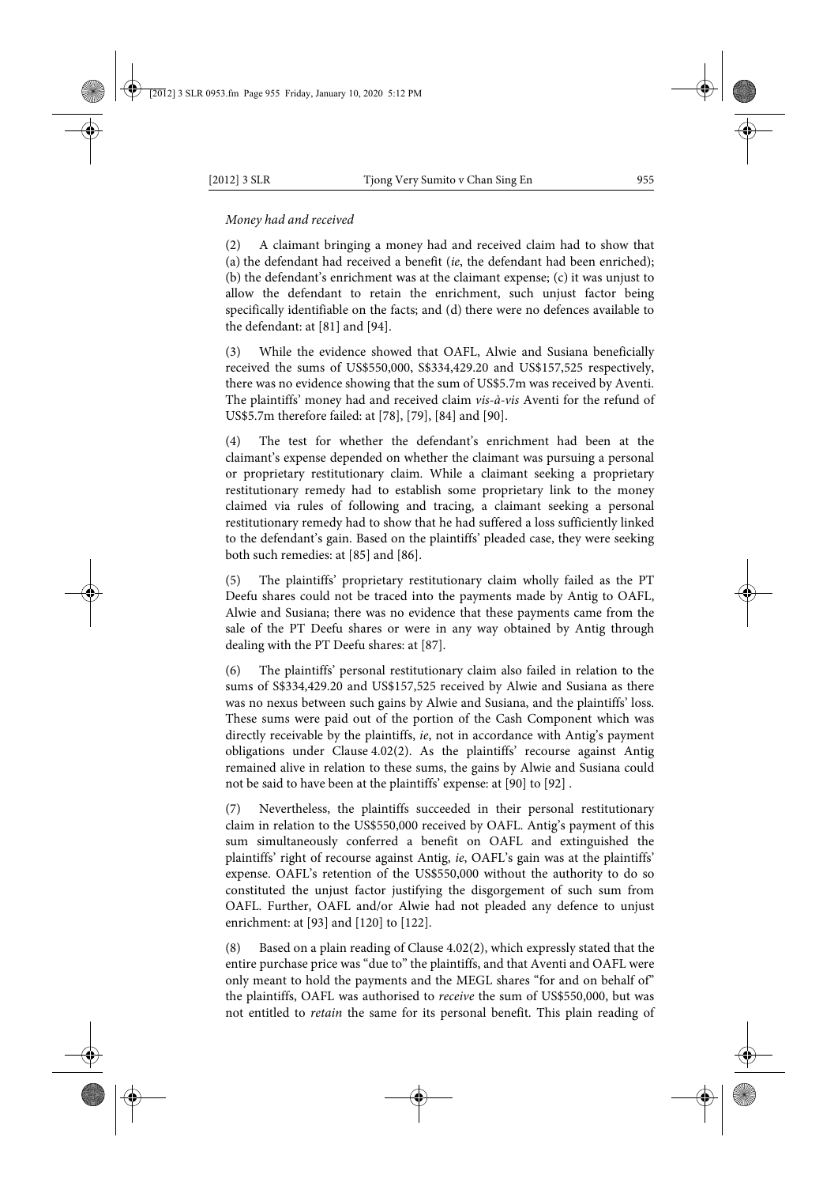*Money had and received*

(2) A claimant bringing a money had and received claim had to show that (a) the defendant had received a benefit (*ie*, the defendant had been enriched); (b) the defendant's enrichment was at the claimant expense; (c) it was unjust to allow the defendant to retain the enrichment, such unjust factor being specifically identifiable on the facts; and (d) there were no defences available to the defendant: at [81] and [94].

(3) While the evidence showed that OAFL, Alwie and Susiana beneficially received the sums of US$550,000, S$334,429.20 and US$157,525 respectively, there was no evidence showing that the sum of US$5.7m was received by Aventi. The plaintiffs' money had and received claim *vis-à-vis* Aventi for the refund of US$5.7m therefore failed: at [78], [79], [84] and [90].

(4) The test for whether the defendant's enrichment had been at the claimant's expense depended on whether the claimant was pursuing a personal or proprietary restitutionary claim. While a claimant seeking a proprietary restitutionary remedy had to establish some proprietary link to the money claimed via rules of following and tracing, a claimant seeking a personal restitutionary remedy had to show that he had suffered a loss sufficiently linked to the defendant's gain. Based on the plaintiffs' pleaded case, they were seeking both such remedies: at [85] and [86].

(5) The plaintiffs' proprietary restitutionary claim wholly failed as the PT Deefu shares could not be traced into the payments made by Antig to OAFL, Alwie and Susiana; there was no evidence that these payments came from the sale of the PT Deefu shares or were in any way obtained by Antig through dealing with the PT Deefu shares: at [87].

(6) The plaintiffs' personal restitutionary claim also failed in relation to the sums of S$334,429.20 and US$157,525 received by Alwie and Susiana as there was no nexus between such gains by Alwie and Susiana, and the plaintiffs' loss. These sums were paid out of the portion of the Cash Component which was directly receivable by the plaintiffs, *ie*, not in accordance with Antig's payment obligations under Clause 4.02(2). As the plaintiffs' recourse against Antig remained alive in relation to these sums, the gains by Alwie and Susiana could not be said to have been at the plaintiffs' expense: at [90] to [92] .

(7) Nevertheless, the plaintiffs succeeded in their personal restitutionary claim in relation to the US$550,000 received by OAFL. Antig's payment of this sum simultaneously conferred a benefit on OAFL and extinguished the plaintiffs' right of recourse against Antig, *ie*, OAFL's gain was at the plaintiffs' expense. OAFL's retention of the US$550,000 without the authority to do so constituted the unjust factor justifying the disgorgement of such sum from OAFL. Further, OAFL and/or Alwie had not pleaded any defence to unjust enrichment: at [93] and [120] to [122].

(8) Based on a plain reading of Clause 4.02(2), which expressly stated that the entire purchase price was "due to" the plaintiffs, and that Aventi and OAFL were only meant to hold the payments and the MEGL shares "for and on behalf of" the plaintiffs, OAFL was authorised to *receive* the sum of US$550,000, but was not entitled to *retain* the same for its personal benefit. This plain reading of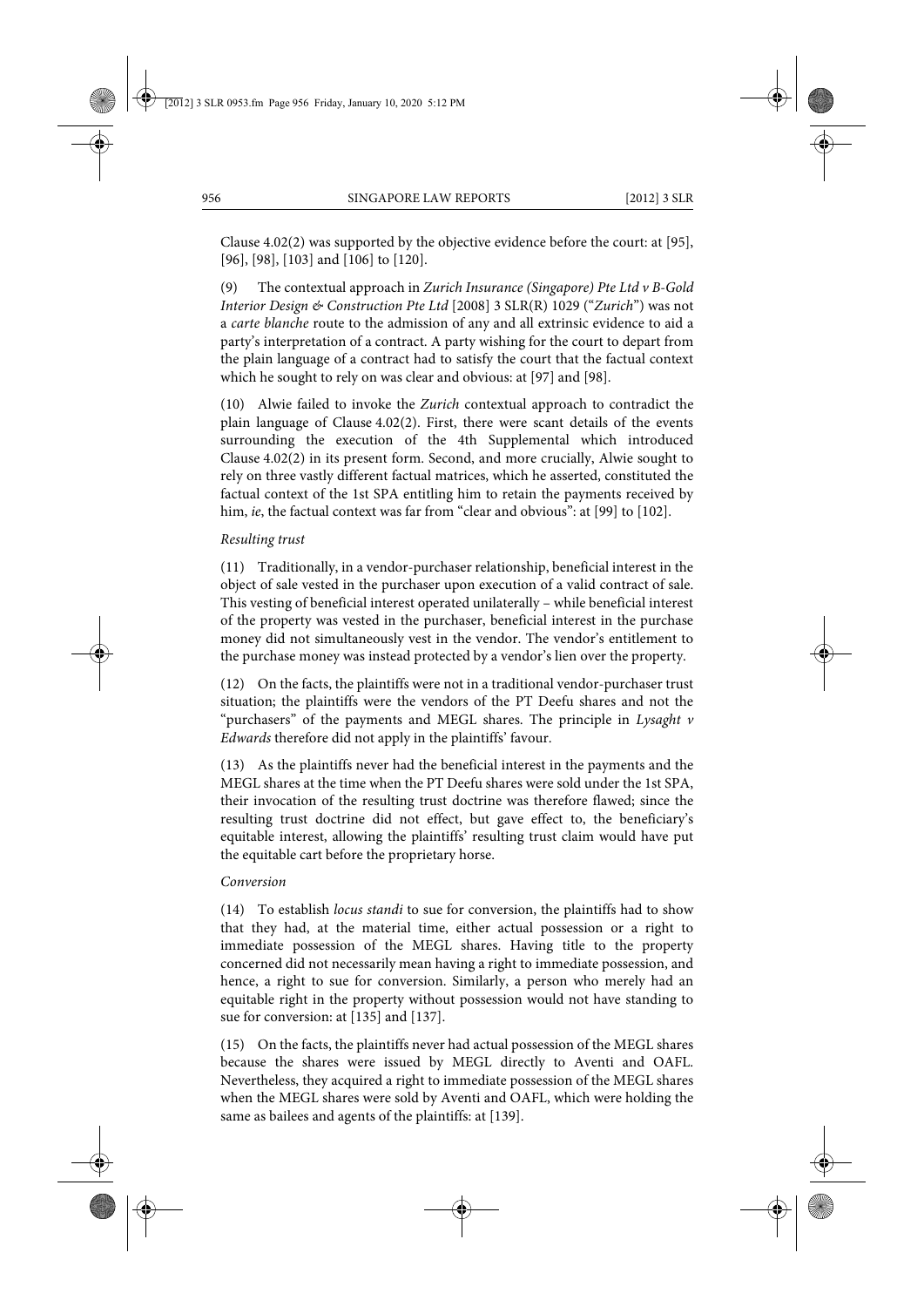Clause 4.02(2) was supported by the objective evidence before the court: at [95], [96], [98], [103] and [106] to [120].

(9) The contextual approach in *Zurich Insurance (Singapore) Pte Ltd v B-Gold Interior Design & Construction Pte Ltd* [2008] 3 SLR(R) 1029 ("*Zurich*") was not a *carte blanche* route to the admission of any and all extrinsic evidence to aid a party's interpretation of a contract. A party wishing for the court to depart from the plain language of a contract had to satisfy the court that the factual context which he sought to rely on was clear and obvious: at [97] and [98].

(10) Alwie failed to invoke the *Zurich* contextual approach to contradict the plain language of Clause 4.02(2). First, there were scant details of the events surrounding the execution of the 4th Supplemental which introduced Clause 4.02(2) in its present form. Second, and more crucially, Alwie sought to rely on three vastly different factual matrices, which he asserted, constituted the factual context of the 1st SPA entitling him to retain the payments received by him, *ie*, the factual context was far from "clear and obvious": at [99] to [102].

*Resulting trust*

(11) Traditionally, in a vendor-purchaser relationship, beneficial interest in the object of sale vested in the purchaser upon execution of a valid contract of sale. This vesting of beneficial interest operated unilaterally – while beneficial interest of the property was vested in the purchaser, beneficial interest in the purchase money did not simultaneously vest in the vendor. The vendor's entitlement to the purchase money was instead protected by a vendor's lien over the property.

(12) On the facts, the plaintiffs were not in a traditional vendor-purchaser trust situation; the plaintiffs were the vendors of the PT Deefu shares and not the "purchasers" of the payments and MEGL shares. The principle in *Lysaght v Edwards* therefore did not apply in the plaintiffs' favour.

(13) As the plaintiffs never had the beneficial interest in the payments and the MEGL shares at the time when the PT Deefu shares were sold under the 1st SPA, their invocation of the resulting trust doctrine was therefore flawed; since the resulting trust doctrine did not effect, but gave effect to, the beneficiary's equitable interest, allowing the plaintiffs' resulting trust claim would have put the equitable cart before the proprietary horse.

*Conversion*

(14) To establish *locus standi* to sue for conversion, the plaintiffs had to show that they had, at the material time, either actual possession or a right to immediate possession of the MEGL shares. Having title to the property concerned did not necessarily mean having a right to immediate possession, and hence, a right to sue for conversion. Similarly, a person who merely had an equitable right in the property without possession would not have standing to sue for conversion: at [135] and [137].

(15) On the facts, the plaintiffs never had actual possession of the MEGL shares because the shares were issued by MEGL directly to Aventi and OAFL. Nevertheless, they acquired a right to immediate possession of the MEGL shares when the MEGL shares were sold by Aventi and OAFL, which were holding the same as bailees and agents of the plaintiffs: at [139].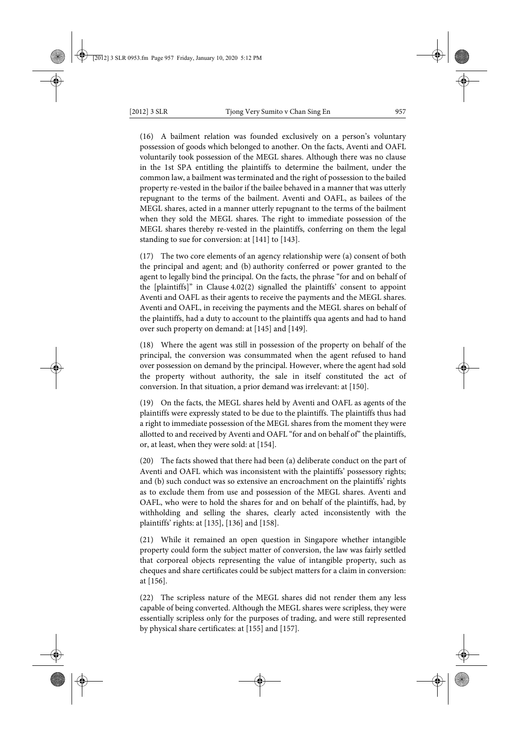(16) A bailment relation was founded exclusively on a person's voluntary possession of goods which belonged to another. On the facts, Aventi and OAFL voluntarily took possession of the MEGL shares. Although there was no clause in the 1st SPA entitling the plaintiffs to determine the bailment, under the common law, a bailment was terminated and the right of possession to the bailed property re-vested in the bailor if the bailee behaved in a manner that was utterly repugnant to the terms of the bailment. Aventi and OAFL, as bailees of the MEGL shares, acted in a manner utterly repugnant to the terms of the bailment when they sold the MEGL shares. The right to immediate possession of the MEGL shares thereby re-vested in the plaintiffs, conferring on them the legal standing to sue for conversion: at [141] to [143].

(17) The two core elements of an agency relationship were (a) consent of both the principal and agent; and (b) authority conferred or power granted to the agent to legally bind the principal. On the facts, the phrase "for and on behalf of the [plaintiffs]" in Clause 4.02(2) signalled the plaintiffs' consent to appoint Aventi and OAFL as their agents to receive the payments and the MEGL shares. Aventi and OAFL, in receiving the payments and the MEGL shares on behalf of the plaintiffs, had a duty to account to the plaintiffs qua agents and had to hand over such property on demand: at [145] and [149].

(18) Where the agent was still in possession of the property on behalf of the principal, the conversion was consummated when the agent refused to hand over possession on demand by the principal. However, where the agent had sold the property without authority, the sale in itself constituted the act of conversion. In that situation, a prior demand was irrelevant: at [150].

(19) On the facts, the MEGL shares held by Aventi and OAFL as agents of the plaintiffs were expressly stated to be due to the plaintiffs. The plaintiffs thus had a right to immediate possession of the MEGL shares from the moment they were allotted to and received by Aventi and OAFL "for and on behalf of" the plaintiffs, or, at least, when they were sold: at [154].

(20) The facts showed that there had been (a) deliberate conduct on the part of Aventi and OAFL which was inconsistent with the plaintiffs' possessory rights; and (b) such conduct was so extensive an encroachment on the plaintiffs' rights as to exclude them from use and possession of the MEGL shares. Aventi and OAFL, who were to hold the shares for and on behalf of the plaintiffs, had, by withholding and selling the shares, clearly acted inconsistently with the plaintiffs' rights: at [135], [136] and [158].

(21) While it remained an open question in Singapore whether intangible property could form the subject matter of conversion, the law was fairly settled that corporeal objects representing the value of intangible property, such as cheques and share certificates could be subject matters for a claim in conversion: at [156].

(22) The scripless nature of the MEGL shares did not render them any less capable of being converted. Although the MEGL shares were scripless, they were essentially scripless only for the purposes of trading, and were still represented by physical share certificates: at [155] and [157].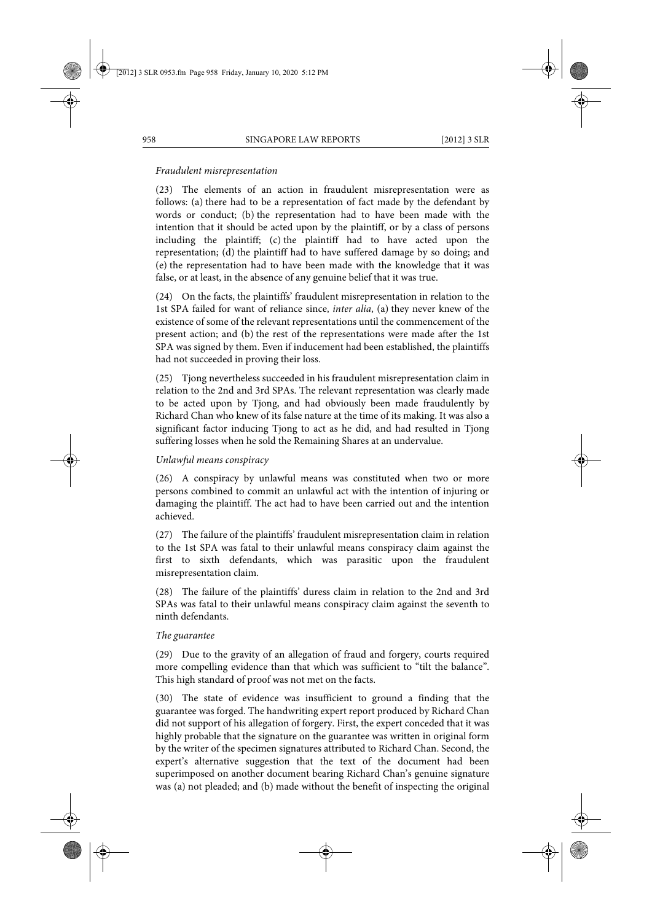*Fraudulent misrepresentation*

(23) The elements of an action in fraudulent misrepresentation were as follows: (a) there had to be a representation of fact made by the defendant by words or conduct; (b) the representation had to have been made with the intention that it should be acted upon by the plaintiff, or by a class of persons including the plaintiff; (c) the plaintiff had to have acted upon the representation; (d) the plaintiff had to have suffered damage by so doing; and (e) the representation had to have been made with the knowledge that it was false, or at least, in the absence of any genuine belief that it was true.

(24) On the facts, the plaintiffs' fraudulent misrepresentation in relation to the 1st SPA failed for want of reliance since, *inter alia*, (a) they never knew of the existence of some of the relevant representations until the commencement of the present action; and (b) the rest of the representations were made after the 1st SPA was signed by them. Even if inducement had been established, the plaintiffs had not succeeded in proving their loss.

(25) Tjong nevertheless succeeded in his fraudulent misrepresentation claim in relation to the 2nd and 3rd SPAs. The relevant representation was clearly made to be acted upon by Tjong, and had obviously been made fraudulently by Richard Chan who knew of its false nature at the time of its making. It was also a significant factor inducing Tjong to act as he did, and had resulted in Tjong suffering losses when he sold the Remaining Shares at an undervalue.

*Unlawful means conspiracy*

(26) A conspiracy by unlawful means was constituted when two or more persons combined to commit an unlawful act with the intention of injuring or damaging the plaintiff. The act had to have been carried out and the intention achieved.

(27) The failure of the plaintiffs' fraudulent misrepresentation claim in relation to the 1st SPA was fatal to their unlawful means conspiracy claim against the first to sixth defendants, which was parasitic upon the fraudulent misrepresentation claim.

(28) The failure of the plaintiffs' duress claim in relation to the 2nd and 3rd SPAs was fatal to their unlawful means conspiracy claim against the seventh to ninth defendants.

*The guarantee*

(29) Due to the gravity of an allegation of fraud and forgery, courts required more compelling evidence than that which was sufficient to "tilt the balance". This high standard of proof was not met on the facts.

(30) The state of evidence was insufficient to ground a finding that the guarantee was forged. The handwriting expert report produced by Richard Chan did not support of his allegation of forgery. First, the expert conceded that it was highly probable that the signature on the guarantee was written in original form by the writer of the specimen signatures attributed to Richard Chan. Second, the expert's alternative suggestion that the text of the document had been superimposed on another document bearing Richard Chan's genuine signature was (a) not pleaded; and (b) made without the benefit of inspecting the original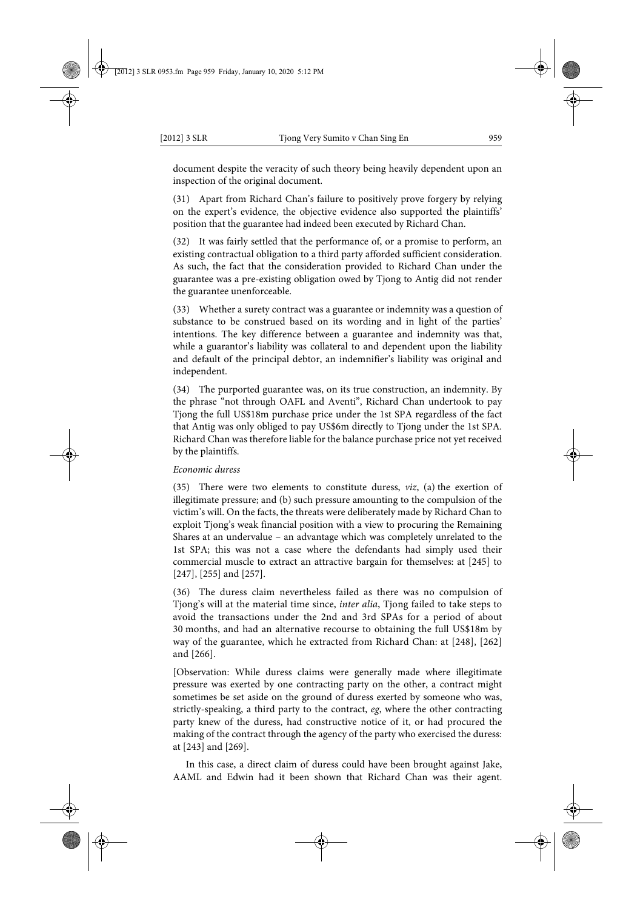document despite the veracity of such theory being heavily dependent upon an inspection of the original document.

(31) Apart from Richard Chan's failure to positively prove forgery by relying on the expert's evidence, the objective evidence also supported the plaintiffs' position that the guarantee had indeed been executed by Richard Chan.

(32) It was fairly settled that the performance of, or a promise to perform, an existing contractual obligation to a third party afforded sufficient consideration. As such, the fact that the consideration provided to Richard Chan under the guarantee was a pre-existing obligation owed by Tjong to Antig did not render the guarantee unenforceable.

(33) Whether a surety contract was a guarantee or indemnity was a question of substance to be construed based on its wording and in light of the parties' intentions. The key difference between a guarantee and indemnity was that, while a guarantor's liability was collateral to and dependent upon the liability and default of the principal debtor, an indemnifier's liability was original and independent.

(34) The purported guarantee was, on its true construction, an indemnity. By the phrase "not through OAFL and Aventi", Richard Chan undertook to pay Tjong the full US$18m purchase price under the 1st SPA regardless of the fact that Antig was only obliged to pay US$6m directly to Tjong under the 1st SPA. Richard Chan was therefore liable for the balance purchase price not yet received by the plaintiffs.

*Economic duress*

(35) There were two elements to constitute duress, *viz*, (a) the exertion of illegitimate pressure; and (b) such pressure amounting to the compulsion of the victim's will. On the facts, the threats were deliberately made by Richard Chan to exploit Tjong's weak financial position with a view to procuring the Remaining Shares at an undervalue – an advantage which was completely unrelated to the 1st SPA; this was not a case where the defendants had simply used their commercial muscle to extract an attractive bargain for themselves: at [245] to [247], [255] and [257].

(36) The duress claim nevertheless failed as there was no compulsion of Tjong's will at the material time since, *inter alia*, Tjong failed to take steps to avoid the transactions under the 2nd and 3rd SPAs for a period of about 30 months, and had an alternative recourse to obtaining the full US$18m by way of the guarantee, which he extracted from Richard Chan: at [248], [262] and [266].

[Observation: While duress claims were generally made where illegitimate pressure was exerted by one contracting party on the other, a contract might sometimes be set aside on the ground of duress exerted by someone who was, strictly-speaking, a third party to the contract, *eg*, where the other contracting party knew of the duress, had constructive notice of it, or had procured the making of the contract through the agency of the party who exercised the duress: at [243] and [269].

In this case, a direct claim of duress could have been brought against Jake, AAML and Edwin had it been shown that Richard Chan was their agent.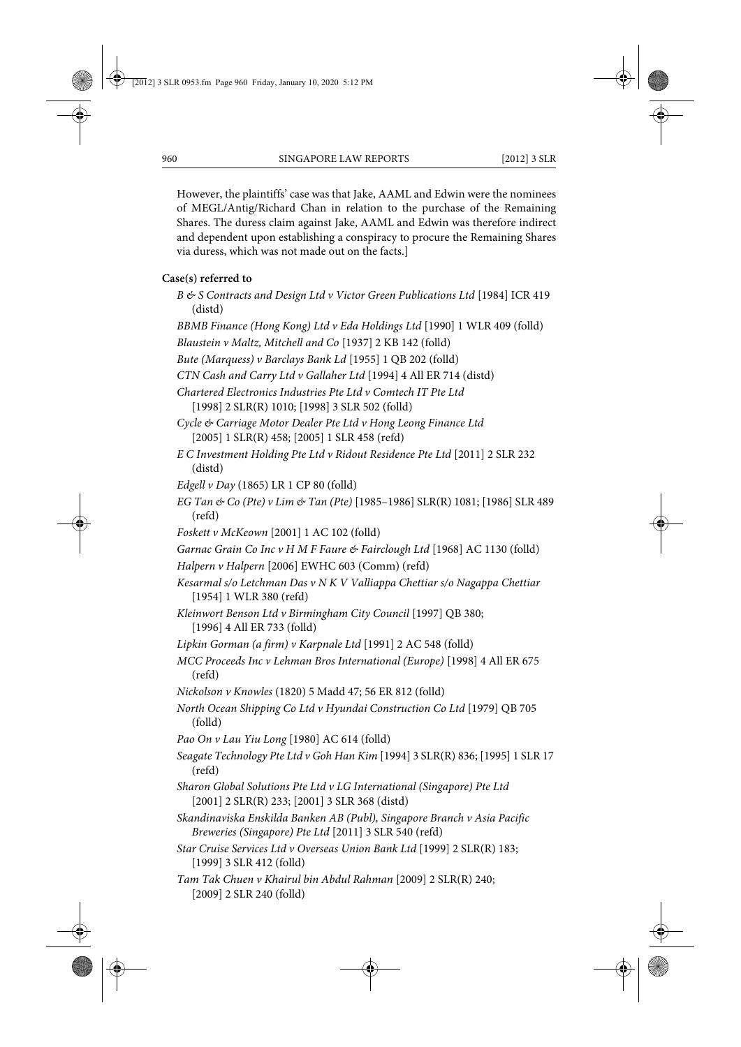However, the plaintiffs' case was that Jake, AAML and Edwin were the nominees of MEGL/Antig/Richard Chan in relation to the purchase of the Remaining Shares. The duress claim against Jake, AAML and Edwin was therefore indirect and dependent upon establishing a conspiracy to procure the Remaining Shares via duress, which was not made out on the facts.]

**Case(s) referred to**

*B & S Contracts and Design Ltd v Victor Green Publications Ltd* [1984] ICR 419 (distd)

*BBMB Finance (Hong Kong) Ltd v Eda Holdings Ltd* [1990] 1 WLR 409 (folld)

*Blaustein v Maltz, Mitchell and Co* [1937] 2 KB 142 (folld)

*Bute (Marquess) v Barclays Bank Ld* [1955] 1 QB 202 (folld)

*CTN Cash and Carry Ltd v Gallaher Ltd* [1994] 4 All ER 714 (distd)

*Chartered Electronics Industries Pte Ltd v Comtech IT Pte Ltd* [1998] 2 SLR(R) 1010; [1998] 3 SLR 502 (folld)

*Cycle & Carriage Motor Dealer Pte Ltd v Hong Leong Finance Ltd* [2005] 1 SLR(R) 458; [2005] 1 SLR 458 (refd)

*E C Investment Holding Pte Ltd v Ridout Residence Pte Ltd* [2011] 2 SLR 232 (distd)

*Edgell v Day* (1865) LR 1 CP 80 (folld)

*EG Tan & Co (Pte) v Lim & Tan (Pte)* [1985–1986] SLR(R) 1081; [1986] SLR 489 (refd)

*Foskett v McKeown* [2001] 1 AC 102 (folld)

*Garnac Grain Co Inc v H M F Faure & Fairclough Ltd* [1968] AC 1130 (folld)

*Halpern v Halpern* [2006] EWHC 603 (Comm) (refd)

*Kesarmal s/o Letchman Das v N K V Valliappa Chettiar s/o Nagappa Chettiar* [1954] 1 WLR 380 (refd)

*Kleinwort Benson Ltd v Birmingham City Council* [1997] QB 380; [1996] 4 All ER 733 (folld)

*Lipkin Gorman (a firm) v Karpnale Ltd* [1991] 2 AC 548 (folld)

*MCC Proceeds Inc v Lehman Bros International (Europe)* [1998] 4 All ER 675 (refd)

*Nickolson v Knowles* (1820) 5 Madd 47; 56 ER 812 (folld)

*North Ocean Shipping Co Ltd v Hyundai Construction Co Ltd* [1979] QB 705 (folld)

*Pao On v Lau Yiu Long* [1980] AC 614 (folld)

*Seagate Technology Pte Ltd v Goh Han Kim* [1994] 3 SLR(R) 836; [1995] 1 SLR 17 (refd)

*Sharon Global Solutions Pte Ltd v LG International (Singapore) Pte Ltd* [2001] 2 SLR(R) 233; [2001] 3 SLR 368 (distd)

*Skandinaviska Enskilda Banken AB (Publ), Singapore Branch v Asia Pacific Breweries (Singapore) Pte Ltd* [2011] 3 SLR 540 (refd)

*Star Cruise Services Ltd v Overseas Union Bank Ltd* [1999] 2 SLR(R) 183; [1999] 3 SLR 412 (folld)

*Tam Tak Chuen v Khairul bin Abdul Rahman* [2009] 2 SLR(R) 240; [2009] 2 SLR 240 (folld)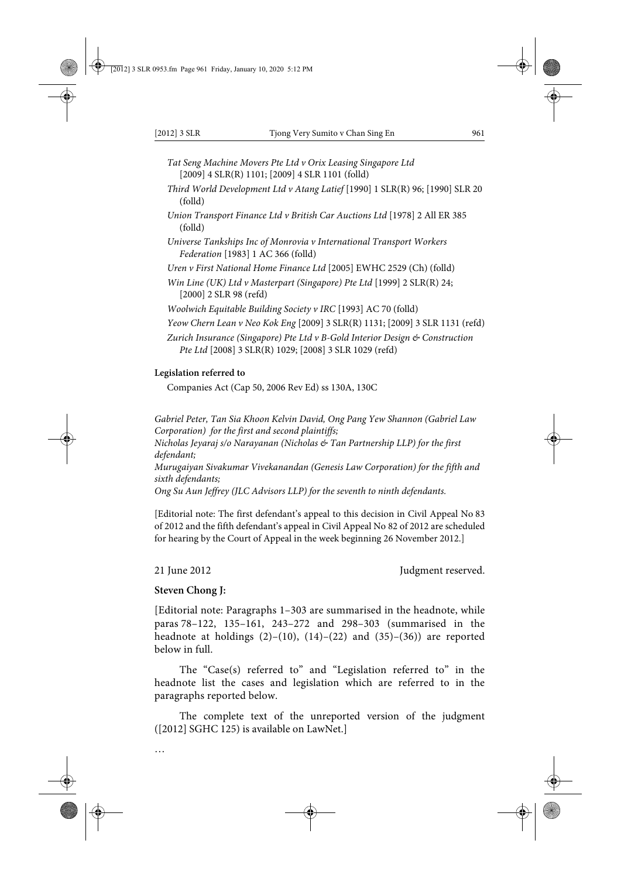*Tat Seng Machine Movers Pte Ltd v Orix Leasing Singapore Ltd* [2009] 4 SLR(R) 1101; [2009] 4 SLR 1101 (folld)

*Third World Development Ltd v Atang Latief* [1990] 1 SLR(R) 96; [1990] SLR 20 (folld)

*Union Transport Finance Ltd v British Car Auctions Ltd* [1978] 2 All ER 385 (folld)

*Universe Tankships Inc of Monrovia v International Transport Workers Federation* [1983] 1 AC 366 (folld)

*Uren v First National Home Finance Ltd* [2005] EWHC 2529 (Ch) (folld)

*Win Line (UK) Ltd v Masterpart (Singapore) Pte Ltd* [1999] 2 SLR(R) 24; [2000] 2 SLR 98 (refd)

*Woolwich Equitable Building Society v IRC* [1993] AC 70 (folld)

*Yeow Chern Lean v Neo Kok Eng* [2009] 3 SLR(R) 1131; [2009] 3 SLR 1131 (refd)

*Zurich Insurance (Singapore) Pte Ltd v B-Gold Interior Design & Construction Pte Ltd* [2008] 3 SLR(R) 1029; [2008] 3 SLR 1029 (refd)

**Legislation referred to**

Companies Act (Cap 50, 2006 Rev Ed) ss 130A, 130C

*Gabriel Peter, Tan Sia Khoon Kelvin David, Ong Pang Yew Shannon (Gabriel Law Corporation) for the first and second plaintiffs;*
*Nicholas Jeyaraj s/o Narayanan (Nicholas & Tan Partnership LLP) for the first defendant;*
*Murugaiyan Sivakumar Vivekanandan (Genesis Law Corporation) for the fifth and sixth defendants;*
*Ong Su Aun Jeffrey (JLC Advisors LLP) for the seventh to ninth defendants.*

[Editorial note: The first defendant's appeal to this decision in Civil Appeal No 83 of 2012 and the fifth defendant's appeal in Civil Appeal No 82 of 2012 are scheduled for hearing by the Court of Appeal in the week beginning 26 November 2012.]

21 June 2012 Judgment reserved.

**Steven Chong J:**

[Editorial note: Paragraphs 1–303 are summarised in the headnote, while paras 78–122, 135–161, 243–272 and 298–303 (summarised in the headnote at holdings (2)–(10), (14)–(22) and (35)–(36)) are reported below in full.

The "Case(s) referred to" and "Legislation referred to" in the headnote list the cases and legislation which are referred to in the paragraphs reported below.

The complete text of the unreported version of the judgment ([2012] SGHC 125) is available on LawNet.]

…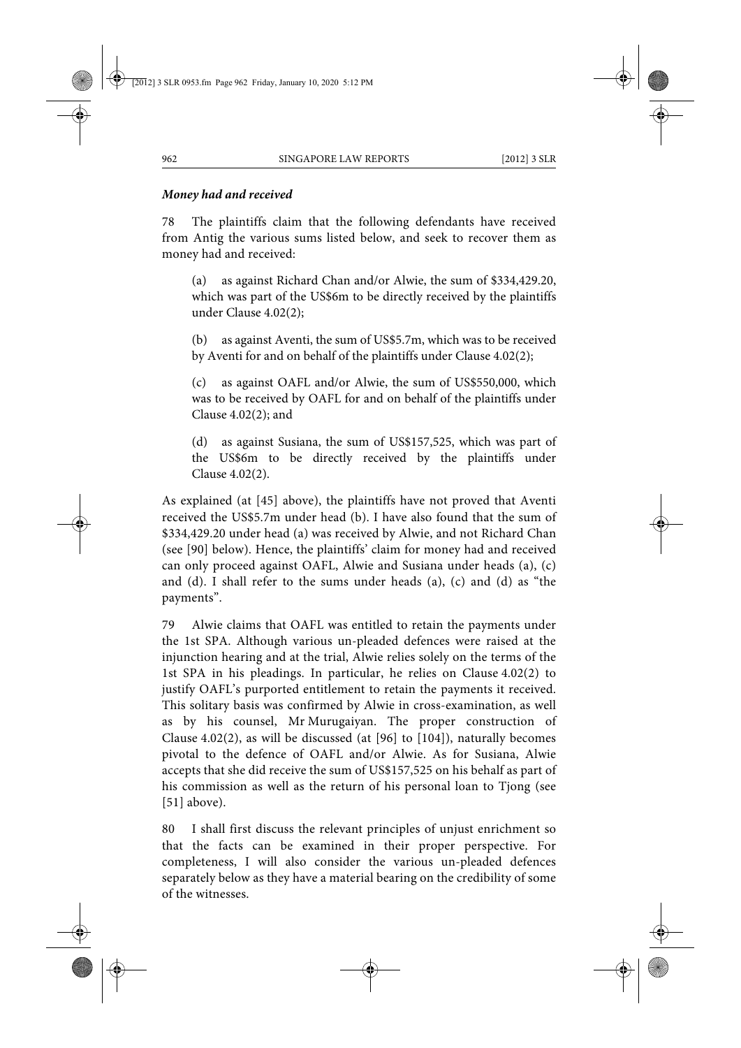### *Money had and received*

78 The plaintiffs claim that the following defendants have received from Antig the various sums listed below, and seek to recover them as money had and received:

> (a) as against Richard Chan and/or Alwie, the sum of $334,429.20, which was part of the US$6m to be directly received by the plaintiffs under Clause 4.02(2);
>
> (b) as against Aventi, the sum of US$5.7m, which was to be received by Aventi for and on behalf of the plaintiffs under Clause 4.02(2);
>
> (c) as against OAFL and/or Alwie, the sum of US$550,000, which was to be received by OAFL for and on behalf of the plaintiffs under Clause 4.02(2); and
>
> (d) as against Susiana, the sum of US$157,525, which was part of the US$6m to be directly received by the plaintiffs under Clause 4.02(2).

As explained (at [45] above), the plaintiffs have not proved that Aventi received the US$5.7m under head (b). I have also found that the sum of $334,429.20 under head (a) was received by Alwie, and not Richard Chan (see [90] below). Hence, the plaintiffs' claim for money had and received can only proceed against OAFL, Alwie and Susiana under heads (a), (c) and (d). I shall refer to the sums under heads (a), (c) and (d) as "the payments".

79 Alwie claims that OAFL was entitled to retain the payments under the 1st SPA. Although various un-pleaded defences were raised at the injunction hearing and at the trial, Alwie relies solely on the terms of the 1st SPA in his pleadings. In particular, he relies on Clause 4.02(2) to justify OAFL's purported entitlement to retain the payments it received. This solitary basis was confirmed by Alwie in cross-examination, as well as by his counsel, Mr Murugaiyan. The proper construction of Clause 4.02(2), as will be discussed (at [96] to [104]), naturally becomes pivotal to the defence of OAFL and/or Alwie. As for Susiana, Alwie accepts that she did receive the sum of US$157,525 on his behalf as part of his commission as well as the return of his personal loan to Tjong (see [51] above).

80 I shall first discuss the relevant principles of unjust enrichment so that the facts can be examined in their proper perspective. For completeness, I will also consider the various un-pleaded defences separately below as they have a material bearing on the credibility of some of the witnesses.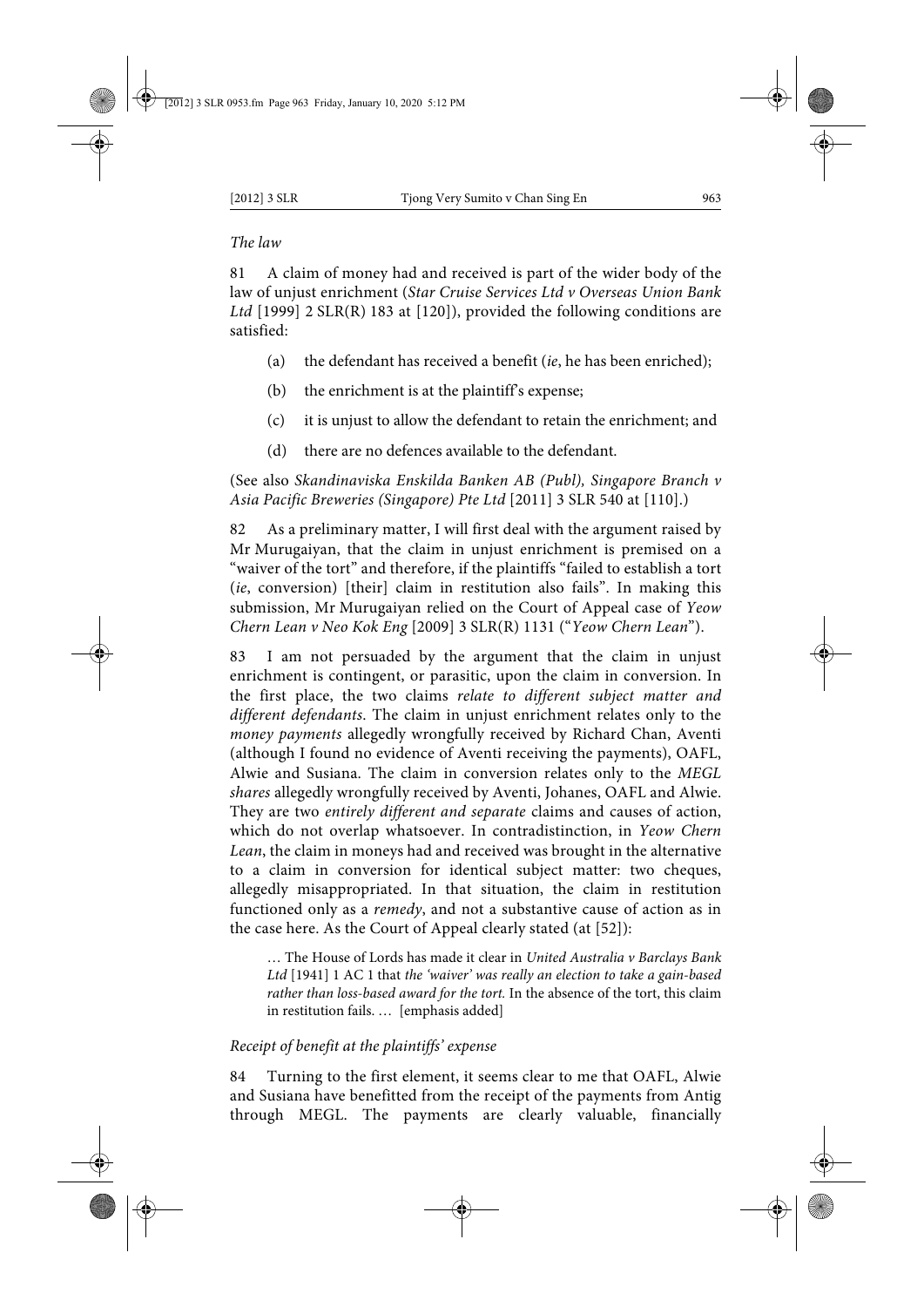*The law*

81 A claim of money had and received is part of the wider body of the law of unjust enrichment (*Star Cruise Services Ltd v Overseas Union Bank Ltd* [1999] 2 SLR(R) 183 at [120]), provided the following conditions are satisfied:

(a) the defendant has received a benefit (*ie*, he has been enriched);

(b) the enrichment is at the plaintiff's expense;

(c) it is unjust to allow the defendant to retain the enrichment; and

(d) there are no defences available to the defendant.

(See also *Skandinaviska Enskilda Banken AB (Publ), Singapore Branch v Asia Pacific Breweries (Singapore) Pte Ltd* [2011] 3 SLR 540 at [110].)

82 As a preliminary matter, I will first deal with the argument raised by Mr Murugaiyan, that the claim in unjust enrichment is premised on a "waiver of the tort" and therefore, if the plaintiffs "failed to establish a tort (*ie*, conversion) [their] claim in restitution also fails". In making this submission, Mr Murugaiyan relied on the Court of Appeal case of *Yeow Chern Lean v Neo Kok Eng* [2009] 3 SLR(R) 1131 ("*Yeow Chern Lean*").

83 I am not persuaded by the argument that the claim in unjust enrichment is contingent, or parasitic, upon the claim in conversion. In the first place, the two claims *relate to different subject matter and different defendants*. The claim in unjust enrichment relates only to the *money payments* allegedly wrongfully received by Richard Chan, Aventi (although I found no evidence of Aventi receiving the payments), OAFL, Alwie and Susiana. The claim in conversion relates only to the *MEGL shares* allegedly wrongfully received by Aventi, Johanes, OAFL and Alwie. They are two *entirely different and separate* claims and causes of action, which do not overlap whatsoever. In contradistinction, in *Yeow Chern Lean*, the claim in moneys had and received was brought in the alternative to a claim in conversion for identical subject matter: two cheques, allegedly misappropriated. In that situation, the claim in restitution functioned only as a *remedy*, and not a substantive cause of action as in the case here. As the Court of Appeal clearly stated (at [52]):

> … The House of Lords has made it clear in *United Australia v Barclays Bank Ltd* [1941] 1 AC 1 that *the 'waiver' was really an election to take a gain-based rather than loss-based award for the tort*. In the absence of the tort, this claim in restitution fails. … [emphasis added]

*Receipt of benefit at the plaintiffs' expense*

84 Turning to the first element, it seems clear to me that OAFL, Alwie and Susiana have benefitted from the receipt of the payments from Antig through MEGL. The payments are clearly valuable, financially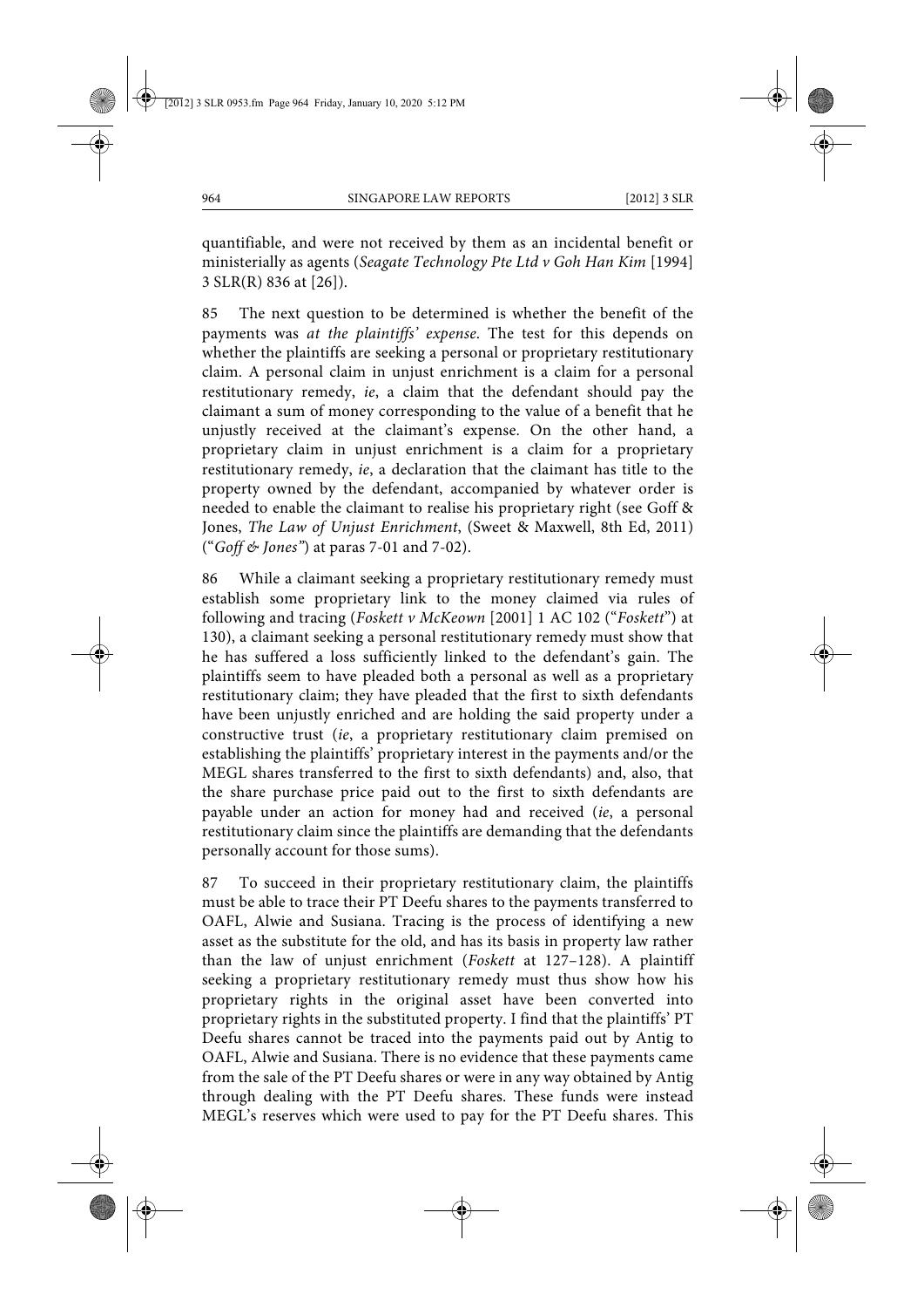quantifiable, and were not received by them as an incidental benefit or ministerially as agents (*Seagate Technology Pte Ltd v Goh Han Kim* [1994] 3 SLR(R) 836 at [26]).

85 The next question to be determined is whether the benefit of the payments was *at the plaintiffs' expense*. The test for this depends on whether the plaintiffs are seeking a personal or proprietary restitutionary claim. A personal claim in unjust enrichment is a claim for a personal restitutionary remedy, *ie*, a claim that the defendant should pay the claimant a sum of money corresponding to the value of a benefit that he unjustly received at the claimant's expense. On the other hand, a proprietary claim in unjust enrichment is a claim for a proprietary restitutionary remedy, *ie*, a declaration that the claimant has title to the property owned by the defendant, accompanied by whatever order is needed to enable the claimant to realise his proprietary right (see Goff & Jones, *The Law of Unjust Enrichment*, (Sweet & Maxwell, 8th Ed, 2011) ("*Goff & Jones*") at paras 7-01 and 7-02).

86 While a claimant seeking a proprietary restitutionary remedy must establish some proprietary link to the money claimed via rules of following and tracing (*Foskett v McKeown* [2001] 1 AC 102 ("*Foskett*") at 130), a claimant seeking a personal restitutionary remedy must show that he has suffered a loss sufficiently linked to the defendant's gain. The plaintiffs seem to have pleaded both a personal as well as a proprietary restitutionary claim; they have pleaded that the first to sixth defendants have been unjustly enriched and are holding the said property under a constructive trust (*ie*, a proprietary restitutionary claim premised on establishing the plaintiffs' proprietary interest in the payments and/or the MEGL shares transferred to the first to sixth defendants) and, also, that the share purchase price paid out to the first to sixth defendants are payable under an action for money had and received (*ie*, a personal restitutionary claim since the plaintiffs are demanding that the defendants personally account for those sums).

87 To succeed in their proprietary restitutionary claim, the plaintiffs must be able to trace their PT Deefu shares to the payments transferred to OAFL, Alwie and Susiana. Tracing is the process of identifying a new asset as the substitute for the old, and has its basis in property law rather than the law of unjust enrichment (*Foskett* at 127–128). A plaintiff seeking a proprietary restitutionary remedy must thus show how his proprietary rights in the original asset have been converted into proprietary rights in the substituted property. I find that the plaintiffs' PT Deefu shares cannot be traced into the payments paid out by Antig to OAFL, Alwie and Susiana. There is no evidence that these payments came from the sale of the PT Deefu shares or were in any way obtained by Antig through dealing with the PT Deefu shares. These funds were instead MEGL's reserves which were used to pay for the PT Deefu shares. This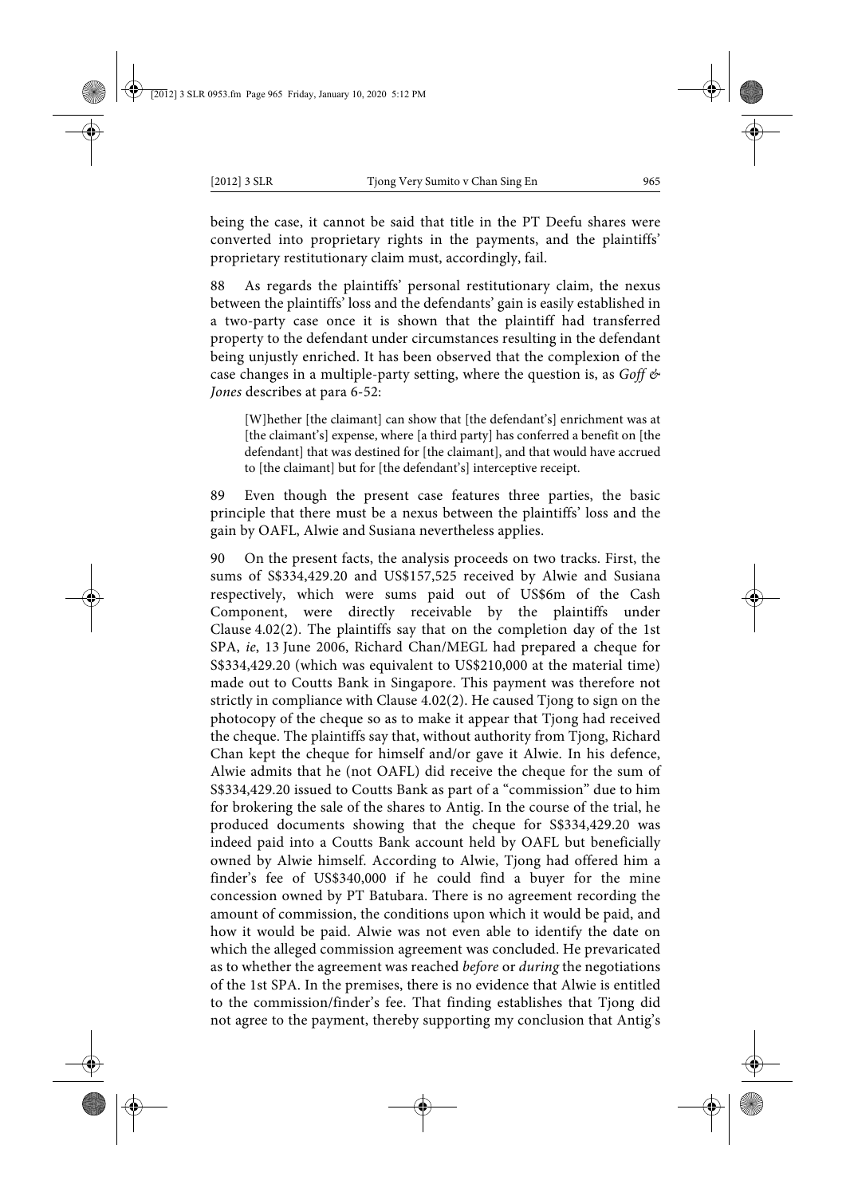being the case, it cannot be said that title in the PT Deefu shares were converted into proprietary rights in the payments, and the plaintiffs' proprietary restitutionary claim must, accordingly, fail.

88 As regards the plaintiffs' personal restitutionary claim, the nexus between the plaintiffs' loss and the defendants' gain is easily established in a two-party case once it is shown that the plaintiff had transferred property to the defendant under circumstances resulting in the defendant being unjustly enriched. It has been observed that the complexion of the case changes in a multiple-party setting, where the question is, as *Goff & Jones* describes at para 6-52:

> [W]hether [the claimant] can show that [the defendant's] enrichment was at [the claimant's] expense, where [a third party] has conferred a benefit on [the defendant] that was destined for [the claimant], and that would have accrued to [the claimant] but for [the defendant's] interceptive receipt.

89 Even though the present case features three parties, the basic principle that there must be a nexus between the plaintiffs' loss and the gain by OAFL, Alwie and Susiana nevertheless applies.

90 On the present facts, the analysis proceeds on two tracks. First, the sums of S$334,429.20 and US$157,525 received by Alwie and Susiana respectively, which were sums paid out of US$6m of the Cash Component, were directly receivable by the plaintiffs under Clause 4.02(2). The plaintiffs say that on the completion day of the 1st SPA, *ie*, 13 June 2006, Richard Chan/MEGL had prepared a cheque for S$334,429.20 (which was equivalent to US$210,000 at the material time) made out to Coutts Bank in Singapore. This payment was therefore not strictly in compliance with Clause 4.02(2). He caused Tjong to sign on the photocopy of the cheque so as to make it appear that Tjong had received the cheque. The plaintiffs say that, without authority from Tjong, Richard Chan kept the cheque for himself and/or gave it Alwie. In his defence, Alwie admits that he (not OAFL) did receive the cheque for the sum of S$334,429.20 issued to Coutts Bank as part of a "commission" due to him for brokering the sale of the shares to Antig. In the course of the trial, he produced documents showing that the cheque for S$334,429.20 was indeed paid into a Coutts Bank account held by OAFL but beneficially owned by Alwie himself. According to Alwie, Tjong had offered him a finder's fee of US$340,000 if he could find a buyer for the mine concession owned by PT Batubara. There is no agreement recording the amount of commission, the conditions upon which it would be paid, and how it would be paid. Alwie was not even able to identify the date on which the alleged commission agreement was concluded. He prevaricated as to whether the agreement was reached *before* or *during* the negotiations of the 1st SPA. In the premises, there is no evidence that Alwie is entitled to the commission/finder's fee. That finding establishes that Tjong did not agree to the payment, thereby supporting my conclusion that Antig's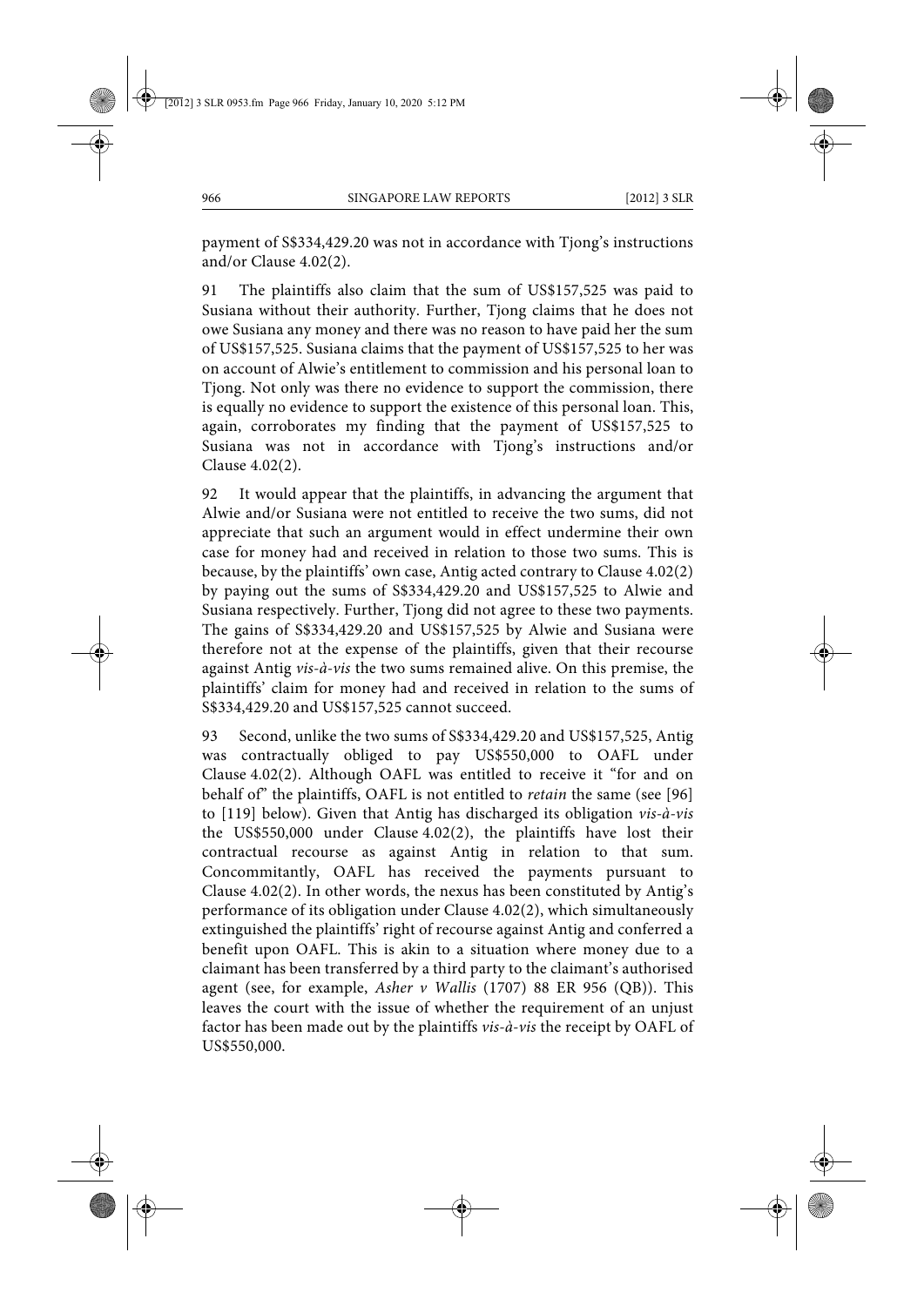payment of S$334,429.20 was not in accordance with Tjong's instructions and/or Clause 4.02(2).

91 The plaintiffs also claim that the sum of US$157,525 was paid to Susiana without their authority. Further, Tjong claims that he does not owe Susiana any money and there was no reason to have paid her the sum of US$157,525. Susiana claims that the payment of US$157,525 to her was on account of Alwie's entitlement to commission and his personal loan to Tjong. Not only was there no evidence to support the commission, there is equally no evidence to support the existence of this personal loan. This, again, corroborates my finding that the payment of US$157,525 to Susiana was not in accordance with Tjong's instructions and/or Clause 4.02(2).

92 It would appear that the plaintiffs, in advancing the argument that Alwie and/or Susiana were not entitled to receive the two sums, did not appreciate that such an argument would in effect undermine their own case for money had and received in relation to those two sums. This is because, by the plaintiffs' own case, Antig acted contrary to Clause 4.02(2) by paying out the sums of S$334,429.20 and US$157,525 to Alwie and Susiana respectively. Further, Tjong did not agree to these two payments. The gains of S$334,429.20 and US$157,525 by Alwie and Susiana were therefore not at the expense of the plaintiffs, given that their recourse against Antig *vis-à-vis* the two sums remained alive. On this premise, the plaintiffs' claim for money had and received in relation to the sums of S$334,429.20 and US$157,525 cannot succeed.

93 Second, unlike the two sums of S$334,429.20 and US$157,525, Antig was contractually obliged to pay US$550,000 to OAFL under Clause 4.02(2). Although OAFL was entitled to receive it "for and on behalf of" the plaintiffs, OAFL is not entitled to *retain* the same (see [96] to [119] below). Given that Antig has discharged its obligation *vis-à-vis* the US$550,000 under Clause 4.02(2), the plaintiffs have lost their contractual recourse as against Antig in relation to that sum. Concommitantly, OAFL has received the payments pursuant to Clause 4.02(2). In other words, the nexus has been constituted by Antig's performance of its obligation under Clause 4.02(2), which simultaneously extinguished the plaintiffs' right of recourse against Antig and conferred a benefit upon OAFL. This is akin to a situation where money due to a claimant has been transferred by a third party to the claimant's authorised agent (see, for example, *Asher v Wallis* (1707) 88 ER 956 (QB)). This leaves the court with the issue of whether the requirement of an unjust factor has been made out by the plaintiffs *vis-à-vis* the receipt by OAFL of US$550,000.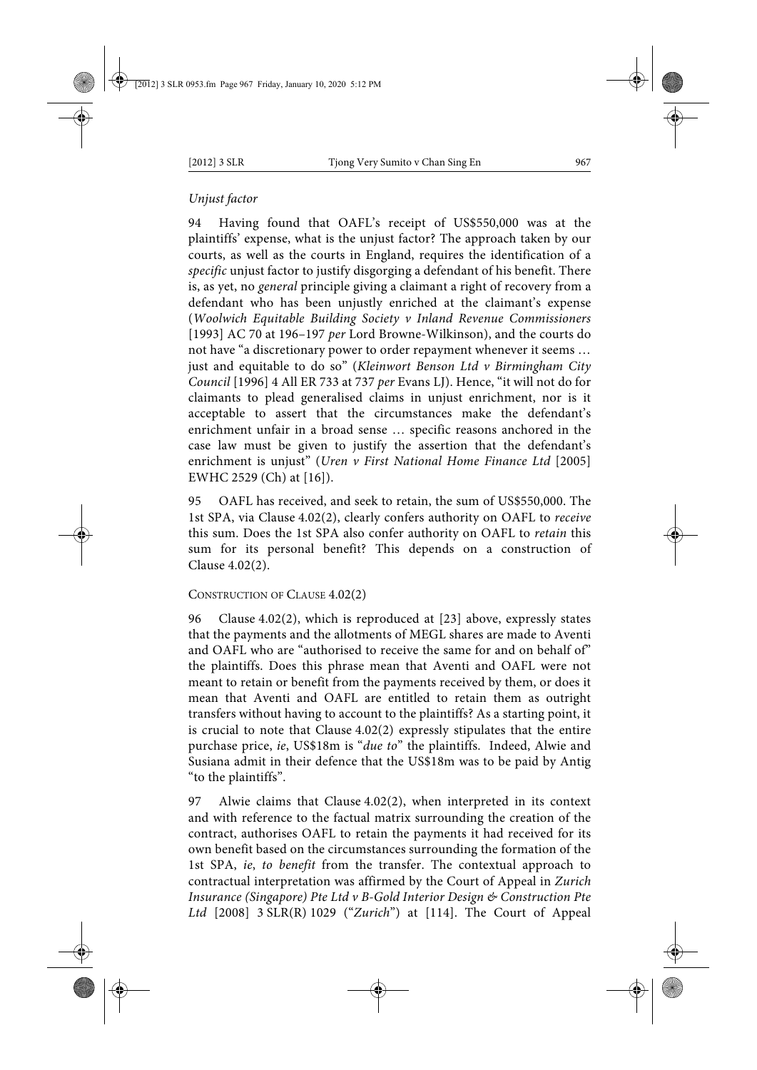*Unjust factor*

94 Having found that OAFL's receipt of US$550,000 was at the plaintiffs' expense, what is the unjust factor? The approach taken by our courts, as well as the courts in England, requires the identification of a *specific* unjust factor to justify disgorging a defendant of his benefit. There is, as yet, no *general* principle giving a claimant a right of recovery from a defendant who has been unjustly enriched at the claimant's expense (*Woolwich Equitable Building Society v Inland Revenue Commissioners* [1993] AC 70 at 196–197 *per* Lord Browne-Wilkinson), and the courts do not have "a discretionary power to order repayment whenever it seems … just and equitable to do so" (*Kleinwort Benson Ltd v Birmingham City Council* [1996] 4 All ER 733 at 737 *per* Evans LJ). Hence, "it will not do for claimants to plead generalised claims in unjust enrichment, nor is it acceptable to assert that the circumstances make the defendant's enrichment unfair in a broad sense … specific reasons anchored in the case law must be given to justify the assertion that the defendant's enrichment is unjust" (*Uren v First National Home Finance Ltd* [2005] EWHC 2529 (Ch) at [16]).

95 OAFL has received, and seek to retain, the sum of US$550,000. The 1st SPA, via Clause 4.02(2), clearly confers authority on OAFL to *receive* this sum. Does the 1st SPA also confer authority on OAFL to *retain* this sum for its personal benefit? This depends on a construction of Clause 4.02(2).

CONSTRUCTION OF CLAUSE 4.02(2)

96 Clause 4.02(2), which is reproduced at [23] above, expressly states that the payments and the allotments of MEGL shares are made to Aventi and OAFL who are "authorised to receive the same for and on behalf of" the plaintiffs. Does this phrase mean that Aventi and OAFL were not meant to retain or benefit from the payments received by them, or does it mean that Aventi and OAFL are entitled to retain them as outright transfers without having to account to the plaintiffs? As a starting point, it is crucial to note that Clause 4.02(2) expressly stipulates that the entire purchase price, *ie*, US$18m is "*due to*" the plaintiffs. Indeed, Alwie and Susiana admit in their defence that the US$18m was to be paid by Antig "to the plaintiffs".

97 Alwie claims that Clause 4.02(2), when interpreted in its context and with reference to the factual matrix surrounding the creation of the contract, authorises OAFL to retain the payments it had received for its own benefit based on the circumstances surrounding the formation of the 1st SPA, *ie*, *to benefit* from the transfer. The contextual approach to contractual interpretation was affirmed by the Court of Appeal in *Zurich Insurance (Singapore) Pte Ltd v B-Gold Interior Design & Construction Pte Ltd* [2008] 3 SLR(R) 1029 ("*Zurich*") at [114]. The Court of Appeal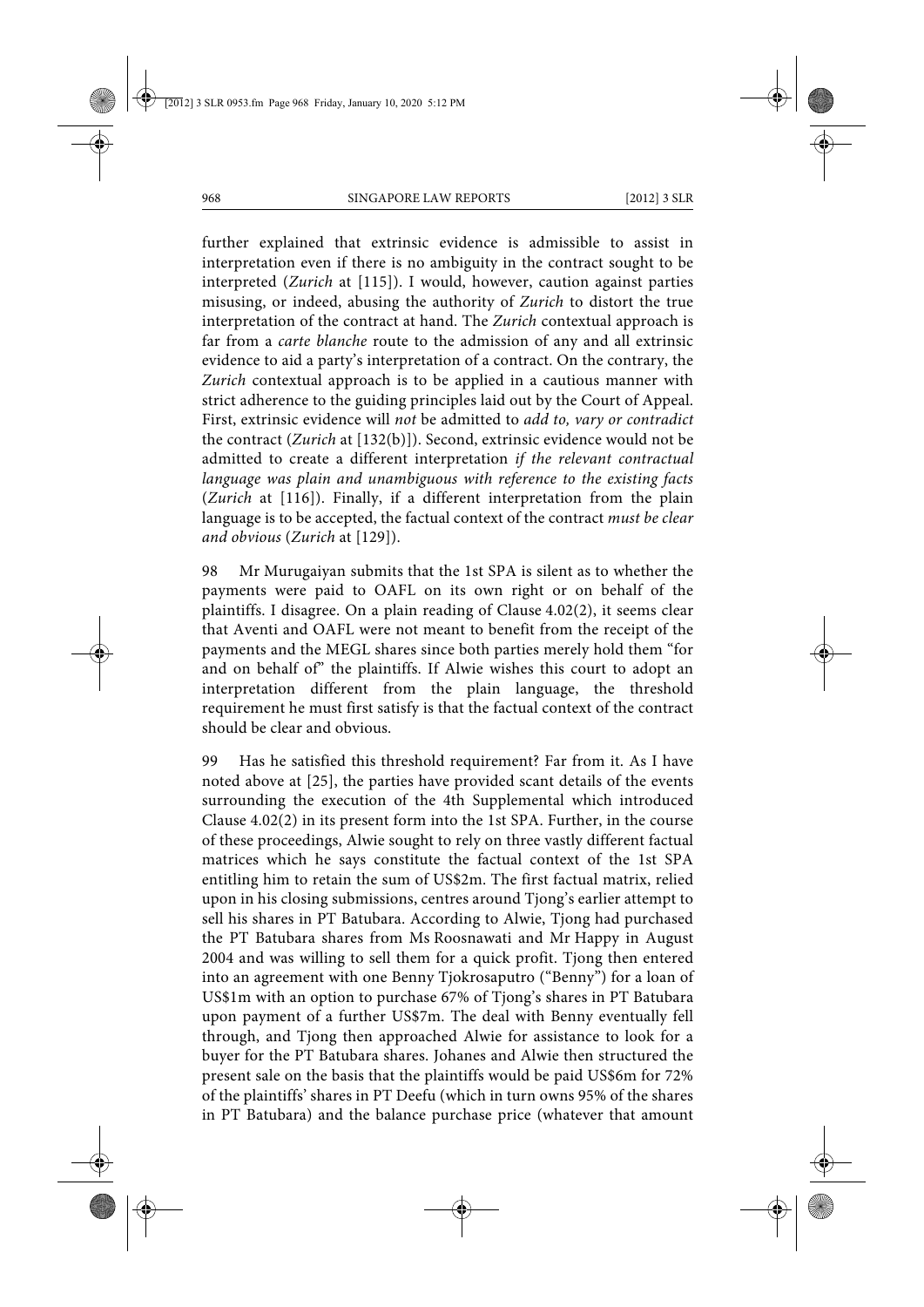further explained that extrinsic evidence is admissible to assist in interpretation even if there is no ambiguity in the contract sought to be interpreted (*Zurich* at [115]). I would, however, caution against parties misusing, or indeed, abusing the authority of *Zurich* to distort the true interpretation of the contract at hand. The *Zurich* contextual approach is far from a *carte blanche* route to the admission of any and all extrinsic evidence to aid a party's interpretation of a contract. On the contrary, the *Zurich* contextual approach is to be applied in a cautious manner with strict adherence to the guiding principles laid out by the Court of Appeal. First, extrinsic evidence will *not* be admitted to *add to, vary or contradict* the contract (*Zurich* at [132(b)]). Second, extrinsic evidence would not be admitted to create a different interpretation *if the relevant contractual language was plain and unambiguous with reference to the existing facts* (*Zurich* at [116]). Finally, if a different interpretation from the plain language is to be accepted, the factual context of the contract *must be clear and obvious* (*Zurich* at [129]).

98 Mr Murugaiyan submits that the 1st SPA is silent as to whether the payments were paid to OAFL on its own right or on behalf of the plaintiffs. I disagree. On a plain reading of Clause 4.02(2), it seems clear that Aventi and OAFL were not meant to benefit from the receipt of the payments and the MEGL shares since both parties merely hold them "for and on behalf of" the plaintiffs. If Alwie wishes this court to adopt an interpretation different from the plain language, the threshold requirement he must first satisfy is that the factual context of the contract should be clear and obvious.

99 Has he satisfied this threshold requirement? Far from it. As I have noted above at [25], the parties have provided scant details of the events surrounding the execution of the 4th Supplemental which introduced Clause 4.02(2) in its present form into the 1st SPA. Further, in the course of these proceedings, Alwie sought to rely on three vastly different factual matrices which he says constitute the factual context of the 1st SPA entitling him to retain the sum of US$2m. The first factual matrix, relied upon in his closing submissions, centres around Tjong's earlier attempt to sell his shares in PT Batubara. According to Alwie, Tjong had purchased the PT Batubara shares from Ms Roosnawati and Mr Happy in August 2004 and was willing to sell them for a quick profit. Tjong then entered into an agreement with one Benny Tjokrosaputro ("Benny") for a loan of US$1m with an option to purchase 67% of Tjong's shares in PT Batubara upon payment of a further US$7m. The deal with Benny eventually fell through, and Tjong then approached Alwie for assistance to look for a buyer for the PT Batubara shares. Johanes and Alwie then structured the present sale on the basis that the plaintiffs would be paid US$6m for 72% of the plaintiffs' shares in PT Deefu (which in turn owns 95% of the shares in PT Batubara) and the balance purchase price (whatever that amount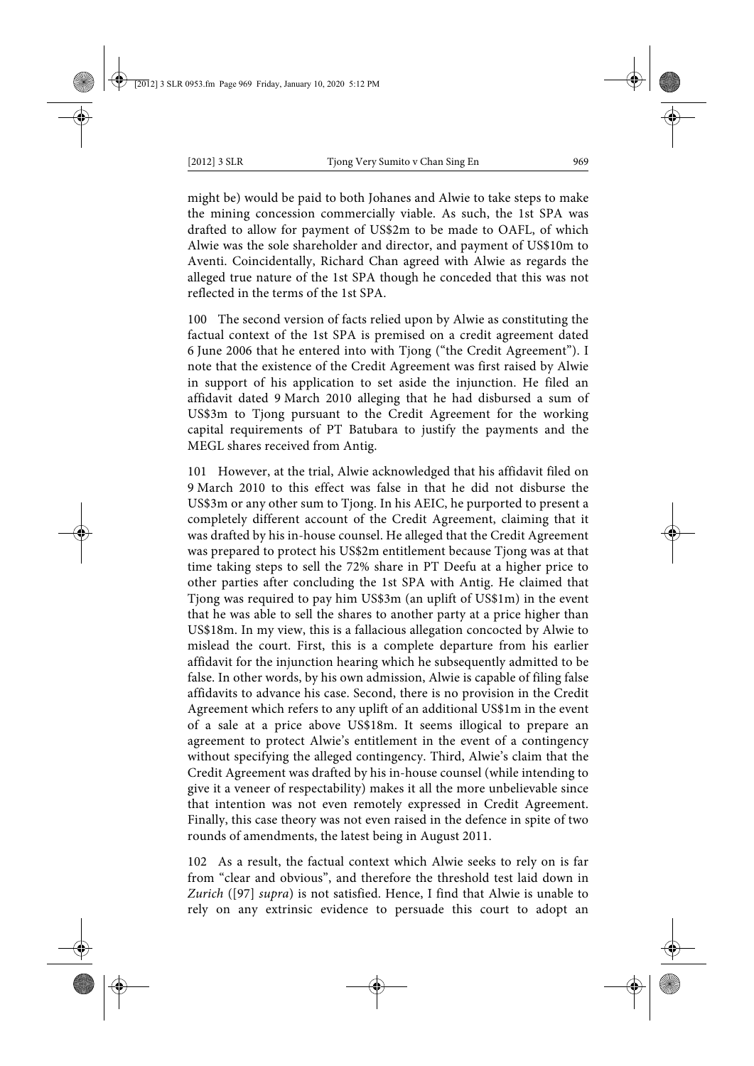might be) would be paid to both Johanes and Alwie to take steps to make the mining concession commercially viable. As such, the 1st SPA was drafted to allow for payment of US$2m to be made to OAFL, of which Alwie was the sole shareholder and director, and payment of US$10m to Aventi. Coincidentally, Richard Chan agreed with Alwie as regards the alleged true nature of the 1st SPA though he conceded that this was not reflected in the terms of the 1st SPA.

100 The second version of facts relied upon by Alwie as constituting the factual context of the 1st SPA is premised on a credit agreement dated 6 June 2006 that he entered into with Tjong ("the Credit Agreement"). I note that the existence of the Credit Agreement was first raised by Alwie in support of his application to set aside the injunction. He filed an affidavit dated 9 March 2010 alleging that he had disbursed a sum of US$3m to Tjong pursuant to the Credit Agreement for the working capital requirements of PT Batubara to justify the payments and the MEGL shares received from Antig.

101 However, at the trial, Alwie acknowledged that his affidavit filed on 9 March 2010 to this effect was false in that he did not disburse the US$3m or any other sum to Tjong. In his AEIC, he purported to present a completely different account of the Credit Agreement, claiming that it was drafted by his in-house counsel. He alleged that the Credit Agreement was prepared to protect his US$2m entitlement because Tjong was at that time taking steps to sell the 72% share in PT Deefu at a higher price to other parties after concluding the 1st SPA with Antig. He claimed that Tjong was required to pay him US$3m (an uplift of US$1m) in the event that he was able to sell the shares to another party at a price higher than US$18m. In my view, this is a fallacious allegation concocted by Alwie to mislead the court. First, this is a complete departure from his earlier affidavit for the injunction hearing which he subsequently admitted to be false. In other words, by his own admission, Alwie is capable of filing false affidavits to advance his case. Second, there is no provision in the Credit Agreement which refers to any uplift of an additional US$1m in the event of a sale at a price above US$18m. It seems illogical to prepare an agreement to protect Alwie's entitlement in the event of a contingency without specifying the alleged contingency. Third, Alwie's claim that the Credit Agreement was drafted by his in-house counsel (while intending to give it a veneer of respectability) makes it all the more unbelievable since that intention was not even remotely expressed in Credit Agreement. Finally, this case theory was not even raised in the defence in spite of two rounds of amendments, the latest being in August 2011.

102 As a result, the factual context which Alwie seeks to rely on is far from "clear and obvious", and therefore the threshold test laid down in *Zurich* ([97] *supra*) is not satisfied. Hence, I find that Alwie is unable to rely on any extrinsic evidence to persuade this court to adopt an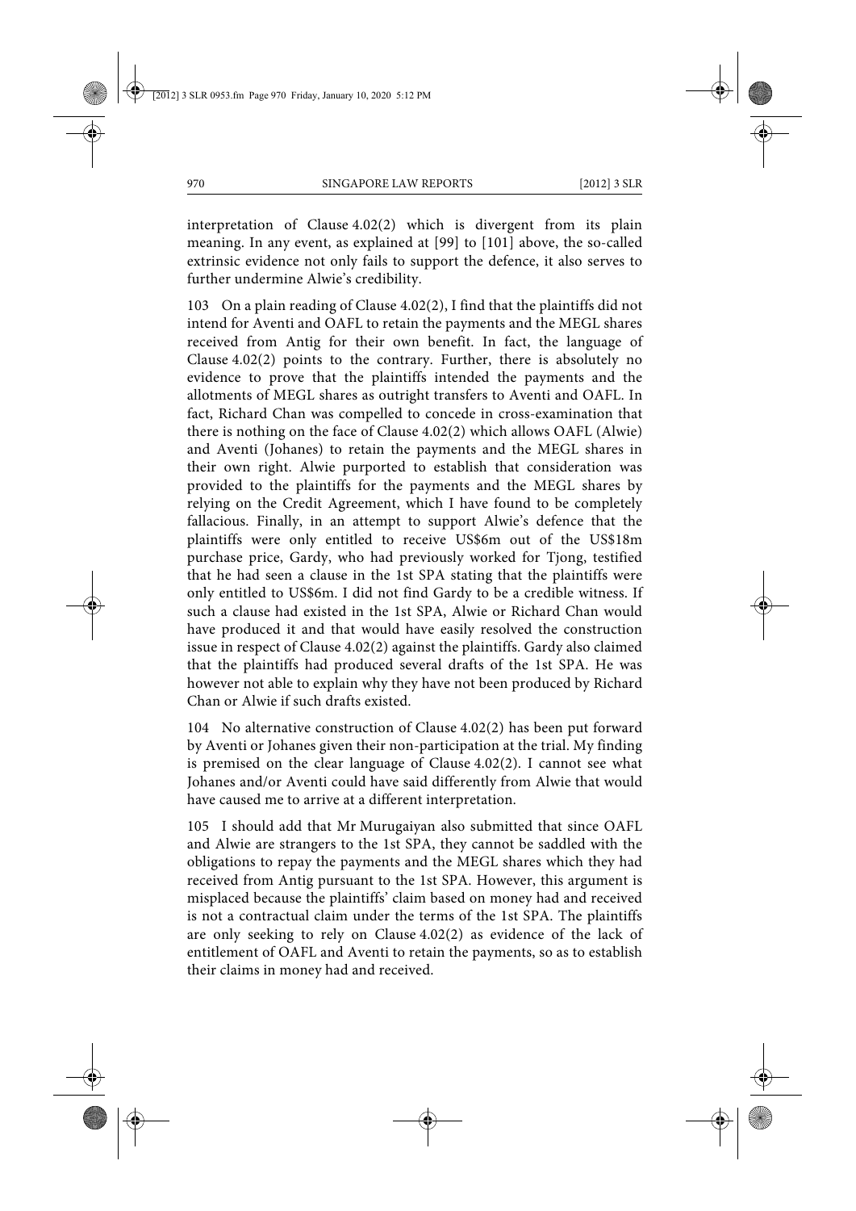interpretation of Clause 4.02(2) which is divergent from its plain meaning. In any event, as explained at [99] to [101] above, the so-called extrinsic evidence not only fails to support the defence, it also serves to further undermine Alwie's credibility.

103 On a plain reading of Clause 4.02(2), I find that the plaintiffs did not intend for Aventi and OAFL to retain the payments and the MEGL shares received from Antig for their own benefit. In fact, the language of Clause 4.02(2) points to the contrary. Further, there is absolutely no evidence to prove that the plaintiffs intended the payments and the allotments of MEGL shares as outright transfers to Aventi and OAFL. In fact, Richard Chan was compelled to concede in cross-examination that there is nothing on the face of Clause 4.02(2) which allows OAFL (Alwie) and Aventi (Johanes) to retain the payments and the MEGL shares in their own right. Alwie purported to establish that consideration was provided to the plaintiffs for the payments and the MEGL shares by relying on the Credit Agreement, which I have found to be completely fallacious. Finally, in an attempt to support Alwie's defence that the plaintiffs were only entitled to receive US$6m out of the US$18m purchase price, Gardy, who had previously worked for Tjong, testified that he had seen a clause in the 1st SPA stating that the plaintiffs were only entitled to US$6m. I did not find Gardy to be a credible witness. If such a clause had existed in the 1st SPA, Alwie or Richard Chan would have produced it and that would have easily resolved the construction issue in respect of Clause 4.02(2) against the plaintiffs. Gardy also claimed that the plaintiffs had produced several drafts of the 1st SPA. He was however not able to explain why they have not been produced by Richard Chan or Alwie if such drafts existed.

104 No alternative construction of Clause 4.02(2) has been put forward by Aventi or Johanes given their non-participation at the trial. My finding is premised on the clear language of Clause 4.02(2). I cannot see what Johanes and/or Aventi could have said differently from Alwie that would have caused me to arrive at a different interpretation.

105 I should add that Mr Murugaiyan also submitted that since OAFL and Alwie are strangers to the 1st SPA, they cannot be saddled with the obligations to repay the payments and the MEGL shares which they had received from Antig pursuant to the 1st SPA. However, this argument is misplaced because the plaintiffs' claim based on money had and received is not a contractual claim under the terms of the 1st SPA. The plaintiffs are only seeking to rely on Clause 4.02(2) as evidence of the lack of entitlement of OAFL and Aventi to retain the payments, so as to establish their claims in money had and received.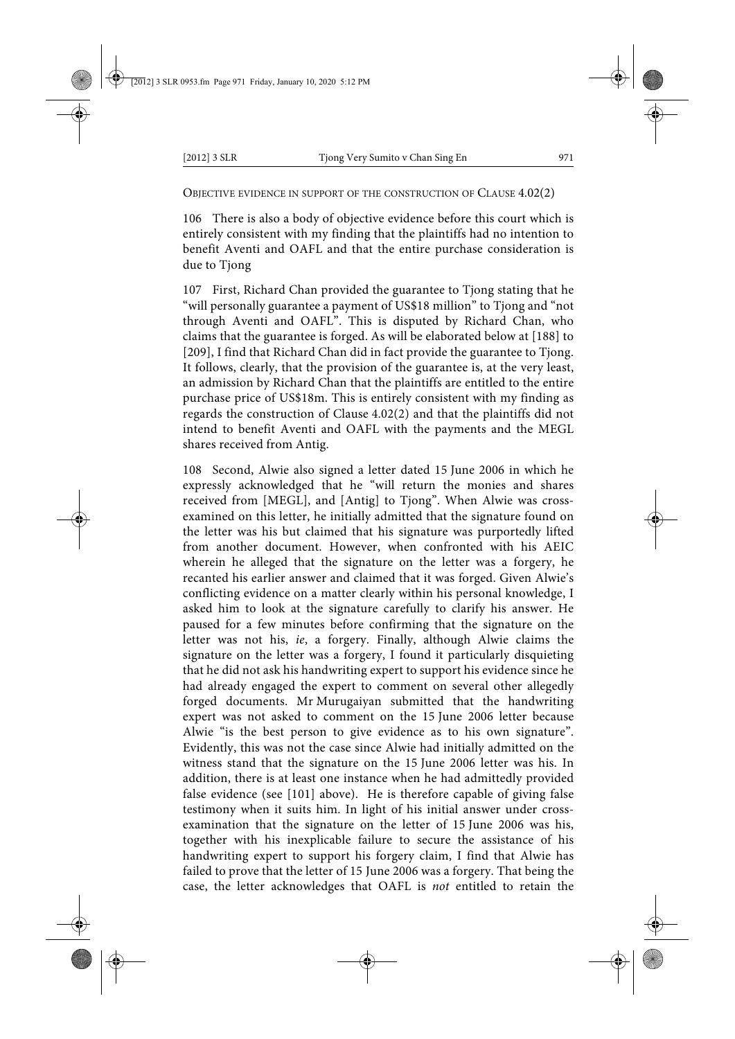Objective evidence in support of the construction of Clause 4.02(2)

106 There is also a body of objective evidence before this court which is entirely consistent with my finding that the plaintiffs had no intention to benefit Aventi and OAFL and that the entire purchase consideration is due to Tjong

107 First, Richard Chan provided the guarantee to Tjong stating that he "will personally guarantee a payment of US$18 million" to Tjong and "not through Aventi and OAFL". This is disputed by Richard Chan, who claims that the guarantee is forged. As will be elaborated below at [188] to [209], I find that Richard Chan did in fact provide the guarantee to Tjong. It follows, clearly, that the provision of the guarantee is, at the very least, an admission by Richard Chan that the plaintiffs are entitled to the entire purchase price of US$18m. This is entirely consistent with my finding as regards the construction of Clause 4.02(2) and that the plaintiffs did not intend to benefit Aventi and OAFL with the payments and the MEGL shares received from Antig.

108 Second, Alwie also signed a letter dated 15 June 2006 in which he expressly acknowledged that he "will return the monies and shares received from [MEGL], and [Antig] to Tjong". When Alwie was cross-examined on this letter, he initially admitted that the signature found on the letter was his but claimed that his signature was purportedly lifted from another document. However, when confronted with his AEIC wherein he alleged that the signature on the letter was a forgery, he recanted his earlier answer and claimed that it was forged. Given Alwie's conflicting evidence on a matter clearly within his personal knowledge, I asked him to look at the signature carefully to clarify his answer. He paused for a few minutes before confirming that the signature on the letter was not his, *ie*, a forgery. Finally, although Alwie claims the signature on the letter was a forgery, I found it particularly disquieting that he did not ask his handwriting expert to support his evidence since he had already engaged the expert to comment on several other allegedly forged documents. Mr Murugaiyan submitted that the handwriting expert was not asked to comment on the 15 June 2006 letter because Alwie "is the best person to give evidence as to his own signature". Evidently, this was not the case since Alwie had initially admitted on the witness stand that the signature on the 15 June 2006 letter was his. In addition, there is at least one instance when he had admittedly provided false evidence (see [101] above). He is therefore capable of giving false testimony when it suits him. In light of his initial answer under cross-examination that the signature on the letter of 15 June 2006 was his, together with his inexplicable failure to secure the assistance of his handwriting expert to support his forgery claim, I find that Alwie has failed to prove that the letter of 15 June 2006 was a forgery. That being the case, the letter acknowledges that OAFL is *not* entitled to retain the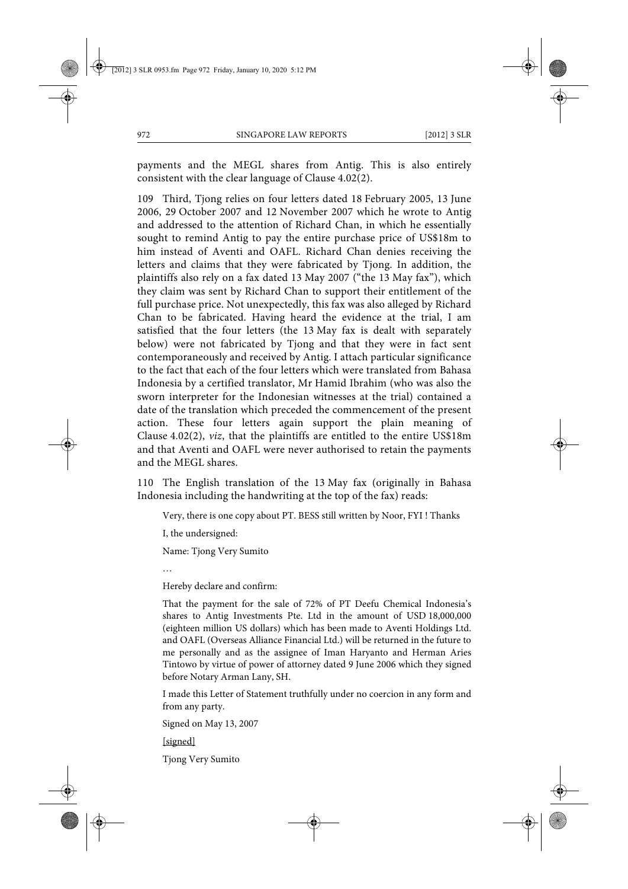payments and the MEGL shares from Antig. This is also entirely consistent with the clear language of Clause 4.02(2).

109 Third, Tjong relies on four letters dated 18 February 2005, 13 June 2006, 29 October 2007 and 12 November 2007 which he wrote to Antig and addressed to the attention of Richard Chan, in which he essentially sought to remind Antig to pay the entire purchase price of US$18m to him instead of Aventi and OAFL. Richard Chan denies receiving the letters and claims that they were fabricated by Tjong. In addition, the plaintiffs also rely on a fax dated 13 May 2007 ("the 13 May fax"), which they claim was sent by Richard Chan to support their entitlement of the full purchase price. Not unexpectedly, this fax was also alleged by Richard Chan to be fabricated. Having heard the evidence at the trial, I am satisfied that the four letters (the 13 May fax is dealt with separately below) were not fabricated by Tjong and that they were in fact sent contemporaneously and received by Antig. I attach particular significance to the fact that each of the four letters which were translated from Bahasa Indonesia by a certified translator, Mr Hamid Ibrahim (who was also the sworn interpreter for the Indonesian witnesses at the trial) contained a date of the translation which preceded the commencement of the present action. These four letters again support the plain meaning of Clause 4.02(2), *viz*, that the plaintiffs are entitled to the entire US$18m and that Aventi and OAFL were never authorised to retain the payments and the MEGL shares.

110 The English translation of the 13 May fax (originally in Bahasa Indonesia including the handwriting at the top of the fax) reads:

> Very, there is one copy about PT. BESS still written by Noor, FYI ! Thanks
>
> I, the undersigned:
>
> Name: Tjong Very Sumito
>
> …
>
> Hereby declare and confirm:
>
> That the payment for the sale of 72% of PT Deefu Chemical Indonesia's shares to Antig Investments Pte. Ltd in the amount of USD 18,000,000 (eighteen million US dollars) which has been made to Aventi Holdings Ltd. and OAFL (Overseas Alliance Financial Ltd.) will be returned in the future to me personally and as the assignee of Iman Haryanto and Herman Aries Tintowo by virtue of power of attorney dated 9 June 2006 which they signed before Notary Arman Lany, SH.
>
> I made this Letter of Statement truthfully under no coercion in any form and from any party.
>
> Signed on May 13, 2007
>
> [signed]
>
> Tjong Very Sumito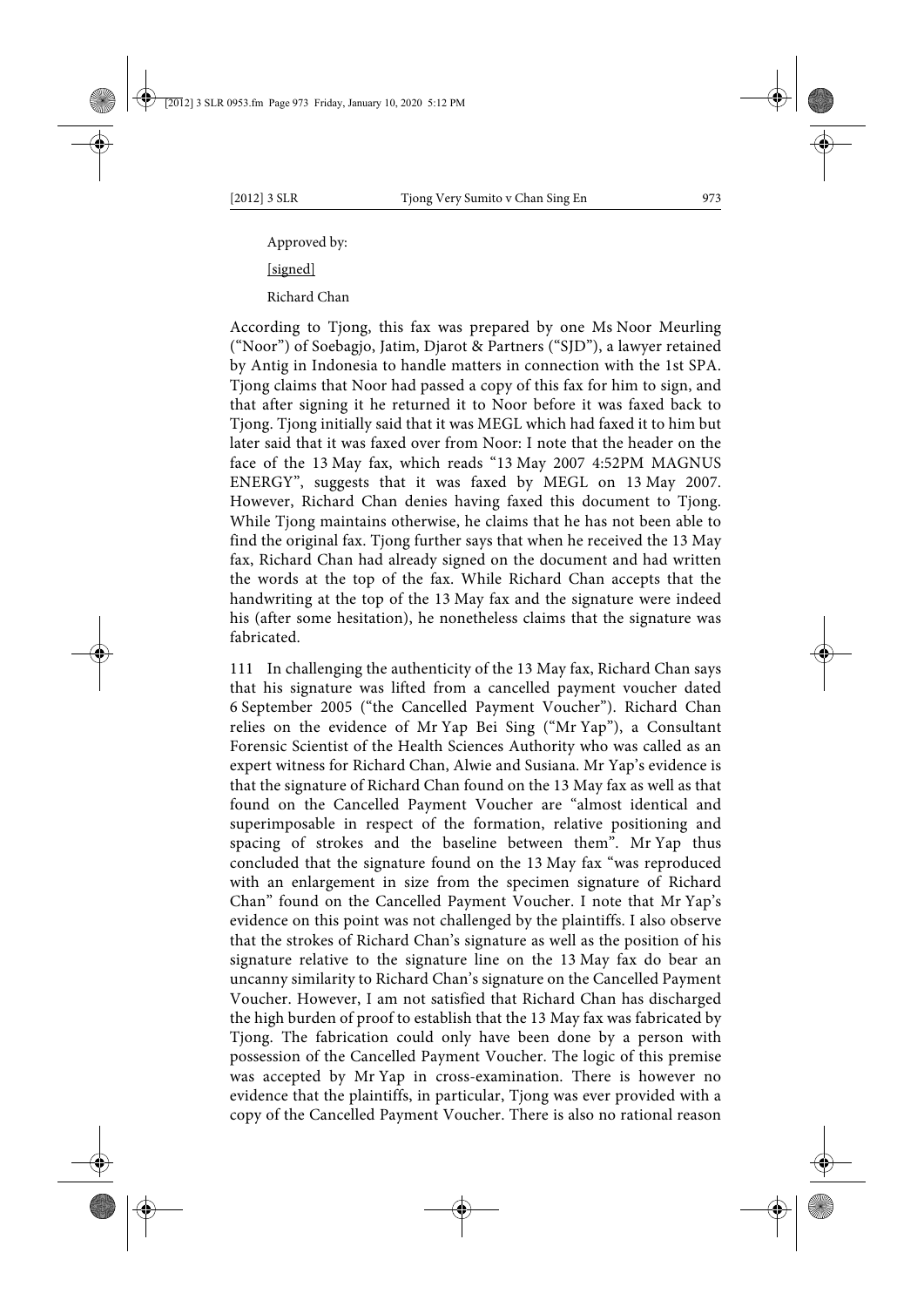Approved by:

[signed]

Richard Chan

According to Tjong, this fax was prepared by one Ms Noor Meurling ("Noor") of Soebagjo, Jatim, Djarot & Partners ("SJD"), a lawyer retained by Antig in Indonesia to handle matters in connection with the 1st SPA. Tjong claims that Noor had passed a copy of this fax for him to sign, and that after signing it he returned it to Noor before it was faxed back to Tjong. Tjong initially said that it was MEGL which had faxed it to him but later said that it was faxed over from Noor: I note that the header on the face of the 13 May fax, which reads "13 May 2007 4:52PM MAGNUS ENERGY", suggests that it was faxed by MEGL on 13 May 2007. However, Richard Chan denies having faxed this document to Tjong. While Tjong maintains otherwise, he claims that he has not been able to find the original fax. Tjong further says that when he received the 13 May fax, Richard Chan had already signed on the document and had written the words at the top of the fax. While Richard Chan accepts that the handwriting at the top of the 13 May fax and the signature were indeed his (after some hesitation), he nonetheless claims that the signature was fabricated.

111 In challenging the authenticity of the 13 May fax, Richard Chan says that his signature was lifted from a cancelled payment voucher dated 6 September 2005 ("the Cancelled Payment Voucher"). Richard Chan relies on the evidence of Mr Yap Bei Sing ("Mr Yap"), a Consultant Forensic Scientist of the Health Sciences Authority who was called as an expert witness for Richard Chan, Alwie and Susiana. Mr Yap's evidence is that the signature of Richard Chan found on the 13 May fax as well as that found on the Cancelled Payment Voucher are "almost identical and superimposable in respect of the formation, relative positioning and spacing of strokes and the baseline between them". Mr Yap thus concluded that the signature found on the 13 May fax "was reproduced with an enlargement in size from the specimen signature of Richard Chan" found on the Cancelled Payment Voucher. I note that Mr Yap's evidence on this point was not challenged by the plaintiffs. I also observe that the strokes of Richard Chan's signature as well as the position of his signature relative to the signature line on the 13 May fax do bear an uncanny similarity to Richard Chan's signature on the Cancelled Payment Voucher. However, I am not satisfied that Richard Chan has discharged the high burden of proof to establish that the 13 May fax was fabricated by Tjong. The fabrication could only have been done by a person with possession of the Cancelled Payment Voucher. The logic of this premise was accepted by Mr Yap in cross-examination. There is however no evidence that the plaintiffs, in particular, Tjong was ever provided with a copy of the Cancelled Payment Voucher. There is also no rational reason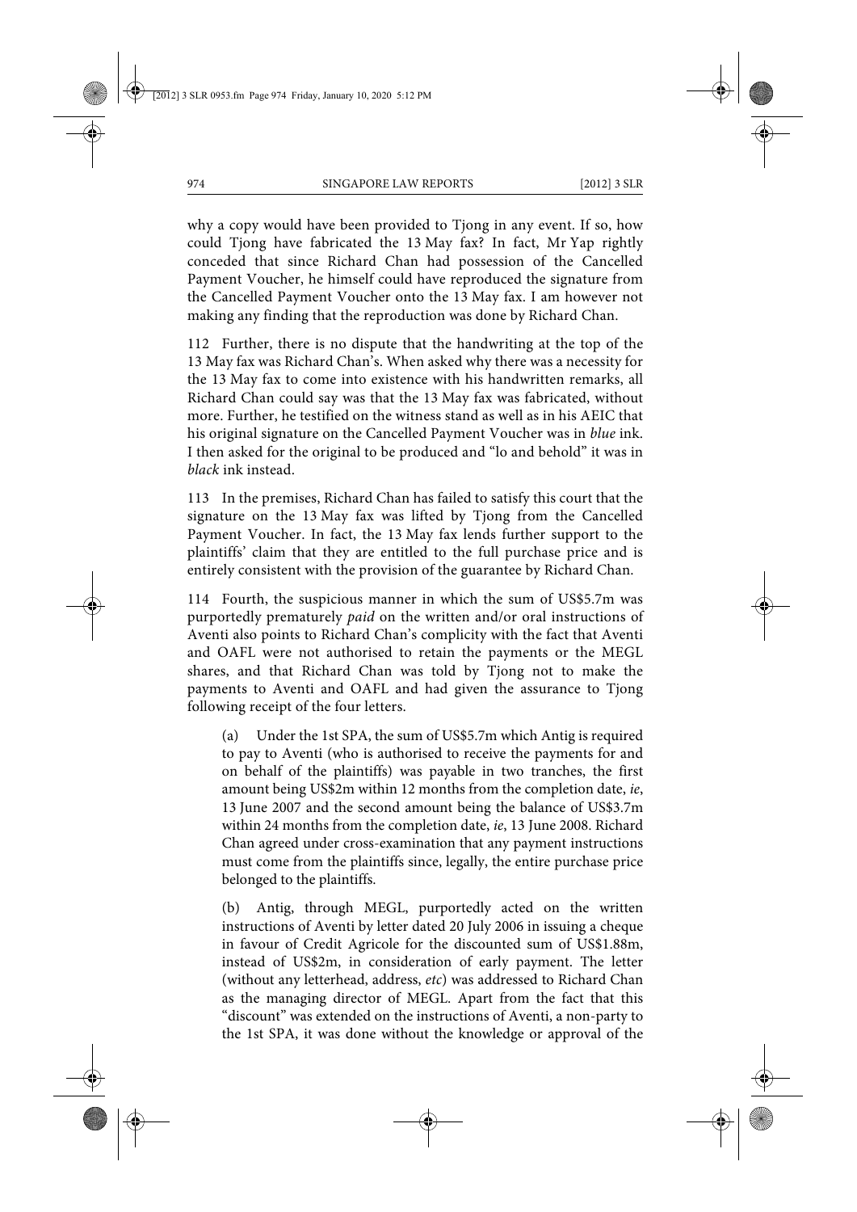why a copy would have been provided to Tjong in any event. If so, how could Tjong have fabricated the 13 May fax? In fact, Mr Yap rightly conceded that since Richard Chan had possession of the Cancelled Payment Voucher, he himself could have reproduced the signature from the Cancelled Payment Voucher onto the 13 May fax. I am however not making any finding that the reproduction was done by Richard Chan.

112 Further, there is no dispute that the handwriting at the top of the 13 May fax was Richard Chan's. When asked why there was a necessity for the 13 May fax to come into existence with his handwritten remarks, all Richard Chan could say was that the 13 May fax was fabricated, without more. Further, he testified on the witness stand as well as in his AEIC that his original signature on the Cancelled Payment Voucher was in *blue* ink. I then asked for the original to be produced and "lo and behold" it was in *black* ink instead.

113 In the premises, Richard Chan has failed to satisfy this court that the signature on the 13 May fax was lifted by Tjong from the Cancelled Payment Voucher. In fact, the 13 May fax lends further support to the plaintiffs' claim that they are entitled to the full purchase price and is entirely consistent with the provision of the guarantee by Richard Chan.

114 Fourth, the suspicious manner in which the sum of US$5.7m was purportedly prematurely *paid* on the written and/or oral instructions of Aventi also points to Richard Chan's complicity with the fact that Aventi and OAFL were not authorised to retain the payments or the MEGL shares, and that Richard Chan was told by Tjong not to make the payments to Aventi and OAFL and had given the assurance to Tjong following receipt of the four letters.

(a) Under the 1st SPA, the sum of US$5.7m which Antig is required to pay to Aventi (who is authorised to receive the payments for and on behalf of the plaintiffs) was payable in two tranches, the first amount being US$2m within 12 months from the completion date, *ie*, 13 June 2007 and the second amount being the balance of US$3.7m within 24 months from the completion date, *ie*, 13 June 2008. Richard Chan agreed under cross-examination that any payment instructions must come from the plaintiffs since, legally, the entire purchase price belonged to the plaintiffs.

(b) Antig, through MEGL, purportedly acted on the written instructions of Aventi by letter dated 20 July 2006 in issuing a cheque in favour of Credit Agricole for the discounted sum of US$1.88m, instead of US$2m, in consideration of early payment. The letter (without any letterhead, address, *etc*) was addressed to Richard Chan as the managing director of MEGL. Apart from the fact that this "discount" was extended on the instructions of Aventi, a non-party to the 1st SPA, it was done without the knowledge or approval of the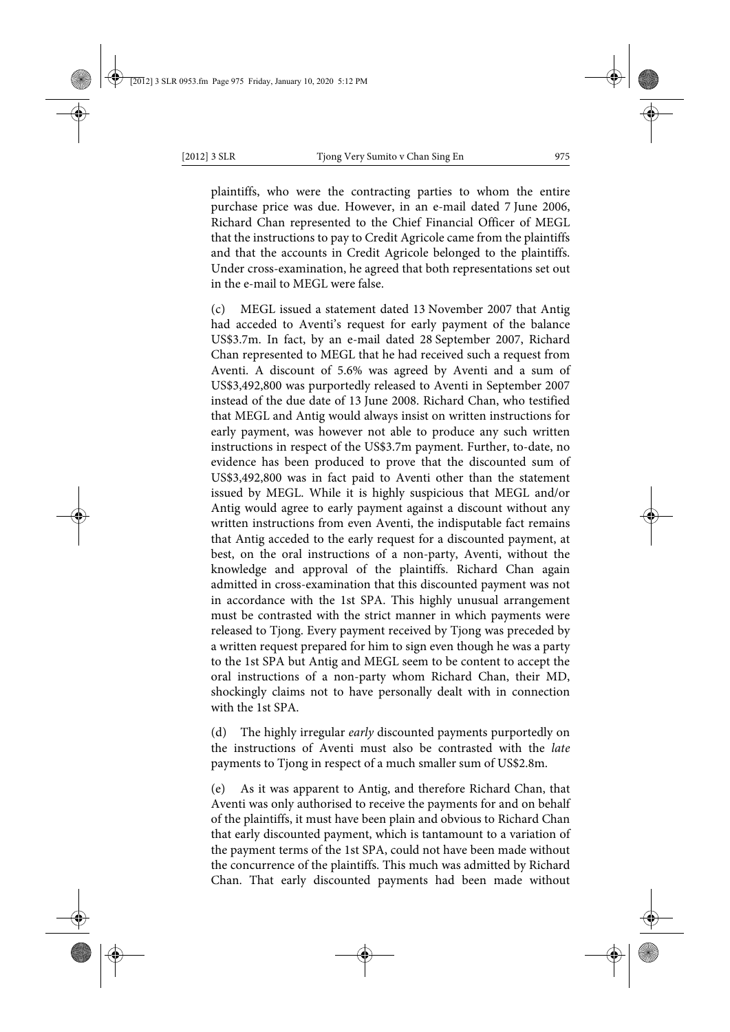plaintiffs, who were the contracting parties to whom the entire purchase price was due. However, in an e-mail dated 7 June 2006, Richard Chan represented to the Chief Financial Officer of MEGL that the instructions to pay to Credit Agricole came from the plaintiffs and that the accounts in Credit Agricole belonged to the plaintiffs. Under cross-examination, he agreed that both representations set out in the e-mail to MEGL were false.

(c) MEGL issued a statement dated 13 November 2007 that Antig had acceded to Aventi's request for early payment of the balance US$3.7m. In fact, by an e-mail dated 28 September 2007, Richard Chan represented to MEGL that he had received such a request from Aventi. A discount of 5.6% was agreed by Aventi and a sum of US$3,492,800 was purportedly released to Aventi in September 2007 instead of the due date of 13 June 2008. Richard Chan, who testified that MEGL and Antig would always insist on written instructions for early payment, was however not able to produce any such written instructions in respect of the US$3.7m payment. Further, to-date, no evidence has been produced to prove that the discounted sum of US$3,492,800 was in fact paid to Aventi other than the statement issued by MEGL. While it is highly suspicious that MEGL and/or Antig would agree to early payment against a discount without any written instructions from even Aventi, the indisputable fact remains that Antig acceded to the early request for a discounted payment, at best, on the oral instructions of a non-party, Aventi, without the knowledge and approval of the plaintiffs. Richard Chan again admitted in cross-examination that this discounted payment was not in accordance with the 1st SPA. This highly unusual arrangement must be contrasted with the strict manner in which payments were released to Tjong. Every payment received by Tjong was preceded by a written request prepared for him to sign even though he was a party to the 1st SPA but Antig and MEGL seem to be content to accept the oral instructions of a non-party whom Richard Chan, their MD, shockingly claims not to have personally dealt with in connection with the 1st SPA.

(d) The highly irregular *early* discounted payments purportedly on the instructions of Aventi must also be contrasted with the *late* payments to Tjong in respect of a much smaller sum of US$2.8m.

(e) As it was apparent to Antig, and therefore Richard Chan, that Aventi was only authorised to receive the payments for and on behalf of the plaintiffs, it must have been plain and obvious to Richard Chan that early discounted payment, which is tantamount to a variation of the payment terms of the 1st SPA, could not have been made without the concurrence of the plaintiffs. This much was admitted by Richard Chan. That early discounted payments had been made without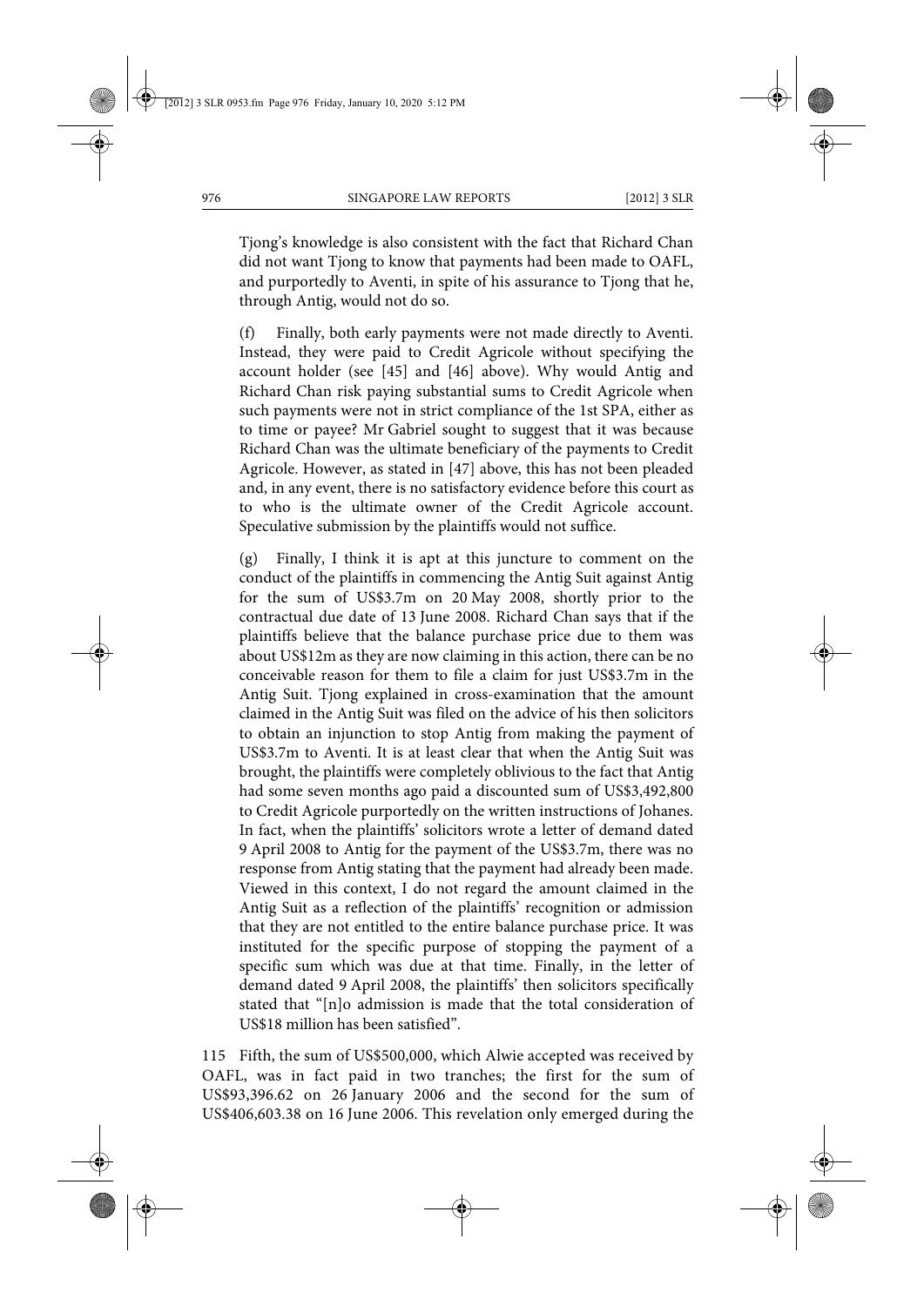Tjong's knowledge is also consistent with the fact that Richard Chan did not want Tjong to know that payments had been made to OAFL, and purportedly to Aventi, in spite of his assurance to Tjong that he, through Antig, would not do so.

(f) Finally, both early payments were not made directly to Aventi. Instead, they were paid to Credit Agricole without specifying the account holder (see [45] and [46] above). Why would Antig and Richard Chan risk paying substantial sums to Credit Agricole when such payments were not in strict compliance of the 1st SPA, either as to time or payee? Mr Gabriel sought to suggest that it was because Richard Chan was the ultimate beneficiary of the payments to Credit Agricole. However, as stated in [47] above, this has not been pleaded and, in any event, there is no satisfactory evidence before this court as to who is the ultimate owner of the Credit Agricole account. Speculative submission by the plaintiffs would not suffice.

(g) Finally, I think it is apt at this juncture to comment on the conduct of the plaintiffs in commencing the Antig Suit against Antig for the sum of US$3.7m on 20 May 2008, shortly prior to the contractual due date of 13 June 2008. Richard Chan says that if the plaintiffs believe that the balance purchase price due to them was about US$12m as they are now claiming in this action, there can be no conceivable reason for them to file a claim for just US$3.7m in the Antig Suit. Tjong explained in cross-examination that the amount claimed in the Antig Suit was filed on the advice of his then solicitors to obtain an injunction to stop Antig from making the payment of US$3.7m to Aventi. It is at least clear that when the Antig Suit was brought, the plaintiffs were completely oblivious to the fact that Antig had some seven months ago paid a discounted sum of US$3,492,800 to Credit Agricole purportedly on the written instructions of Johanes. In fact, when the plaintiffs' solicitors wrote a letter of demand dated 9 April 2008 to Antig for the payment of the US$3.7m, there was no response from Antig stating that the payment had already been made. Viewed in this context, I do not regard the amount claimed in the Antig Suit as a reflection of the plaintiffs' recognition or admission that they are not entitled to the entire balance purchase price. It was instituted for the specific purpose of stopping the payment of a specific sum which was due at that time. Finally, in the letter of demand dated 9 April 2008, the plaintiffs' then solicitors specifically stated that "[n]o admission is made that the total consideration of US$18 million has been satisfied".

115 Fifth, the sum of US$500,000, which Alwie accepted was received by OAFL, was in fact paid in two tranches; the first for the sum of US$93,396.62 on 26 January 2006 and the second for the sum of US$406,603.38 on 16 June 2006. This revelation only emerged during the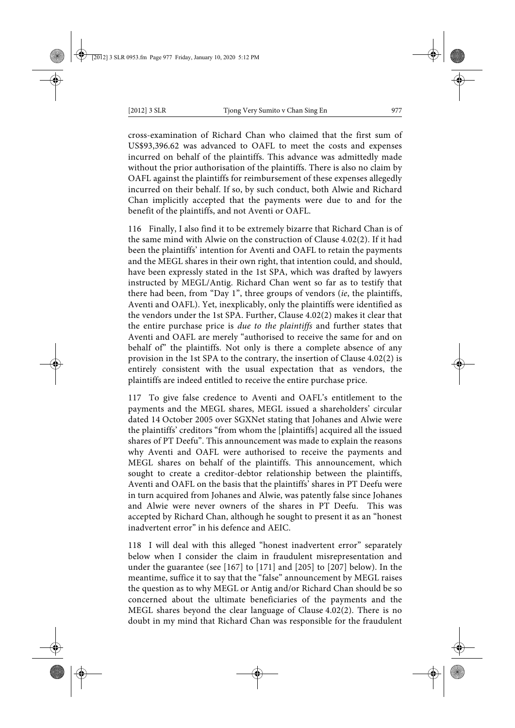cross-examination of Richard Chan who claimed that the first sum of US$93,396.62 was advanced to OAFL to meet the costs and expenses incurred on behalf of the plaintiffs. This advance was admittedly made without the prior authorisation of the plaintiffs. There is also no claim by OAFL against the plaintiffs for reimbursement of these expenses allegedly incurred on their behalf. If so, by such conduct, both Alwie and Richard Chan implicitly accepted that the payments were due to and for the benefit of the plaintiffs, and not Aventi or OAFL.

116 Finally, I also find it to be extremely bizarre that Richard Chan is of the same mind with Alwie on the construction of Clause 4.02(2). If it had been the plaintiffs' intention for Aventi and OAFL to retain the payments and the MEGL shares in their own right, that intention could, and should, have been expressly stated in the 1st SPA, which was drafted by lawyers instructed by MEGL/Antig. Richard Chan went so far as to testify that there had been, from "Day 1", three groups of vendors (*ie*, the plaintiffs, Aventi and OAFL). Yet, inexplicably, only the plaintiffs were identified as the vendors under the 1st SPA. Further, Clause 4.02(2) makes it clear that the entire purchase price is *due to the plaintiffs* and further states that Aventi and OAFL are merely "authorised to receive the same for and on behalf of" the plaintiffs. Not only is there a complete absence of any provision in the 1st SPA to the contrary, the insertion of Clause 4.02(2) is entirely consistent with the usual expectation that as vendors, the plaintiffs are indeed entitled to receive the entire purchase price.

117 To give false credence to Aventi and OAFL's entitlement to the payments and the MEGL shares, MEGL issued a shareholders' circular dated 14 October 2005 over SGXNet stating that Johanes and Alwie were the plaintiffs' creditors "from whom the [plaintiffs] acquired all the issued shares of PT Deefu". This announcement was made to explain the reasons why Aventi and OAFL were authorised to receive the payments and MEGL shares on behalf of the plaintiffs. This announcement, which sought to create a creditor-debtor relationship between the plaintiffs, Aventi and OAFL on the basis that the plaintiffs' shares in PT Deefu were in turn acquired from Johanes and Alwie, was patently false since Johanes and Alwie were never owners of the shares in PT Deefu. This was accepted by Richard Chan, although he sought to present it as an "honest inadvertent error" in his defence and AEIC.

118 I will deal with this alleged "honest inadvertent error" separately below when I consider the claim in fraudulent misrepresentation and under the guarantee (see [167] to [171] and [205] to [207] below). In the meantime, suffice it to say that the "false" announcement by MEGL raises the question as to why MEGL or Antig and/or Richard Chan should be so concerned about the ultimate beneficiaries of the payments and the MEGL shares beyond the clear language of Clause 4.02(2). There is no doubt in my mind that Richard Chan was responsible for the fraudulent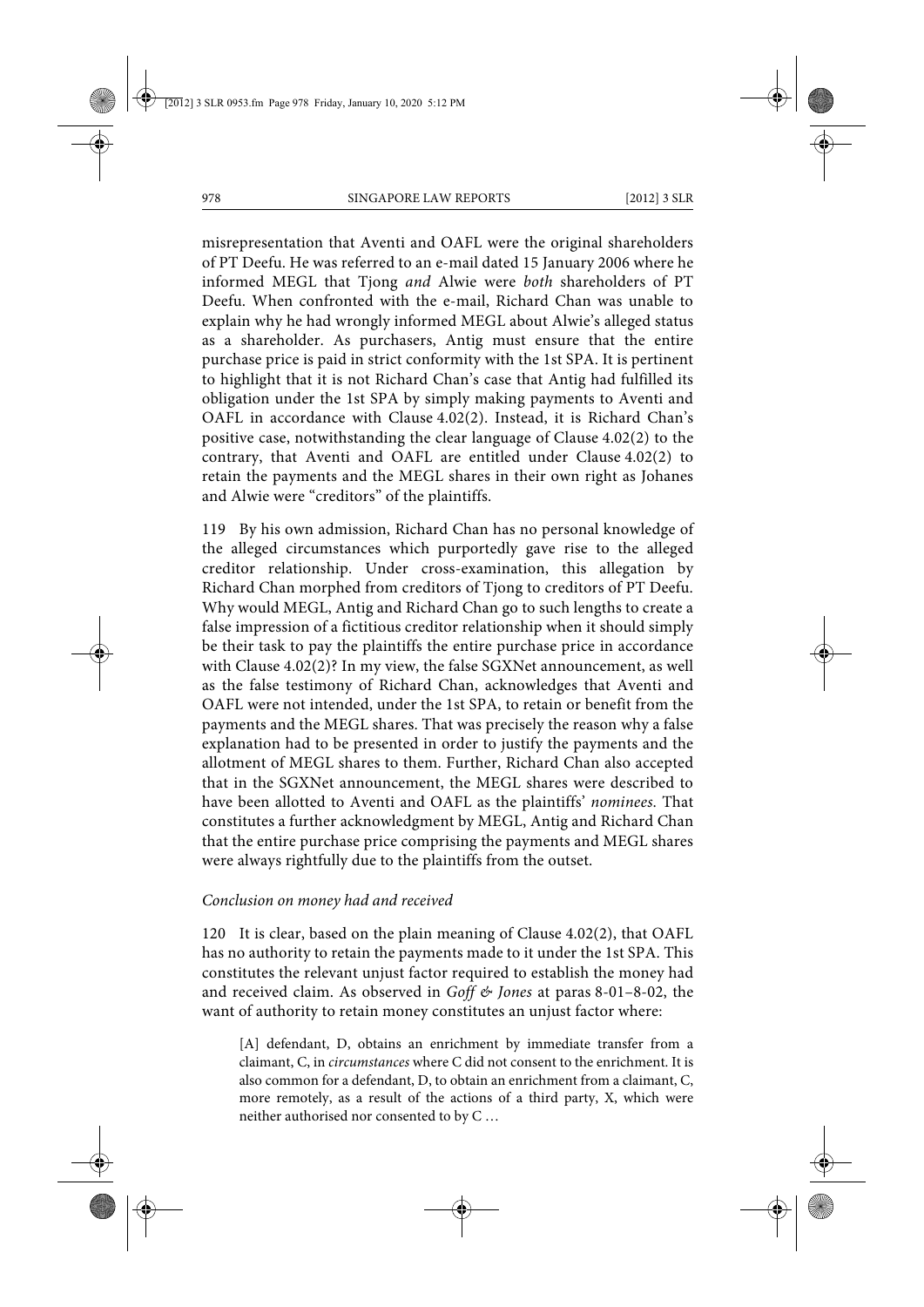misrepresentation that Aventi and OAFL were the original shareholders of PT Deefu. He was referred to an e-mail dated 15 January 2006 where he informed MEGL that Tjong *and* Alwie were *both* shareholders of PT Deefu. When confronted with the e-mail, Richard Chan was unable to explain why he had wrongly informed MEGL about Alwie's alleged status as a shareholder. As purchasers, Antig must ensure that the entire purchase price is paid in strict conformity with the 1st SPA. It is pertinent to highlight that it is not Richard Chan's case that Antig had fulfilled its obligation under the 1st SPA by simply making payments to Aventi and OAFL in accordance with Clause 4.02(2). Instead, it is Richard Chan's positive case, notwithstanding the clear language of Clause 4.02(2) to the contrary, that Aventi and OAFL are entitled under Clause 4.02(2) to retain the payments and the MEGL shares in their own right as Johanes and Alwie were "creditors" of the plaintiffs.

119 By his own admission, Richard Chan has no personal knowledge of the alleged circumstances which purportedly gave rise to the alleged creditor relationship. Under cross-examination, this allegation by Richard Chan morphed from creditors of Tjong to creditors of PT Deefu. Why would MEGL, Antig and Richard Chan go to such lengths to create a false impression of a fictitious creditor relationship when it should simply be their task to pay the plaintiffs the entire purchase price in accordance with Clause 4.02(2)? In my view, the false SGXNet announcement, as well as the false testimony of Richard Chan, acknowledges that Aventi and OAFL were not intended, under the 1st SPA, to retain or benefit from the payments and the MEGL shares. That was precisely the reason why a false explanation had to be presented in order to justify the payments and the allotment of MEGL shares to them. Further, Richard Chan also accepted that in the SGXNet announcement, the MEGL shares were described to have been allotted to Aventi and OAFL as the plaintiffs' *nominees.* That constitutes a further acknowledgment by MEGL, Antig and Richard Chan that the entire purchase price comprising the payments and MEGL shares were always rightfully due to the plaintiffs from the outset.

*Conclusion on money had and received*

120 It is clear, based on the plain meaning of Clause 4.02(2), that OAFL has no authority to retain the payments made to it under the 1st SPA. This constitutes the relevant unjust factor required to establish the money had and received claim. As observed in *Goff & Jones* at paras 8-01–8-02, the want of authority to retain money constitutes an unjust factor where:

> [A] defendant, D, obtains an enrichment by immediate transfer from a claimant, C, in *circumstances* where C did not consent to the enrichment. It is also common for a defendant, D, to obtain an enrichment from a claimant, C, more remotely, as a result of the actions of a third party, X, which were neither authorised nor consented to by C …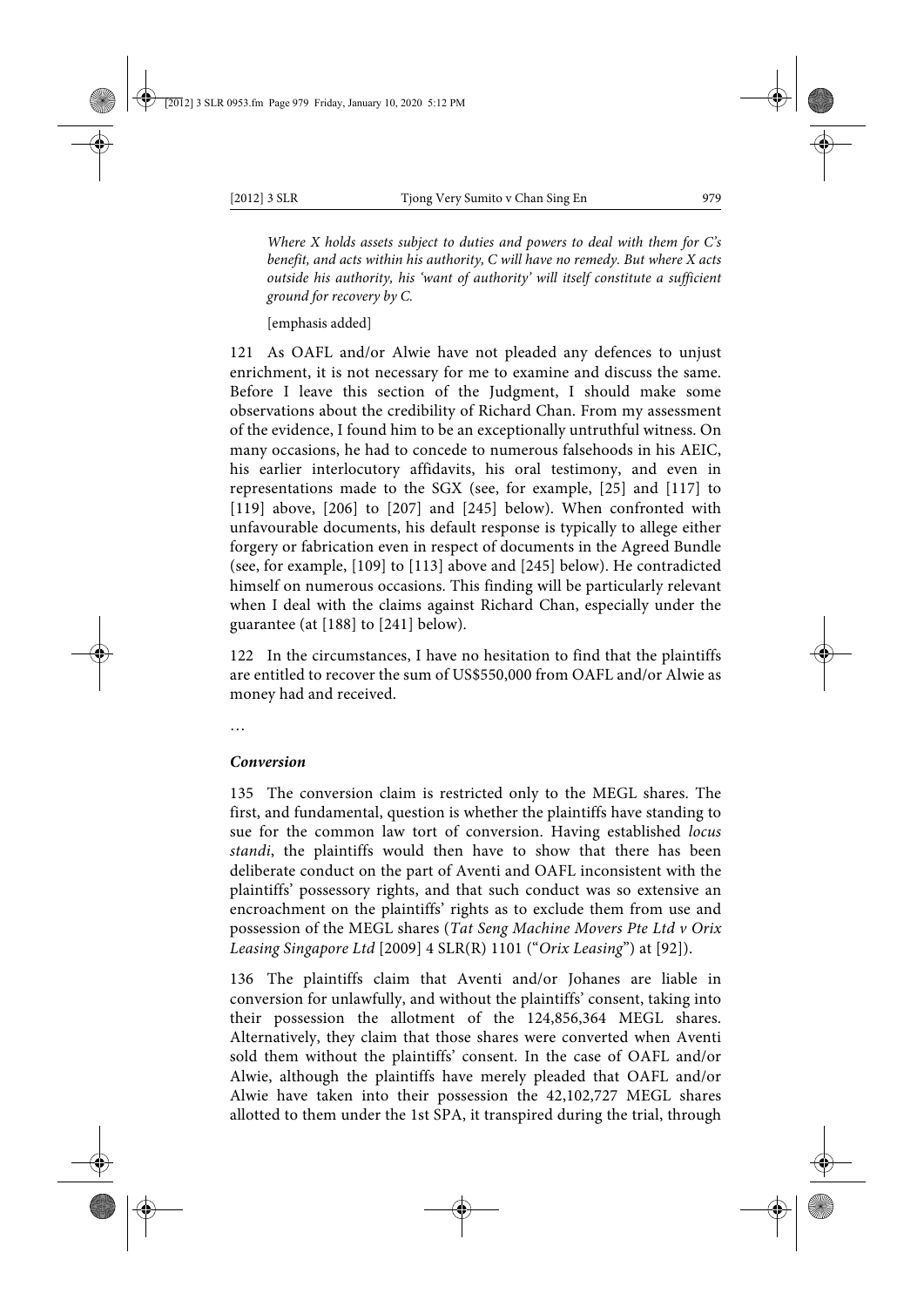*Where X holds assets subject to duties and powers to deal with them for C's benefit, and acts within his authority, C will have no remedy. But where X acts outside his authority, his 'want of authority' will itself constitute a sufficient ground for recovery by C.*

[emphasis added]

121 As OAFL and/or Alwie have not pleaded any defences to unjust enrichment, it is not necessary for me to examine and discuss the same. Before I leave this section of the Judgment, I should make some observations about the credibility of Richard Chan. From my assessment of the evidence, I found him to be an exceptionally untruthful witness. On many occasions, he had to concede to numerous falsehoods in his AEIC, his earlier interlocutory affidavits, his oral testimony, and even in representations made to the SGX (see, for example, [25] and [117] to [119] above, [206] to [207] and [245] below). When confronted with unfavourable documents, his default response is typically to allege either forgery or fabrication even in respect of documents in the Agreed Bundle (see, for example, [109] to [113] above and [245] below). He contradicted himself on numerous occasions. This finding will be particularly relevant when I deal with the claims against Richard Chan, especially under the guarantee (at [188] to [241] below).

122 In the circumstances, I have no hesitation to find that the plaintiffs are entitled to recover the sum of US$550,000 from OAFL and/or Alwie as money had and received.

…

***Conversion***

135 The conversion claim is restricted only to the MEGL shares. The first, and fundamental, question is whether the plaintiffs have standing to sue for the common law tort of conversion. Having established *locus standi*, the plaintiffs would then have to show that there has been deliberate conduct on the part of Aventi and OAFL inconsistent with the plaintiffs' possessory rights, and that such conduct was so extensive an encroachment on the plaintiffs' rights as to exclude them from use and possession of the MEGL shares (*Tat Seng Machine Movers Pte Ltd v Orix Leasing Singapore Ltd* [2009] 4 SLR(R) 1101 ("*Orix Leasing*") at [92]).

136 The plaintiffs claim that Aventi and/or Johanes are liable in conversion for unlawfully, and without the plaintiffs' consent, taking into their possession the allotment of the 124,856,364 MEGL shares. Alternatively, they claim that those shares were converted when Aventi sold them without the plaintiffs' consent. In the case of OAFL and/or Alwie, although the plaintiffs have merely pleaded that OAFL and/or Alwie have taken into their possession the 42,102,727 MEGL shares allotted to them under the 1st SPA, it transpired during the trial, through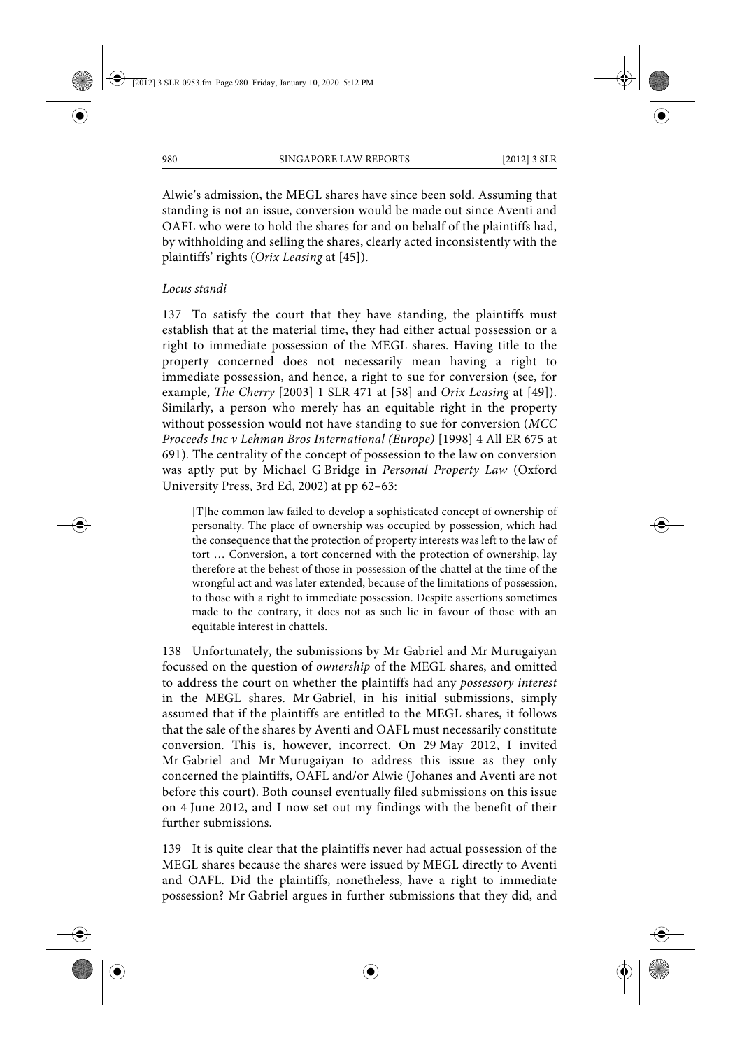Alwie's admission, the MEGL shares have since been sold. Assuming that standing is not an issue, conversion would be made out since Aventi and OAFL who were to hold the shares for and on behalf of the plaintiffs had, by withholding and selling the shares, clearly acted inconsistently with the plaintiffs' rights (*Orix Leasing* at [45]).

*Locus standi*

137 To satisfy the court that they have standing, the plaintiffs must establish that at the material time, they had either actual possession or a right to immediate possession of the MEGL shares. Having title to the property concerned does not necessarily mean having a right to immediate possession, and hence, a right to sue for conversion (see, for example, *The Cherry* [2003] 1 SLR 471 at [58] and *Orix Leasing* at [49]). Similarly, a person who merely has an equitable right in the property without possession would not have standing to sue for conversion (*MCC Proceeds Inc v Lehman Bros International (Europe)* [1998] 4 All ER 675 at 691). The centrality of the concept of possession to the law on conversion was aptly put by Michael G Bridge in *Personal Property Law* (Oxford University Press, 3rd Ed, 2002) at pp 62–63:

> [T]he common law failed to develop a sophisticated concept of ownership of personalty. The place of ownership was occupied by possession, which had the consequence that the protection of property interests was left to the law of tort … Conversion, a tort concerned with the protection of ownership, lay therefore at the behest of those in possession of the chattel at the time of the wrongful act and was later extended, because of the limitations of possession, to those with a right to immediate possession. Despite assertions sometimes made to the contrary, it does not as such lie in favour of those with an equitable interest in chattels.

138 Unfortunately, the submissions by Mr Gabriel and Mr Murugaiyan focussed on the question of *ownership* of the MEGL shares, and omitted to address the court on whether the plaintiffs had any *possessory interest* in the MEGL shares. Mr Gabriel, in his initial submissions, simply assumed that if the plaintiffs are entitled to the MEGL shares, it follows that the sale of the shares by Aventi and OAFL must necessarily constitute conversion. This is, however, incorrect. On 29 May 2012, I invited Mr Gabriel and Mr Murugaiyan to address this issue as they only concerned the plaintiffs, OAFL and/or Alwie (Johanes and Aventi are not before this court). Both counsel eventually filed submissions on this issue on 4 June 2012, and I now set out my findings with the benefit of their further submissions.

139 It is quite clear that the plaintiffs never had actual possession of the MEGL shares because the shares were issued by MEGL directly to Aventi and OAFL. Did the plaintiffs, nonetheless, have a right to immediate possession? Mr Gabriel argues in further submissions that they did, and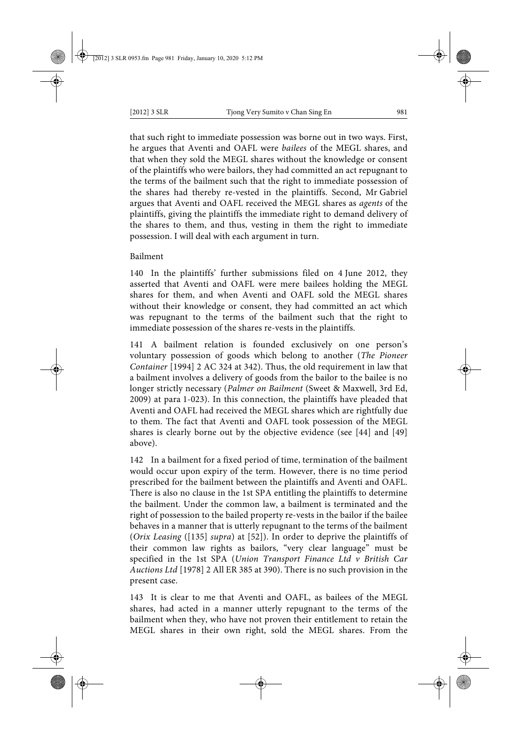that such right to immediate possession was borne out in two ways. First, he argues that Aventi and OAFL were *bailees* of the MEGL shares, and that when they sold the MEGL shares without the knowledge or consent of the plaintiffs who were bailors, they had committed an act repugnant to the terms of the bailment such that the right to immediate possession of the shares had thereby re-vested in the plaintiffs. Second, Mr Gabriel argues that Aventi and OAFL received the MEGL shares as *agents* of the plaintiffs, giving the plaintiffs the immediate right to demand delivery of the shares to them, and thus, vesting in them the right to immediate possession. I will deal with each argument in turn.

Bailment

140 In the plaintiffs' further submissions filed on 4 June 2012, they asserted that Aventi and OAFL were mere bailees holding the MEGL shares for them, and when Aventi and OAFL sold the MEGL shares without their knowledge or consent, they had committed an act which was repugnant to the terms of the bailment such that the right to immediate possession of the shares re-vests in the plaintiffs.

141 A bailment relation is founded exclusively on one person's voluntary possession of goods which belong to another (*The Pioneer Container* [1994] 2 AC 324 at 342). Thus, the old requirement in law that a bailment involves a delivery of goods from the bailor to the bailee is no longer strictly necessary (*Palmer on Bailment* (Sweet & Maxwell, 3rd Ed, 2009) at para 1-023). In this connection, the plaintiffs have pleaded that Aventi and OAFL had received the MEGL shares which are rightfully due to them. The fact that Aventi and OAFL took possession of the MEGL shares is clearly borne out by the objective evidence (see [44] and [49] above).

142 In a bailment for a fixed period of time, termination of the bailment would occur upon expiry of the term. However, there is no time period prescribed for the bailment between the plaintiffs and Aventi and OAFL. There is also no clause in the 1st SPA entitling the plaintiffs to determine the bailment. Under the common law, a bailment is terminated and the right of possession to the bailed property re-vests in the bailor if the bailee behaves in a manner that is utterly repugnant to the terms of the bailment (*Orix Leasing* ([135] *supra*) at [52]). In order to deprive the plaintiffs of their common law rights as bailors, "very clear language" must be specified in the 1st SPA (*Union Transport Finance Ltd v British Car Auctions Ltd* [1978] 2 All ER 385 at 390). There is no such provision in the present case.

143 It is clear to me that Aventi and OAFL, as bailees of the MEGL shares, had acted in a manner utterly repugnant to the terms of the bailment when they, who have not proven their entitlement to retain the MEGL shares in their own right, sold the MEGL shares. From the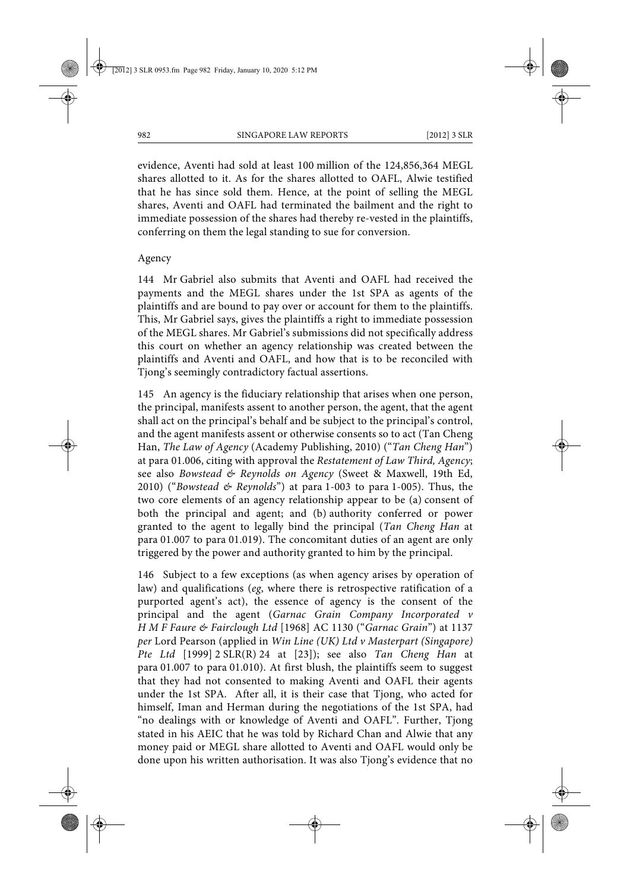evidence, Aventi had sold at least 100 million of the 124,856,364 MEGL shares allotted to it. As for the shares allotted to OAFL, Alwie testified that he has since sold them. Hence, at the point of selling the MEGL shares, Aventi and OAFL had terminated the bailment and the right to immediate possession of the shares had thereby re-vested in the plaintiffs, conferring on them the legal standing to sue for conversion.

Agency

144 Mr Gabriel also submits that Aventi and OAFL had received the payments and the MEGL shares under the 1st SPA as agents of the plaintiffs and are bound to pay over or account for them to the plaintiffs. This, Mr Gabriel says, gives the plaintiffs a right to immediate possession of the MEGL shares. Mr Gabriel's submissions did not specifically address this court on whether an agency relationship was created between the plaintiffs and Aventi and OAFL, and how that is to be reconciled with Tjong's seemingly contradictory factual assertions.

145 An agency is the fiduciary relationship that arises when one person, the principal, manifests assent to another person, the agent, that the agent shall act on the principal's behalf and be subject to the principal's control, and the agent manifests assent or otherwise consents so to act (Tan Cheng Han, *The Law of Agency* (Academy Publishing, 2010) ("*Tan Cheng Han*") at para 01.006, citing with approval the *Restatement of Law Third, Agency*; see also *Bowstead & Reynolds on Agency* (Sweet & Maxwell, 19th Ed, 2010) ("*Bowstead & Reynolds*") at para 1-003 to para 1-005). Thus, the two core elements of an agency relationship appear to be (a) consent of both the principal and agent; and (b) authority conferred or power granted to the agent to legally bind the principal (*Tan Cheng Han* at para 01.007 to para 01.019). The concomitant duties of an agent are only triggered by the power and authority granted to him by the principal.

146 Subject to a few exceptions (as when agency arises by operation of law) and qualifications (*eg*, where there is retrospective ratification of a purported agent's act), the essence of agency is the consent of the principal and the agent (*Garnac Grain Company Incorporated v H M F Faure & Fairclough Ltd* [1968] AC 1130 ("*Garnac Grain*") at 1137 *per* Lord Pearson (applied in *Win Line (UK) Ltd v Masterpart (Singapore) Pte Ltd* [1999] 2 SLR(R) 24 at [23]); see also *Tan Cheng Han* at para 01.007 to para 01.010). At first blush, the plaintiffs seem to suggest that they had not consented to making Aventi and OAFL their agents under the 1st SPA. After all, it is their case that Tjong, who acted for himself, Iman and Herman during the negotiations of the 1st SPA, had "no dealings with or knowledge of Aventi and OAFL". Further, Tjong stated in his AEIC that he was told by Richard Chan and Alwie that any money paid or MEGL share allotted to Aventi and OAFL would only be done upon his written authorisation. It was also Tjong's evidence that no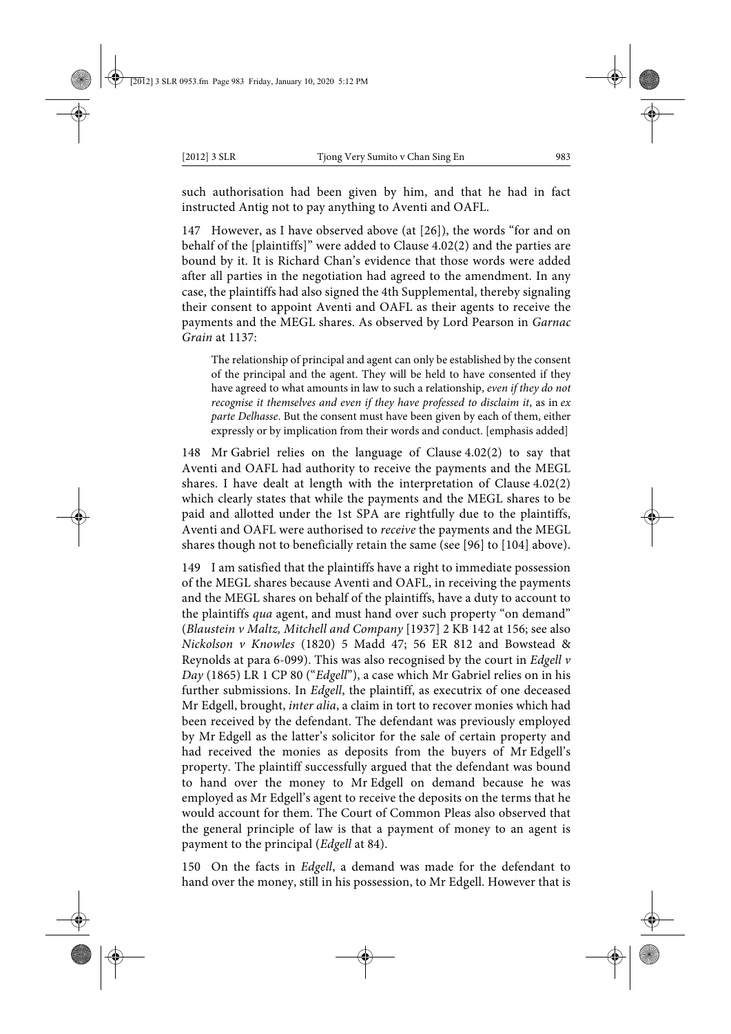such authorisation had been given by him, and that he had in fact instructed Antig not to pay anything to Aventi and OAFL.

147 However, as I have observed above (at [26]), the words "for and on behalf of the [plaintiffs]" were added to Clause 4.02(2) and the parties are bound by it. It is Richard Chan's evidence that those words were added after all parties in the negotiation had agreed to the amendment. In any case, the plaintiffs had also signed the 4th Supplemental, thereby signaling their consent to appoint Aventi and OAFL as their agents to receive the payments and the MEGL shares. As observed by Lord Pearson in *Garnac Grain* at 1137:

> The relationship of principal and agent can only be established by the consent of the principal and the agent. They will be held to have consented if they have agreed to what amounts in law to such a relationship, *even if they do not recognise it themselves and even if they have professed to disclaim it*, as in *ex parte Delhasse*. But the consent must have been given by each of them, either expressly or by implication from their words and conduct. [emphasis added]

148 Mr Gabriel relies on the language of Clause 4.02(2) to say that Aventi and OAFL had authority to receive the payments and the MEGL shares. I have dealt at length with the interpretation of Clause 4.02(2) which clearly states that while the payments and the MEGL shares to be paid and allotted under the 1st SPA are rightfully due to the plaintiffs, Aventi and OAFL were authorised to *receive* the payments and the MEGL shares though not to beneficially retain the same (see [96] to [104] above).

149 I am satisfied that the plaintiffs have a right to immediate possession of the MEGL shares because Aventi and OAFL, in receiving the payments and the MEGL shares on behalf of the plaintiffs, have a duty to account to the plaintiffs *qua* agent, and must hand over such property "on demand" (*Blaustein v Maltz, Mitchell and Company* [1937] 2 KB 142 at 156; see also *Nickolson v Knowles* (1820) 5 Madd 47; 56 ER 812 and Bowstead & Reynolds at para 6-099). This was also recognised by the court in *Edgell v Day* (1865) LR 1 CP 80 ("*Edgell*"), a case which Mr Gabriel relies on in his further submissions. In *Edgell*, the plaintiff, as executrix of one deceased Mr Edgell, brought, *inter alia*, a claim in tort to recover monies which had been received by the defendant. The defendant was previously employed by Mr Edgell as the latter's solicitor for the sale of certain property and had received the monies as deposits from the buyers of Mr Edgell's property. The plaintiff successfully argued that the defendant was bound to hand over the money to Mr Edgell on demand because he was employed as Mr Edgell's agent to receive the deposits on the terms that he would account for them. The Court of Common Pleas also observed that the general principle of law is that a payment of money to an agent is payment to the principal (*Edgell* at 84).

150 On the facts in *Edgell*, a demand was made for the defendant to hand over the money, still in his possession, to Mr Edgell. However that is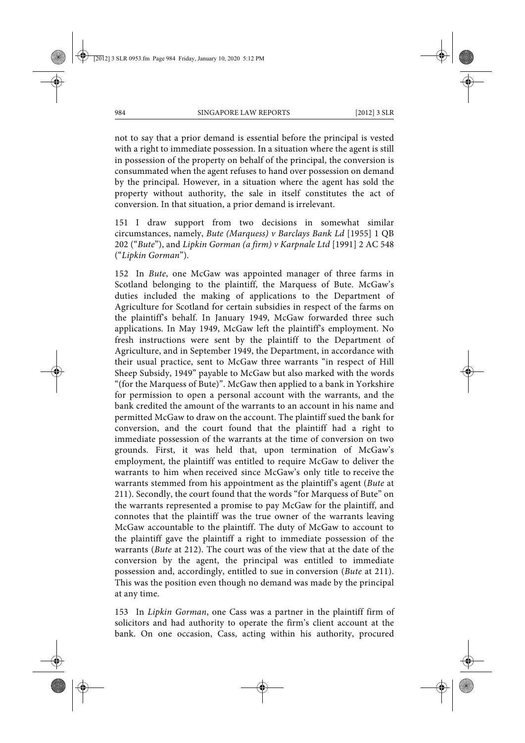not to say that a prior demand is essential before the principal is vested with a right to immediate possession. In a situation where the agent is still in possession of the property on behalf of the principal, the conversion is consummated when the agent refuses to hand over possession on demand by the principal. However, in a situation where the agent has sold the property without authority, the sale in itself constitutes the act of conversion. In that situation, a prior demand is irrelevant.

151 I draw support from two decisions in somewhat similar circumstances, namely, *Bute (Marquess) v Barclays Bank Ld* [1955] 1 QB 202 ("*Bute*"), and *Lipkin Gorman (a firm) v Karpnale Ltd* [1991] 2 AC 548 ("*Lipkin Gorman*").

152 In *Bute*, one McGaw was appointed manager of three farms in Scotland belonging to the plaintiff, the Marquess of Bute. McGaw's duties included the making of applications to the Department of Agriculture for Scotland for certain subsidies in respect of the farms on the plaintiff's behalf. In January 1949, McGaw forwarded three such applications. In May 1949, McGaw left the plaintiff's employment. No fresh instructions were sent by the plaintiff to the Department of Agriculture, and in September 1949, the Department, in accordance with their usual practice, sent to McGaw three warrants "in respect of Hill Sheep Subsidy, 1949" payable to McGaw but also marked with the words "(for the Marquess of Bute)". McGaw then applied to a bank in Yorkshire for permission to open a personal account with the warrants, and the bank credited the amount of the warrants to an account in his name and permitted McGaw to draw on the account. The plaintiff sued the bank for conversion, and the court found that the plaintiff had a right to immediate possession of the warrants at the time of conversion on two grounds. First, it was held that, upon termination of McGaw's employment, the plaintiff was entitled to require McGaw to deliver the warrants to him when received since McGaw's only title to receive the warrants stemmed from his appointment as the plaintiff's agent (*Bute* at 211). Secondly, the court found that the words "for Marquess of Bute" on the warrants represented a promise to pay McGaw for the plaintiff, and connotes that the plaintiff was the true owner of the warrants leaving McGaw accountable to the plaintiff. The duty of McGaw to account to the plaintiff gave the plaintiff a right to immediate possession of the warrants (*Bute* at 212). The court was of the view that at the date of the conversion by the agent, the principal was entitled to immediate possession and, accordingly, entitled to sue in conversion (*Bute* at 211). This was the position even though no demand was made by the principal at any time.

153 In *Lipkin Gorman*, one Cass was a partner in the plaintiff firm of solicitors and had authority to operate the firm's client account at the bank. On one occasion, Cass, acting within his authority, procured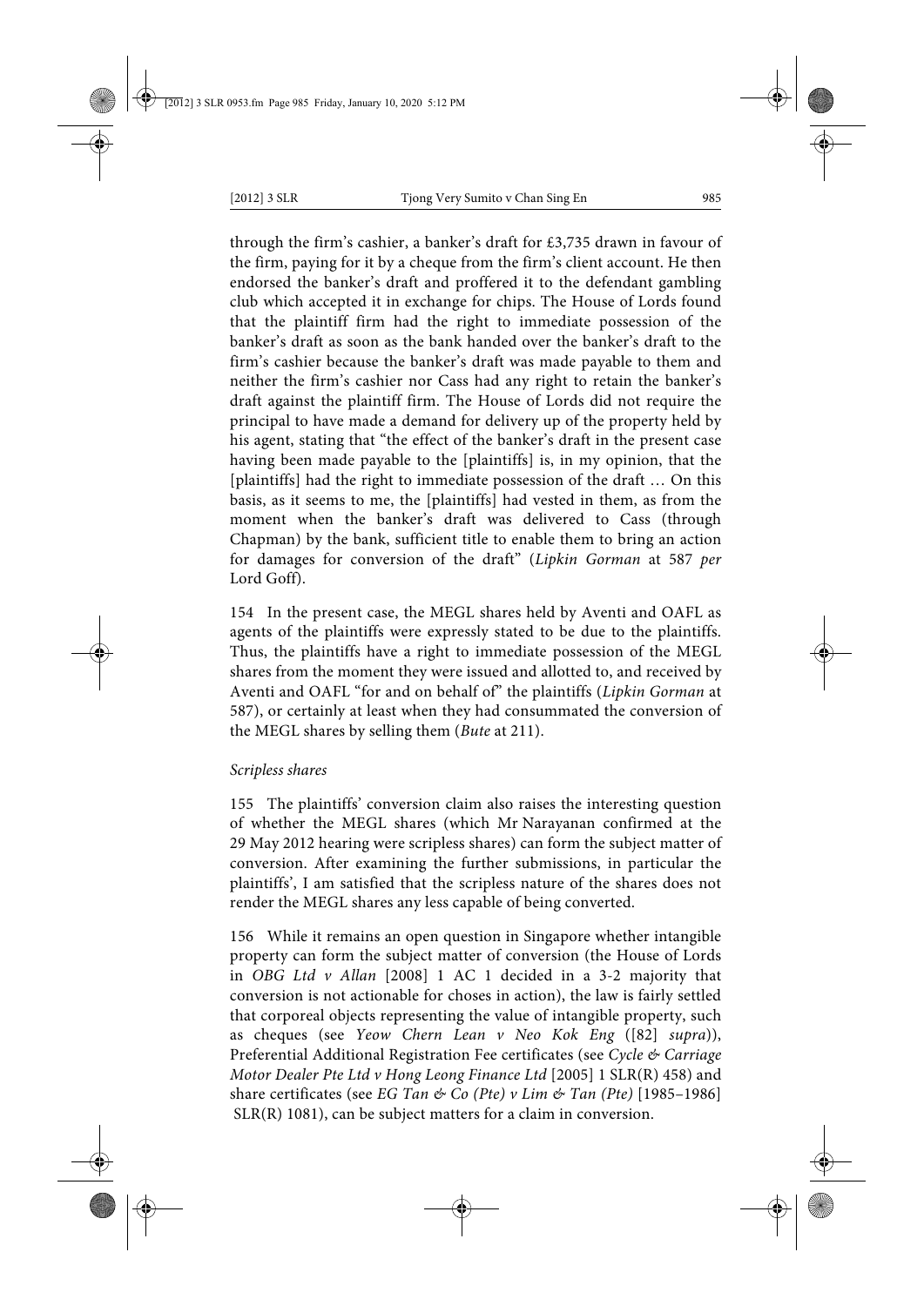through the firm's cashier, a banker's draft for £3,735 drawn in favour of the firm, paying for it by a cheque from the firm's client account. He then endorsed the banker's draft and proffered it to the defendant gambling club which accepted it in exchange for chips. The House of Lords found that the plaintiff firm had the right to immediate possession of the banker's draft as soon as the bank handed over the banker's draft to the firm's cashier because the banker's draft was made payable to them and neither the firm's cashier nor Cass had any right to retain the banker's draft against the plaintiff firm. The House of Lords did not require the principal to have made a demand for delivery up of the property held by his agent, stating that "the effect of the banker's draft in the present case having been made payable to the [plaintiffs] is, in my opinion, that the [plaintiffs] had the right to immediate possession of the draft … On this basis, as it seems to me, the [plaintiffs] had vested in them, as from the moment when the banker's draft was delivered to Cass (through Chapman) by the bank, sufficient title to enable them to bring an action for damages for conversion of the draft" (*Lipkin Gorman* at 587 *per* Lord Goff).

154 In the present case, the MEGL shares held by Aventi and OAFL as agents of the plaintiffs were expressly stated to be due to the plaintiffs. Thus, the plaintiffs have a right to immediate possession of the MEGL shares from the moment they were issued and allotted to, and received by Aventi and OAFL "for and on behalf of" the plaintiffs (*Lipkin Gorman* at 587), or certainly at least when they had consummated the conversion of the MEGL shares by selling them (*Bute* at 211).

*Scripless shares*

155 The plaintiffs' conversion claim also raises the interesting question of whether the MEGL shares (which Mr Narayanan confirmed at the 29 May 2012 hearing were scripless shares) can form the subject matter of conversion. After examining the further submissions, in particular the plaintiffs', I am satisfied that the scripless nature of the shares does not render the MEGL shares any less capable of being converted.

156 While it remains an open question in Singapore whether intangible property can form the subject matter of conversion (the House of Lords in *OBG Ltd v Allan* [2008] 1 AC 1 decided in a 3-2 majority that conversion is not actionable for choses in action), the law is fairly settled that corporeal objects representing the value of intangible property, such as cheques (see *Yeow Chern Lean v Neo Kok Eng* ([82] *supra*)), Preferential Additional Registration Fee certificates (see *Cycle & Carriage Motor Dealer Pte Ltd v Hong Leong Finance Ltd* [2005] 1 SLR(R) 458) and share certificates (see *EG Tan & Co (Pte) v Lim & Tan (Pte)* [1985–1986] SLR(R) 1081), can be subject matters for a claim in conversion.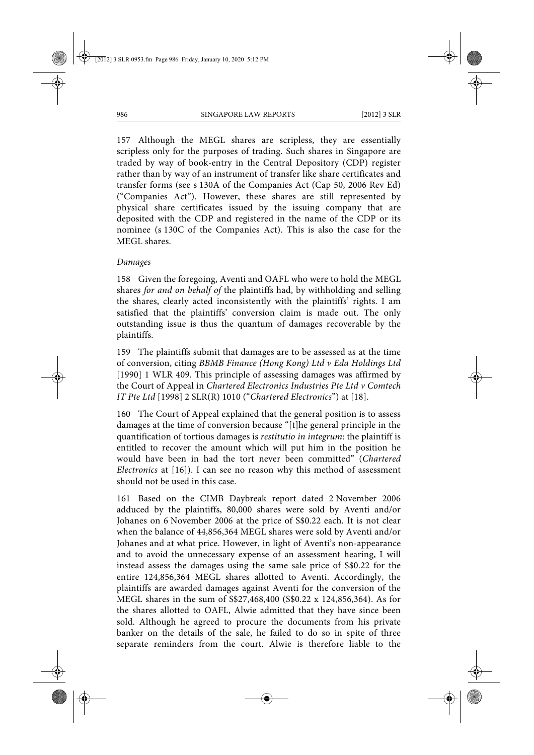157 Although the MEGL shares are scripless, they are essentially scripless only for the purposes of trading. Such shares in Singapore are traded by way of book-entry in the Central Depository (CDP) register rather than by way of an instrument of transfer like share certificates and transfer forms (see s 130A of the Companies Act (Cap 50, 2006 Rev Ed) ("Companies Act"). However, these shares are still represented by physical share certificates issued by the issuing company that are deposited with the CDP and registered in the name of the CDP or its nominee (s 130C of the Companies Act). This is also the case for the MEGL shares.

*Damages*

158 Given the foregoing, Aventi and OAFL who were to hold the MEGL shares *for and on behalf of* the plaintiffs had, by withholding and selling the shares, clearly acted inconsistently with the plaintiffs' rights. I am satisfied that the plaintiffs' conversion claim is made out. The only outstanding issue is thus the quantum of damages recoverable by the plaintiffs.

159 The plaintiffs submit that damages are to be assessed as at the time of conversion, citing *BBMB Finance (Hong Kong) Ltd v Eda Holdings Ltd* [1990] 1 WLR 409. This principle of assessing damages was affirmed by the Court of Appeal in *Chartered Electronics Industries Pte Ltd v Comtech IT Pte Ltd* [1998] 2 SLR(R) 1010 ("*Chartered Electronics*") at [18].

160 The Court of Appeal explained that the general position is to assess damages at the time of conversion because "[t]he general principle in the quantification of tortious damages is *restitutio in integrum*: the plaintiff is entitled to recover the amount which will put him in the position he would have been in had the tort never been committed" (*Chartered Electronics* at [16]). I can see no reason why this method of assessment should not be used in this case.

161 Based on the CIMB Daybreak report dated 2 November 2006 adduced by the plaintiffs, 80,000 shares were sold by Aventi and/or Johanes on 6 November 2006 at the price of S$0.22 each. It is not clear when the balance of 44,856,364 MEGL shares were sold by Aventi and/or Johanes and at what price. However, in light of Aventi's non-appearance and to avoid the unnecessary expense of an assessment hearing, I will instead assess the damages using the same sale price of S$0.22 for the entire 124,856,364 MEGL shares allotted to Aventi. Accordingly, the plaintiffs are awarded damages against Aventi for the conversion of the MEGL shares in the sum of S$27,468,400 (S$0.22 x 124,856,364). As for the shares allotted to OAFL, Alwie admitted that they have since been sold. Although he agreed to procure the documents from his private banker on the details of the sale, he failed to do so in spite of three separate reminders from the court. Alwie is therefore liable to the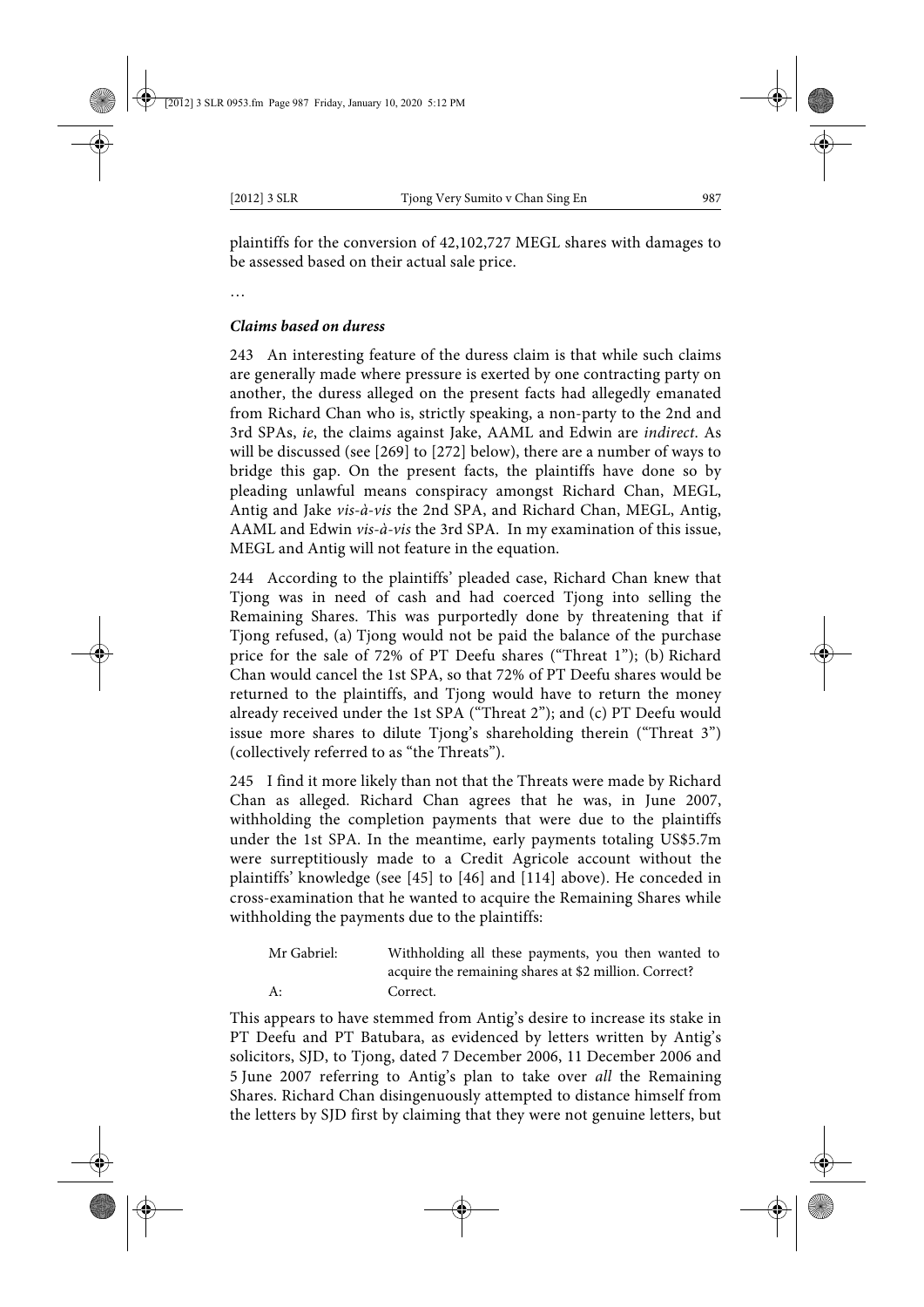plaintiffs for the conversion of 42,102,727 MEGL shares with damages to be assessed based on their actual sale price.

…

### *Claims based on duress*

243 An interesting feature of the duress claim is that while such claims are generally made where pressure is exerted by one contracting party on another, the duress alleged on the present facts had allegedly emanated from Richard Chan who is, strictly speaking, a non-party to the 2nd and 3rd SPAs, *ie*, the claims against Jake, AAML and Edwin are *indirect*. As will be discussed (see [269] to [272] below), there are a number of ways to bridge this gap. On the present facts, the plaintiffs have done so by pleading unlawful means conspiracy amongst Richard Chan, MEGL, Antig and Jake *vis-à-vis* the 2nd SPA, and Richard Chan, MEGL, Antig, AAML and Edwin *vis-à-vis* the 3rd SPA. In my examination of this issue, MEGL and Antig will not feature in the equation.

244 According to the plaintiffs' pleaded case, Richard Chan knew that Tjong was in need of cash and had coerced Tjong into selling the Remaining Shares. This was purportedly done by threatening that if Tjong refused, (a) Tjong would not be paid the balance of the purchase price for the sale of 72% of PT Deefu shares ("Threat 1"); (b) Richard Chan would cancel the 1st SPA, so that 72% of PT Deefu shares would be returned to the plaintiffs, and Tjong would have to return the money already received under the 1st SPA ("Threat 2"); and (c) PT Deefu would issue more shares to dilute Tjong's shareholding therein ("Threat 3") (collectively referred to as "the Threats").

245 I find it more likely than not that the Threats were made by Richard Chan as alleged. Richard Chan agrees that he was, in June 2007, withholding the completion payments that were due to the plaintiffs under the 1st SPA. In the meantime, early payments totaling US$5.7m were surreptitiously made to a Credit Agricole account without the plaintiffs' knowledge (see [45] to [46] and [114] above). He conceded in cross-examination that he wanted to acquire the Remaining Shares while withholding the payments due to the plaintiffs:

> Mr Gabriel: Withholding all these payments, you then wanted to acquire the remaining shares at $2 million. Correct?
>
> A: Correct.

This appears to have stemmed from Antig's desire to increase its stake in PT Deefu and PT Batubara, as evidenced by letters written by Antig's solicitors, SJD, to Tjong, dated 7 December 2006, 11 December 2006 and 5 June 2007 referring to Antig's plan to take over *all* the Remaining Shares. Richard Chan disingenuously attempted to distance himself from the letters by SJD first by claiming that they were not genuine letters, but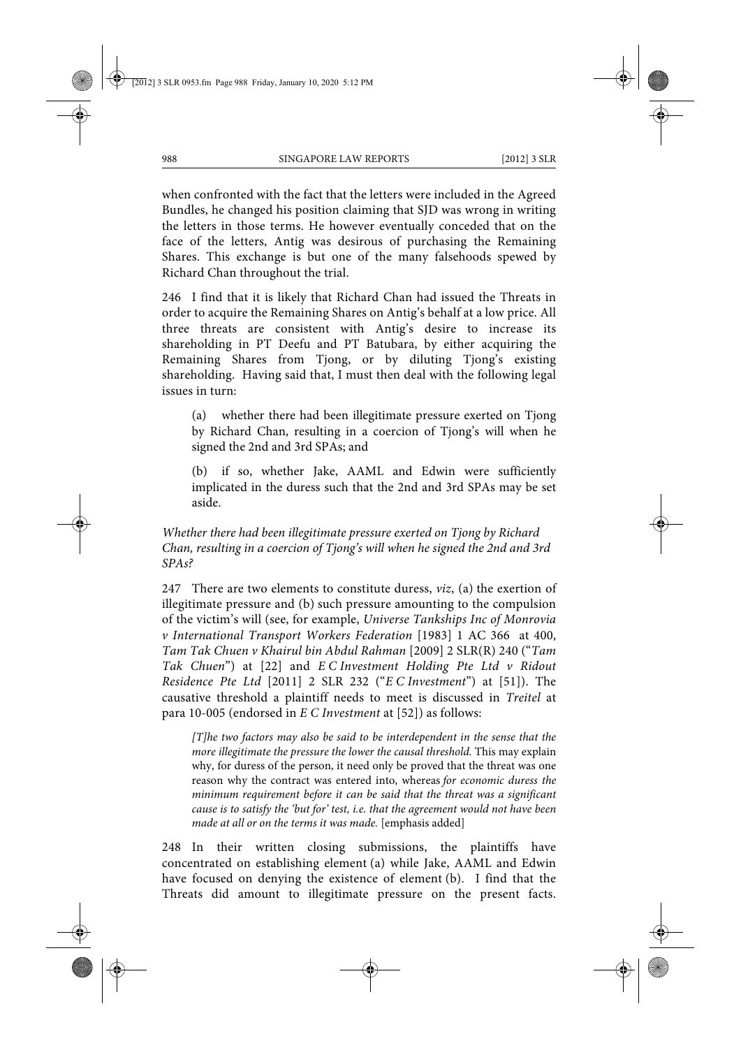when confronted with the fact that the letters were included in the Agreed Bundles, he changed his position claiming that SJD was wrong in writing the letters in those terms. He however eventually conceded that on the face of the letters, Antig was desirous of purchasing the Remaining Shares. This exchange is but one of the many falsehoods spewed by Richard Chan throughout the trial.

246 I find that it is likely that Richard Chan had issued the Threats in order to acquire the Remaining Shares on Antig's behalf at a low price. All three threats are consistent with Antig's desire to increase its shareholding in PT Deefu and PT Batubara, by either acquiring the Remaining Shares from Tjong, or by diluting Tjong's existing shareholding. Having said that, I must then deal with the following legal issues in turn:

(a) whether there had been illegitimate pressure exerted on Tjong by Richard Chan, resulting in a coercion of Tjong's will when he signed the 2nd and 3rd SPAs; and

(b) if so, whether Jake, AAML and Edwin were sufficiently implicated in the duress such that the 2nd and 3rd SPAs may be set aside.

*Whether there had been illegitimate pressure exerted on Tjong by Richard Chan, resulting in a coercion of Tjong's will when he signed the 2nd and 3rd SPAs?*

247 There are two elements to constitute duress, *viz*, (a) the exertion of illegitimate pressure and (b) such pressure amounting to the compulsion of the victim's will (see, for example, *Universe Tankships Inc of Monrovia v International Transport Workers Federation* [1983] 1 AC 366 at 400, *Tam Tak Chuen v Khairul bin Abdul Rahman* [2009] 2 SLR(R) 240 ("*Tam Tak Chuen*") at [22] and *E C Investment Holding Pte Ltd v Ridout Residence Pte Ltd* [2011] 2 SLR 232 ("*E C Investment*") at [51]). The causative threshold a plaintiff needs to meet is discussed in *Treitel* at para 10-005 (endorsed in *E C Investment* at [52]) as follows:

> *[T]he two factors may also be said to be interdependent in the sense that the more illegitimate the pressure the lower the causal threshold.* This may explain why, for duress of the person, it need only be proved that the threat was one reason why the contract was entered into, whereas *for economic duress the minimum requirement before it can be said that the threat was a significant cause is to satisfy the 'but for' test, i.e. that the agreement would not have been made at all or on the terms it was made.* [emphasis added]

248 In their written closing submissions, the plaintiffs have concentrated on establishing element (a) while Jake, AAML and Edwin have focused on denying the existence of element (b). I find that the Threats did amount to illegitimate pressure on the present facts.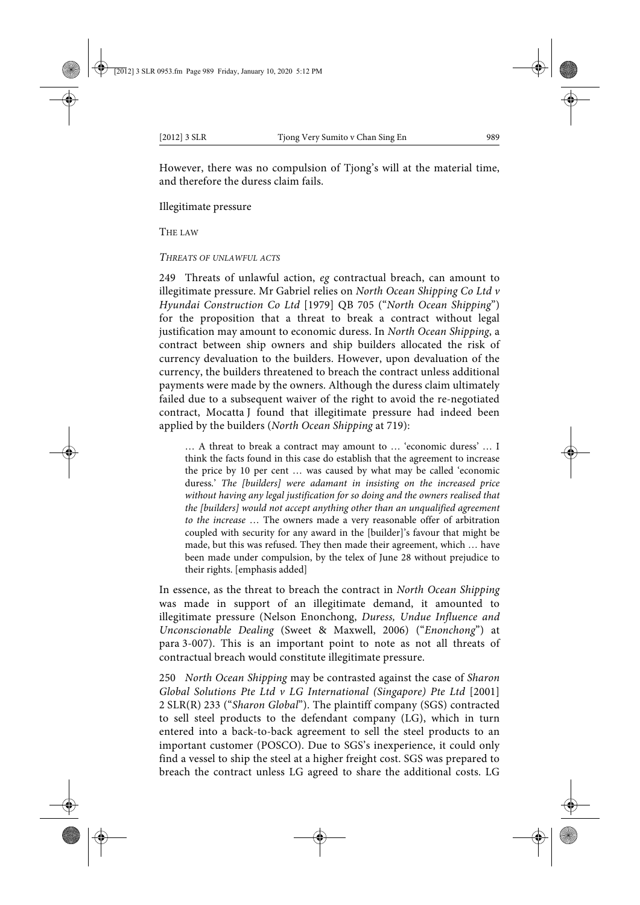However, there was no compulsion of Tjong's will at the material time, and therefore the duress claim fails.

### Illegitimate pressure

#### The law

##### *Threats of unlawful acts*

249 Threats of unlawful action, *eg* contractual breach, can amount to illegitimate pressure. Mr Gabriel relies on *North Ocean Shipping Co Ltd v Hyundai Construction Co Ltd* [1979] QB 705 ("*North Ocean Shipping*") for the proposition that a threat to break a contract without legal justification may amount to economic duress. In *North Ocean Shipping*, a contract between ship owners and ship builders allocated the risk of currency devaluation to the builders. However, upon devaluation of the currency, the builders threatened to breach the contract unless additional payments were made by the owners. Although the duress claim ultimately failed due to a subsequent waiver of the right to avoid the re-negotiated contract, Mocatta J found that illegitimate pressure had indeed been applied by the builders (*North Ocean Shipping* at 719):

> … A threat to break a contract may amount to … 'economic duress' … I think the facts found in this case do establish that the agreement to increase the price by 10 per cent … was caused by what may be called 'economic duress.' *The [builders] were adamant in insisting on the increased price without having any legal justification for so doing and the owners realised that the [builders] would not accept anything other than an unqualified agreement to the increase* … The owners made a very reasonable offer of arbitration coupled with security for any award in the [builder]'s favour that might be made, but this was refused. They then made their agreement, which … have been made under compulsion, by the telex of June 28 without prejudice to their rights. [emphasis added]

In essence, as the threat to breach the contract in *North Ocean Shipping* was made in support of an illegitimate demand, it amounted to illegitimate pressure (Nelson Enonchong, *Duress, Undue Influence and Unconscionable Dealing* (Sweet & Maxwell, 2006) ("*Enonchong*") at para 3-007). This is an important point to note as not all threats of contractual breach would constitute illegitimate pressure.

250 *North Ocean Shipping* may be contrasted against the case of *Sharon Global Solutions Pte Ltd v LG International (Singapore) Pte Ltd* [2001] 2 SLR(R) 233 ("*Sharon Global*"). The plaintiff company (SGS) contracted to sell steel products to the defendant company (LG), which in turn entered into a back-to-back agreement to sell the steel products to an important customer (POSCO). Due to SGS's inexperience, it could only find a vessel to ship the steel at a higher freight cost. SGS was prepared to breach the contract unless LG agreed to share the additional costs. LG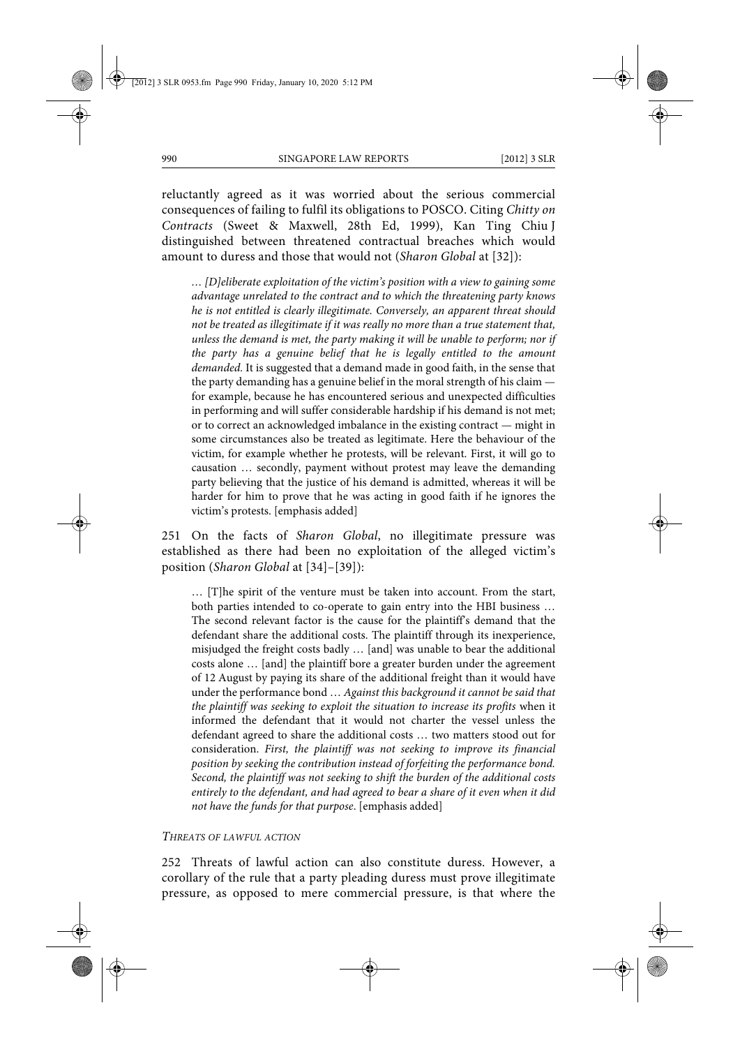reluctantly agreed as it was worried about the serious commercial consequences of failing to fulfil its obligations to POSCO. Citing *Chitty on Contracts* (Sweet & Maxwell, 28th Ed, 1999), Kan Ting Chiu J distinguished between threatened contractual breaches which would amount to duress and those that would not (*Sharon Global* at [32]):

> … *[D]eliberate exploitation of the victim's position with a view to gaining some advantage unrelated to the contract and to which the threatening party knows he is not entitled is clearly illegitimate. Conversely, an apparent threat should not be treated as illegitimate if it was really no more than a true statement that, unless the demand is met, the party making it will be unable to perform; nor if the party has a genuine belief that he is legally entitled to the amount demanded.* It is suggested that a demand made in good faith, in the sense that the party demanding has a genuine belief in the moral strength of his claim — for example, because he has encountered serious and unexpected difficulties in performing and will suffer considerable hardship if his demand is not met; or to correct an acknowledged imbalance in the existing contract — might in some circumstances also be treated as legitimate. Here the behaviour of the victim, for example whether he protests, will be relevant. First, it will go to causation … secondly, payment without protest may leave the demanding party believing that the justice of his demand is admitted, whereas it will be harder for him to prove that he was acting in good faith if he ignores the victim's protests. [emphasis added]

251 On the facts of *Sharon Global*, no illegitimate pressure was established as there had been no exploitation of the alleged victim's position (*Sharon Global* at [34]–[39]):

> … [T]he spirit of the venture must be taken into account. From the start, both parties intended to co-operate to gain entry into the HBI business … The second relevant factor is the cause for the plaintiff's demand that the defendant share the additional costs. The plaintiff through its inexperience, misjudged the freight costs badly … [and] was unable to bear the additional costs alone … [and] the plaintiff bore a greater burden under the agreement of 12 August by paying its share of the additional freight than it would have under the performance bond … *Against this background it cannot be said that the plaintiff was seeking to exploit the situation to increase its profits* when it informed the defendant that it would not charter the vessel unless the defendant agreed to share the additional costs … two matters stood out for consideration. *First, the plaintiff was not seeking to improve its financial position by seeking the contribution instead of forfeiting the performance bond. Second, the plaintiff was not seeking to shift the burden of the additional costs entirely to the defendant, and had agreed to bear a share of it even when it did not have the funds for that purpose*. [emphasis added]

#### *Threats of lawful action*

252 Threats of lawful action can also constitute duress. However, a corollary of the rule that a party pleading duress must prove illegitimate pressure, as opposed to mere commercial pressure, is that where the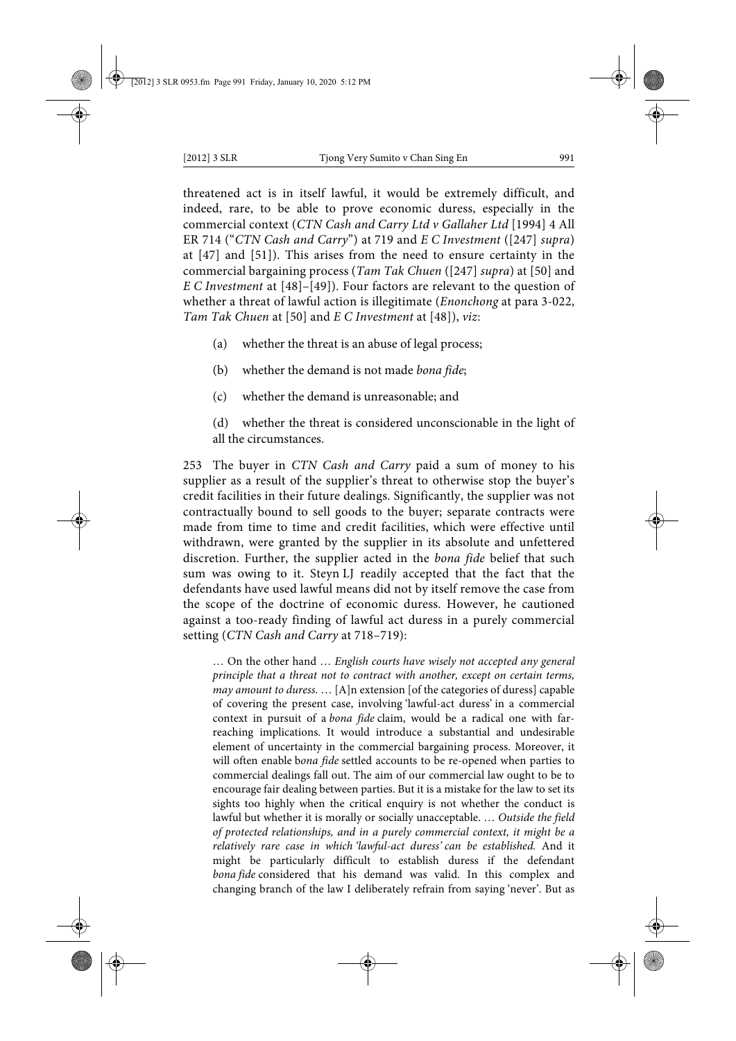threatened act is in itself lawful, it would be extremely difficult, and indeed, rare, to be able to prove economic duress, especially in the commercial context (*CTN Cash and Carry Ltd v Gallaher Ltd* [1994] 4 All ER 714 ("*CTN Cash and Carry*") at 719 and *E C Investment* ([247] *supra*) at [47] and [51]). This arises from the need to ensure certainty in the commercial bargaining process (*Tam Tak Chuen* ([247] *supra*) at [50] and *E C Investment* at [48]–[49]). Four factors are relevant to the question of whether a threat of lawful action is illegitimate (*Enonchong* at para 3-022, *Tam Tak Chuen* at [50] and *E C Investment* at [48]), *viz*:

(a) whether the threat is an abuse of legal process;

(b) whether the demand is not made *bona fide*;

(c) whether the demand is unreasonable; and

(d) whether the threat is considered unconscionable in the light of all the circumstances.

253 The buyer in *CTN Cash and Carry* paid a sum of money to his supplier as a result of the supplier's threat to otherwise stop the buyer's credit facilities in their future dealings. Significantly, the supplier was not contractually bound to sell goods to the buyer; separate contracts were made from time to time and credit facilities, which were effective until withdrawn, were granted by the supplier in its absolute and unfettered discretion. Further, the supplier acted in the *bona fide* belief that such sum was owing to it. Steyn LJ readily accepted that the fact that the defendants have used lawful means did not by itself remove the case from the scope of the doctrine of economic duress. However, he cautioned against a too-ready finding of lawful act duress in a purely commercial setting (*CTN Cash and Carry* at 718–719):

> … On the other hand … *English courts have wisely not accepted any general principle that a threat not to contract with another, except on certain terms, may amount to duress.* … [A]n extension [of the categories of duress] capable of covering the present case, involving 'lawful-act duress' in a commercial context in pursuit of a *bona fide* claim, would be a radical one with far-reaching implications. It would introduce a substantial and undesirable element of uncertainty in the commercial bargaining process. Moreover, it will often enable b*ona fide* settled accounts to be re-opened when parties to commercial dealings fall out. The aim of our commercial law ought to be to encourage fair dealing between parties. But it is a mistake for the law to set its sights too highly when the critical enquiry is not whether the conduct is lawful but whether it is morally or socially unacceptable. … *Outside the field of protected relationships, and in a purely commercial context, it might be a relatively rare case in which 'lawful-act duress' can be established.* And it might be particularly difficult to establish duress if the defendant *bona fide* considered that his demand was valid. In this complex and changing branch of the law I deliberately refrain from saying 'never'. But as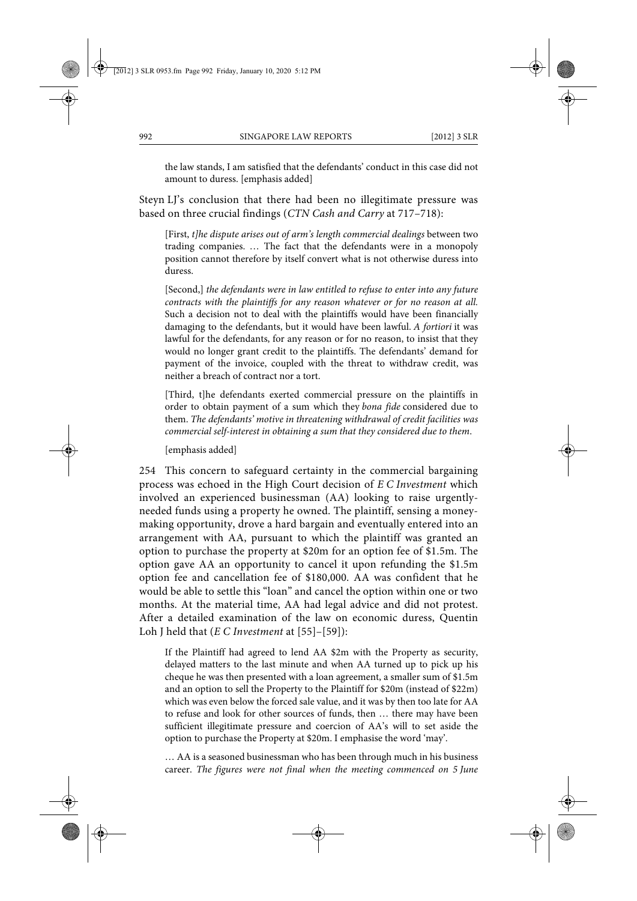> the law stands, I am satisfied that the defendants' conduct in this case did not amount to duress. [emphasis added]

Steyn LJ's conclusion that there had been no illegitimate pressure was based on three crucial findings (*CTN Cash and Carry* at 717–718):

> [First, *t]he dispute arises out of arm's length commercial dealings* between two trading companies. … The fact that the defendants were in a monopoly position cannot therefore by itself convert what is not otherwise duress into duress.
>
> [Second,] *the defendants were in law entitled to refuse to enter into any future contracts with the plaintiffs for any reason whatever or for no reason at all.* Such a decision not to deal with the plaintiffs would have been financially damaging to the defendants, but it would have been lawful. *A fortiori* it was lawful for the defendants, for any reason or for no reason, to insist that they would no longer grant credit to the plaintiffs. The defendants' demand for payment of the invoice, coupled with the threat to withdraw credit, was neither a breach of contract nor a tort.
>
> [Third, t]he defendants exerted commercial pressure on the plaintiffs in order to obtain payment of a sum which they *bona fide* considered due to them. *The defendants' motive in threatening withdrawal of credit facilities was commercial self-interest in obtaining a sum that they considered due to them.*
>
> [emphasis added]

254 This concern to safeguard certainty in the commercial bargaining process was echoed in the High Court decision of *E C Investment* which involved an experienced businessman (AA) looking to raise urgently-needed funds using a property he owned. The plaintiff, sensing a money-making opportunity, drove a hard bargain and eventually entered into an arrangement with AA, pursuant to which the plaintiff was granted an option to purchase the property at \$20m for an option fee of \$1.5m. The option gave AA an opportunity to cancel it upon refunding the \$1.5m option fee and cancellation fee of \$180,000. AA was confident that he would be able to settle this "loan" and cancel the option within one or two months. At the material time, AA had legal advice and did not protest. After a detailed examination of the law on economic duress, Quentin Loh J held that (*E C Investment* at [55]–[59]):

> If the Plaintiff had agreed to lend AA \$2m with the Property as security, delayed matters to the last minute and when AA turned up to pick up his cheque he was then presented with a loan agreement, a smaller sum of \$1.5m and an option to sell the Property to the Plaintiff for \$20m (instead of \$22m) which was even below the forced sale value, and it was by then too late for AA to refuse and look for other sources of funds, then … there may have been sufficient illegitimate pressure and coercion of AA's will to set aside the option to purchase the Property at \$20m. I emphasise the word 'may'.
>
> … AA is a seasoned businessman who has been through much in his business career. *The figures were not final when the meeting commenced on 5 June*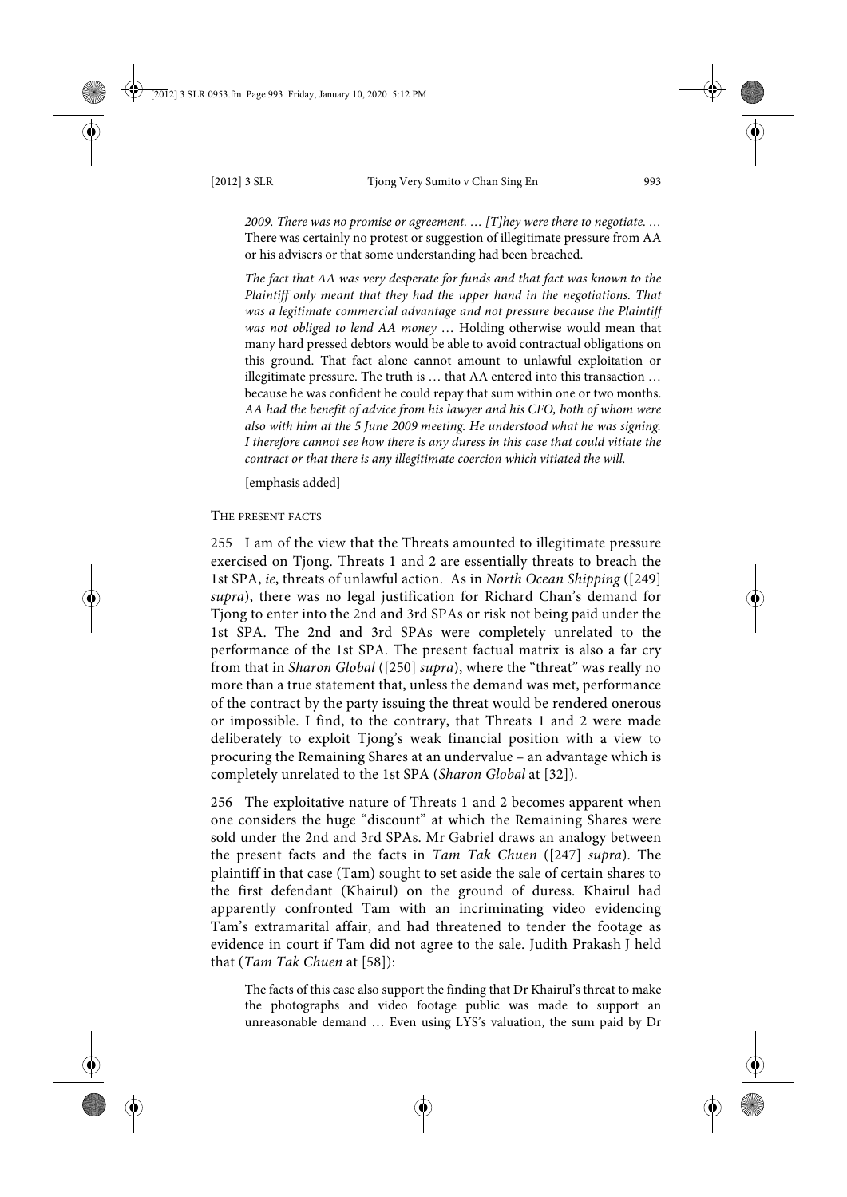> *2009. There was no promise or agreement. … [T]hey were there to negotiate. …* There was certainly no protest or suggestion of illegitimate pressure from AA or his advisers or that some understanding had been breached.
>
> *The fact that AA was very desperate for funds and that fact was known to the Plaintiff only meant that they had the upper hand in the negotiations. That was a legitimate commercial advantage and not pressure because the Plaintiff was not obliged to lend AA money …* Holding otherwise would mean that many hard pressed debtors would be able to avoid contractual obligations on this ground. That fact alone cannot amount to unlawful exploitation or illegitimate pressure. The truth is … that AA entered into this transaction … because he was confident he could repay that sum within one or two months. *AA had the benefit of advice from his lawyer and his CFO, both of whom were also with him at the 5 June 2009 meeting. He understood what he was signing. I therefore cannot see how there is any duress in this case that could vitiate the contract or that there is any illegitimate coercion which vitiated the will.*
>
> [emphasis added]

THE PRESENT FACTS

255 I am of the view that the Threats amounted to illegitimate pressure exercised on Tjong. Threats 1 and 2 are essentially threats to breach the 1st SPA, *ie*, threats of unlawful action. As in *North Ocean Shipping* ([249] *supra*), there was no legal justification for Richard Chan's demand for Tjong to enter into the 2nd and 3rd SPAs or risk not being paid under the 1st SPA. The 2nd and 3rd SPAs were completely unrelated to the performance of the 1st SPA. The present factual matrix is also a far cry from that in *Sharon Global* ([250] *supra*), where the "threat" was really no more than a true statement that, unless the demand was met, performance of the contract by the party issuing the threat would be rendered onerous or impossible. I find, to the contrary, that Threats 1 and 2 were made deliberately to exploit Tjong's weak financial position with a view to procuring the Remaining Shares at an undervalue – an advantage which is completely unrelated to the 1st SPA (*Sharon Global* at [32]).

256 The exploitative nature of Threats 1 and 2 becomes apparent when one considers the huge "discount" at which the Remaining Shares were sold under the 2nd and 3rd SPAs. Mr Gabriel draws an analogy between the present facts and the facts in *Tam Tak Chuen* ([247] *supra*). The plaintiff in that case (Tam) sought to set aside the sale of certain shares to the first defendant (Khairul) on the ground of duress. Khairul had apparently confronted Tam with an incriminating video evidencing Tam's extramarital affair, and had threatened to tender the footage as evidence in court if Tam did not agree to the sale. Judith Prakash J held that (*Tam Tak Chuen* at [58]):

> The facts of this case also support the finding that Dr Khairul's threat to make the photographs and video footage public was made to support an unreasonable demand … Even using LYS's valuation, the sum paid by Dr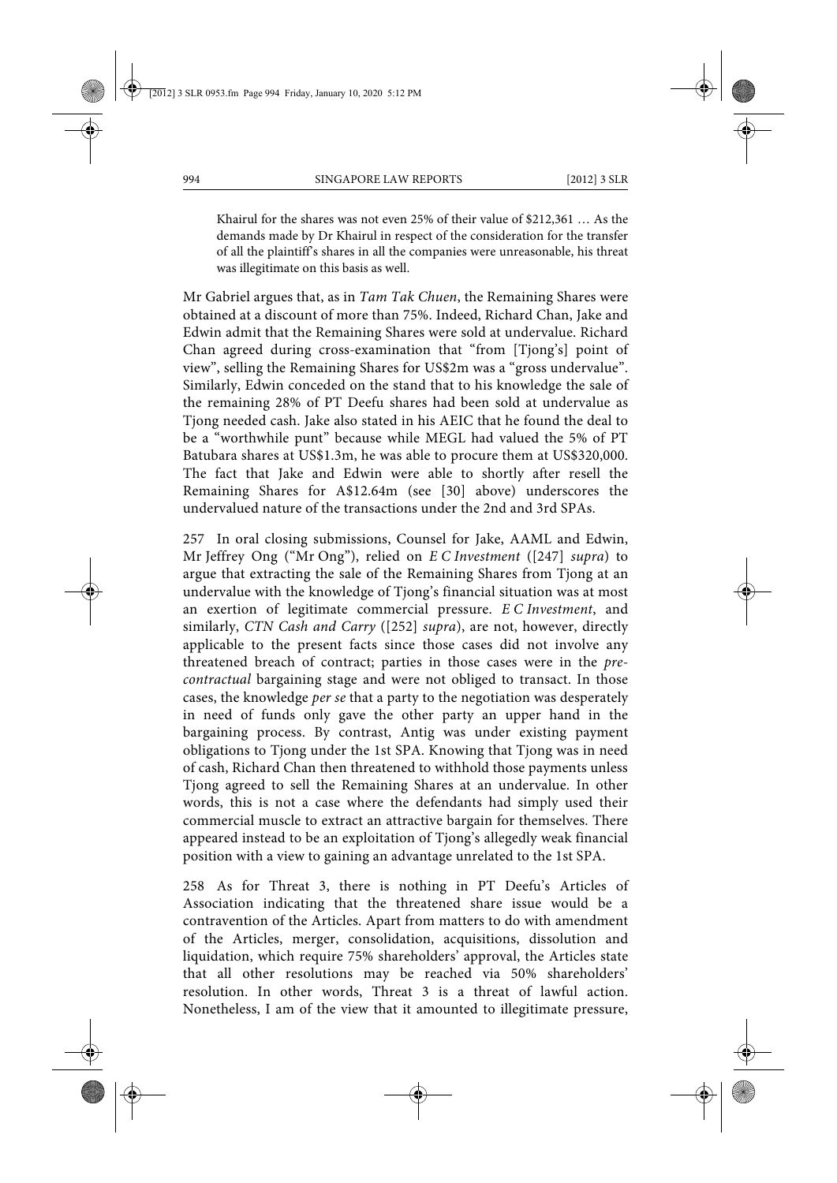> Khairul for the shares was not even 25% of their value of $212,361 … As the demands made by Dr Khairul in respect of the consideration for the transfer of all the plaintiff's shares in all the companies were unreasonable, his threat was illegitimate on this basis as well.

Mr Gabriel argues that, as in *Tam Tak Chuen*, the Remaining Shares were obtained at a discount of more than 75%. Indeed, Richard Chan, Jake and Edwin admit that the Remaining Shares were sold at undervalue. Richard Chan agreed during cross-examination that "from [Tjong's] point of view", selling the Remaining Shares for US$2m was a "gross undervalue". Similarly, Edwin conceded on the stand that to his knowledge the sale of the remaining 28% of PT Deefu shares had been sold at undervalue as Tjong needed cash. Jake also stated in his AEIC that he found the deal to be a "worthwhile punt" because while MEGL had valued the 5% of PT Batubara shares at US$1.3m, he was able to procure them at US$320,000. The fact that Jake and Edwin were able to shortly after resell the Remaining Shares for A$12.64m (see [30] above) underscores the undervalued nature of the transactions under the 2nd and 3rd SPAs.

257 In oral closing submissions, Counsel for Jake, AAML and Edwin, Mr Jeffrey Ong ("Mr Ong"), relied on *E C Investment* ([247] *supra*) to argue that extracting the sale of the Remaining Shares from Tjong at an undervalue with the knowledge of Tjong's financial situation was at most an exertion of legitimate commercial pressure. *E C Investment*, and similarly, *CTN Cash and Carry* ([252] *supra*), are not, however, directly applicable to the present facts since those cases did not involve any threatened breach of contract; parties in those cases were in the *pre-contractual* bargaining stage and were not obliged to transact. In those cases, the knowledge *per se* that a party to the negotiation was desperately in need of funds only gave the other party an upper hand in the bargaining process. By contrast, Antig was under existing payment obligations to Tjong under the 1st SPA. Knowing that Tjong was in need of cash, Richard Chan then threatened to withhold those payments unless Tjong agreed to sell the Remaining Shares at an undervalue. In other words, this is not a case where the defendants had simply used their commercial muscle to extract an attractive bargain for themselves. There appeared instead to be an exploitation of Tjong's allegedly weak financial position with a view to gaining an advantage unrelated to the 1st SPA.

258 As for Threat 3, there is nothing in PT Deefu's Articles of Association indicating that the threatened share issue would be a contravention of the Articles. Apart from matters to do with amendment of the Articles, merger, consolidation, acquisitions, dissolution and liquidation, which require 75% shareholders' approval, the Articles state that all other resolutions may be reached via 50% shareholders' resolution. In other words, Threat 3 is a threat of lawful action. Nonetheless, I am of the view that it amounted to illegitimate pressure,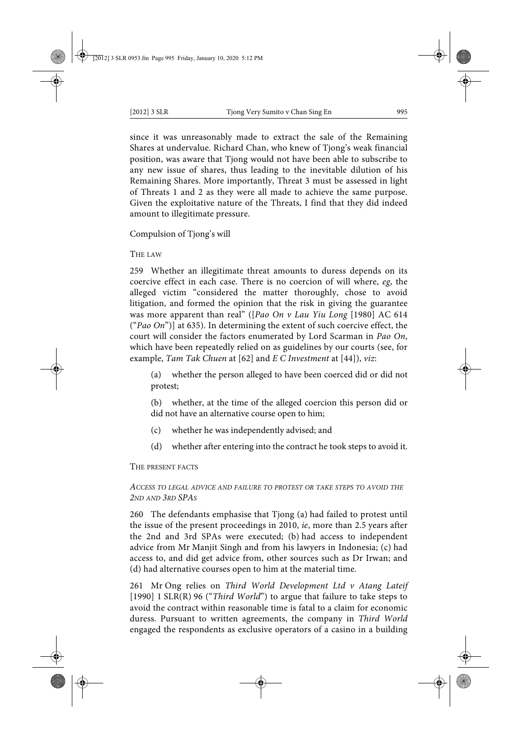since it was unreasonably made to extract the sale of the Remaining Shares at undervalue. Richard Chan, who knew of Tjong's weak financial position, was aware that Tjong would not have been able to subscribe to any new issue of shares, thus leading to the inevitable dilution of his Remaining Shares. More importantly, Threat 3 must be assessed in light of Threats 1 and 2 as they were all made to achieve the same purpose. Given the exploitative nature of the Threats, I find that they did indeed amount to illegitimate pressure.

Compulsion of Tjong's will

THE LAW

259 Whether an illegitimate threat amounts to duress depends on its coercive effect in each case. There is no coercion of will where, *eg*, the alleged victim "considered the matter thoroughly, chose to avoid litigation, and formed the opinion that the risk in giving the guarantee was more apparent than real" ([*Pao On v Lau Yiu Long* [1980] AC 614 ("*Pao On*")] at 635). In determining the extent of such coercive effect, the court will consider the factors enumerated by Lord Scarman in *Pao On*, which have been repeatedly relied on as guidelines by our courts (see, for example, *Tam Tak Chuen* at [62] and *E C Investment* at [44]), *viz*:

> (a) whether the person alleged to have been coerced did or did not protest;
>
> (b) whether, at the time of the alleged coercion this person did or did not have an alternative course open to him;
>
> (c) whether he was independently advised; and
>
> (d) whether after entering into the contract he took steps to avoid it.

THE PRESENT FACTS

*ACCESS TO LEGAL ADVICE AND FAILURE TO PROTEST OR TAKE STEPS TO AVOID THE 2ND AND 3RD SPAS*

260 The defendants emphasise that Tjong (a) had failed to protest until the issue of the present proceedings in 2010, *ie*, more than 2.5 years after the 2nd and 3rd SPAs were executed; (b) had access to independent advice from Mr Manjit Singh and from his lawyers in Indonesia; (c) had access to, and did get advice from, other sources such as Dr Irwan; and (d) had alternative courses open to him at the material time.

261 Mr Ong relies on *Third World Development Ltd v Atang Lateif* [1990] 1 SLR(R) 96 ("*Third World*") to argue that failure to take steps to avoid the contract within reasonable time is fatal to a claim for economic duress. Pursuant to written agreements, the company in *Third World* engaged the respondents as exclusive operators of a casino in a building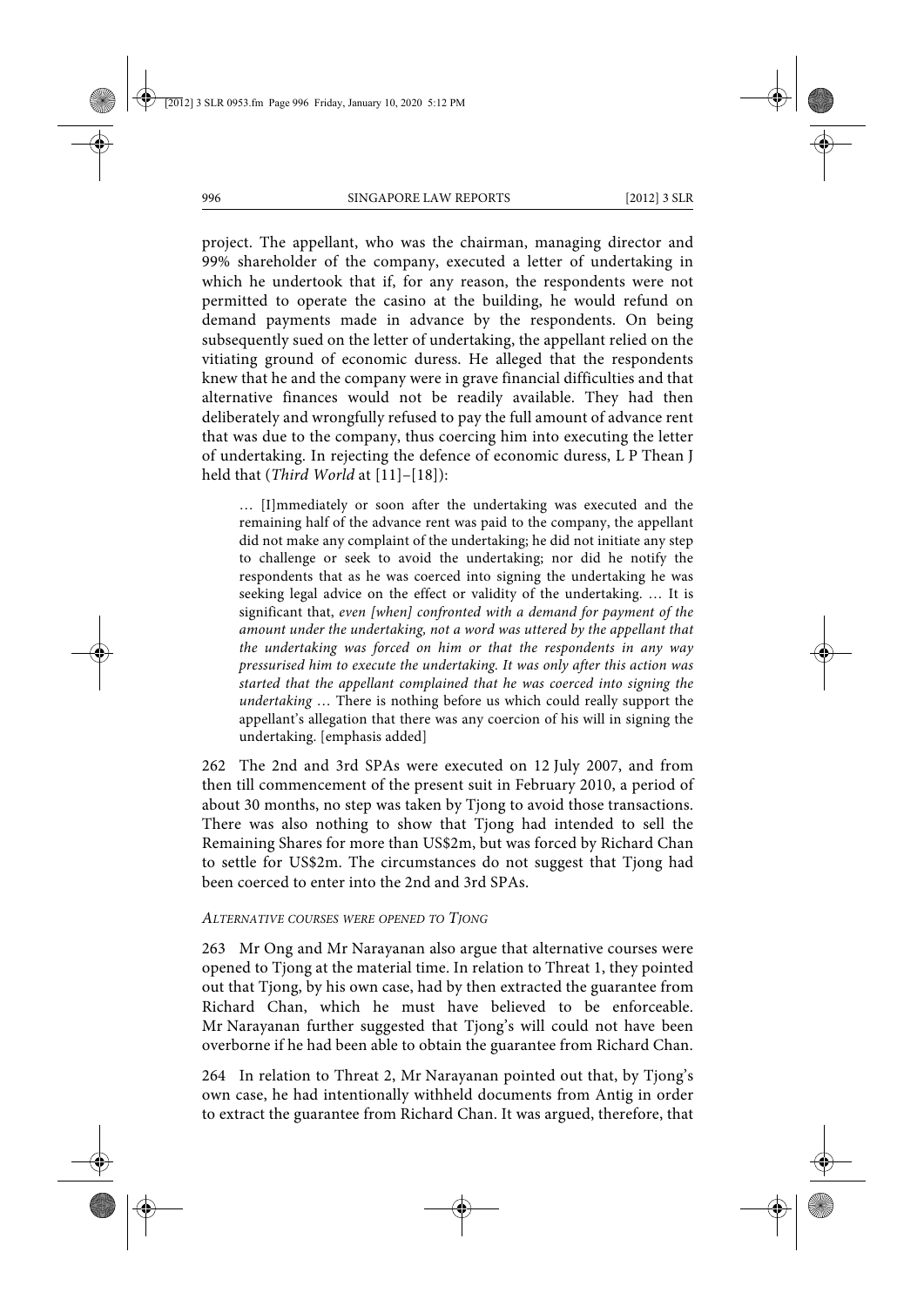project. The appellant, who was the chairman, managing director and 99% shareholder of the company, executed a letter of undertaking in which he undertook that if, for any reason, the respondents were not permitted to operate the casino at the building, he would refund on demand payments made in advance by the respondents. On being subsequently sued on the letter of undertaking, the appellant relied on the vitiating ground of economic duress. He alleged that the respondents knew that he and the company were in grave financial difficulties and that alternative finances would not be readily available. They had then deliberately and wrongfully refused to pay the full amount of advance rent that was due to the company, thus coercing him into executing the letter of undertaking. In rejecting the defence of economic duress, L P Thean J held that (*Third World* at [11]–[18]):

> … [I]mmediately or soon after the undertaking was executed and the remaining half of the advance rent was paid to the company, the appellant did not make any complaint of the undertaking; he did not initiate any step to challenge or seek to avoid the undertaking; nor did he notify the respondents that as he was coerced into signing the undertaking he was seeking legal advice on the effect or validity of the undertaking. … It is significant that, *even [when] confronted with a demand for payment of the amount under the undertaking, not a word was uttered by the appellant that the undertaking was forced on him or that the respondents in any way pressurised him to execute the undertaking. It was only after this action was started that the appellant complained that he was coerced into signing the undertaking* … There is nothing before us which could really support the appellant's allegation that there was any coercion of his will in signing the undertaking. [emphasis added]

262 The 2nd and 3rd SPAs were executed on 12 July 2007, and from then till commencement of the present suit in February 2010, a period of about 30 months, no step was taken by Tjong to avoid those transactions. There was also nothing to show that Tjong had intended to sell the Remaining Shares for more than US$2m, but was forced by Richard Chan to settle for US$2m. The circumstances do not suggest that Tjong had been coerced to enter into the 2nd and 3rd SPAs.

*ALTERNATIVE COURSES WERE OPENED TO TJONG*

263 Mr Ong and Mr Narayanan also argue that alternative courses were opened to Tjong at the material time. In relation to Threat 1, they pointed out that Tjong, by his own case, had by then extracted the guarantee from Richard Chan, which he must have believed to be enforceable. Mr Narayanan further suggested that Tjong's will could not have been overborne if he had been able to obtain the guarantee from Richard Chan.

264 In relation to Threat 2, Mr Narayanan pointed out that, by Tjong's own case, he had intentionally withheld documents from Antig in order to extract the guarantee from Richard Chan. It was argued, therefore, that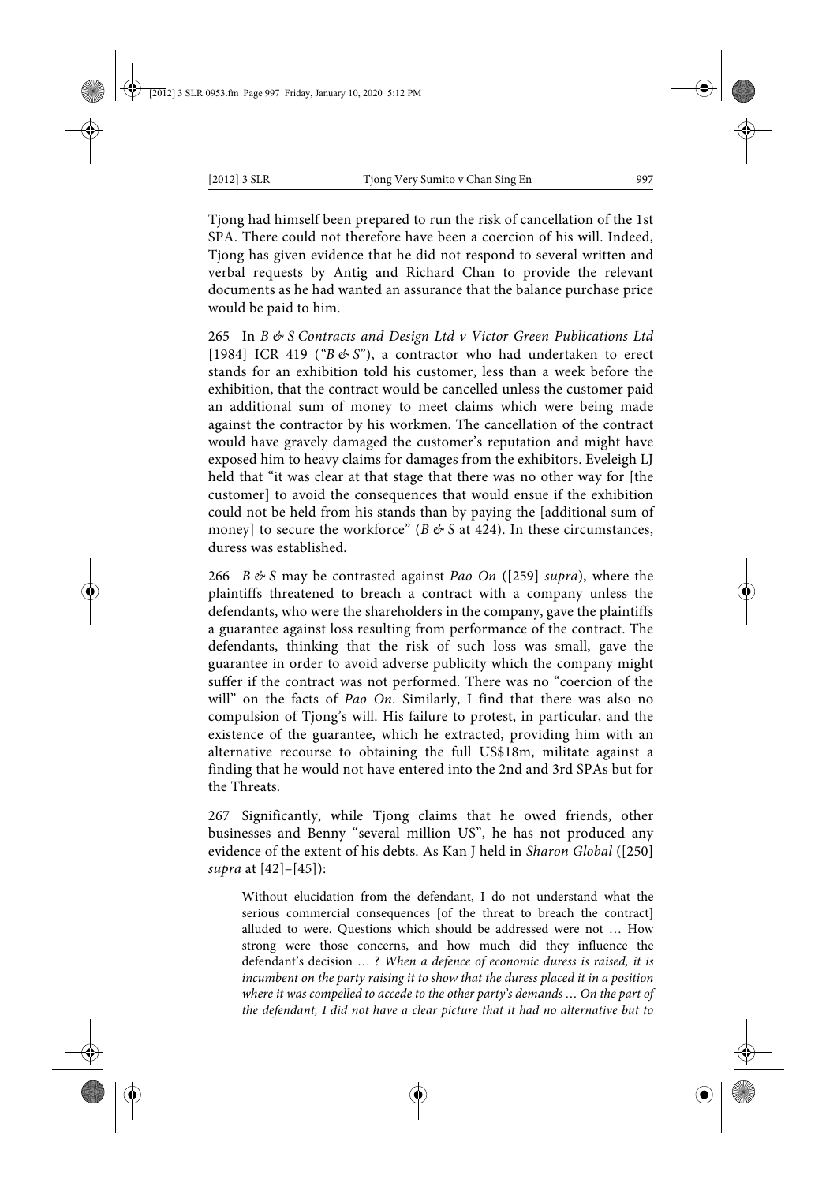Tjong had himself been prepared to run the risk of cancellation of the 1st SPA. There could not therefore have been a coercion of his will. Indeed, Tjong has given evidence that he did not respond to several written and verbal requests by Antig and Richard Chan to provide the relevant documents as he had wanted an assurance that the balance purchase price would be paid to him.

265 In *B & S Contracts and Design Ltd v Victor Green Publications Ltd* [1984] ICR 419 ("*B & S*"), a contractor who had undertaken to erect stands for an exhibition told his customer, less than a week before the exhibition, that the contract would be cancelled unless the customer paid an additional sum of money to meet claims which were being made against the contractor by his workmen. The cancellation of the contract would have gravely damaged the customer's reputation and might have exposed him to heavy claims for damages from the exhibitors. Eveleigh LJ held that "it was clear at that stage that there was no other way for [the customer] to avoid the consequences that would ensue if the exhibition could not be held from his stands than by paying the [additional sum of money] to secure the workforce" (*B & S* at 424). In these circumstances, duress was established.

266 *B & S* may be contrasted against *Pao On* ([259] *supra*), where the plaintiffs threatened to breach a contract with a company unless the defendants, who were the shareholders in the company, gave the plaintiffs a guarantee against loss resulting from performance of the contract. The defendants, thinking that the risk of such loss was small, gave the guarantee in order to avoid adverse publicity which the company might suffer if the contract was not performed. There was no "coercion of the will" on the facts of *Pao On*. Similarly, I find that there was also no compulsion of Tjong's will. His failure to protest, in particular, and the existence of the guarantee, which he extracted, providing him with an alternative recourse to obtaining the full US$18m, militate against a finding that he would not have entered into the 2nd and 3rd SPAs but for the Threats.

267 Significantly, while Tjong claims that he owed friends, other businesses and Benny "several million US", he has not produced any evidence of the extent of his debts. As Kan J held in *Sharon Global* ([250] *supra* at [42]–[45]):

> Without elucidation from the defendant, I do not understand what the serious commercial consequences [of the threat to breach the contract] alluded to were. Questions which should be addressed were not … How strong were those concerns, and how much did they influence the defendant's decision … ? *When a defence of economic duress is raised, it is incumbent on the party raising it to show that the duress placed it in a position where it was compelled to accede to the other party's demands … On the part of the defendant, I did not have a clear picture that it had no alternative but to*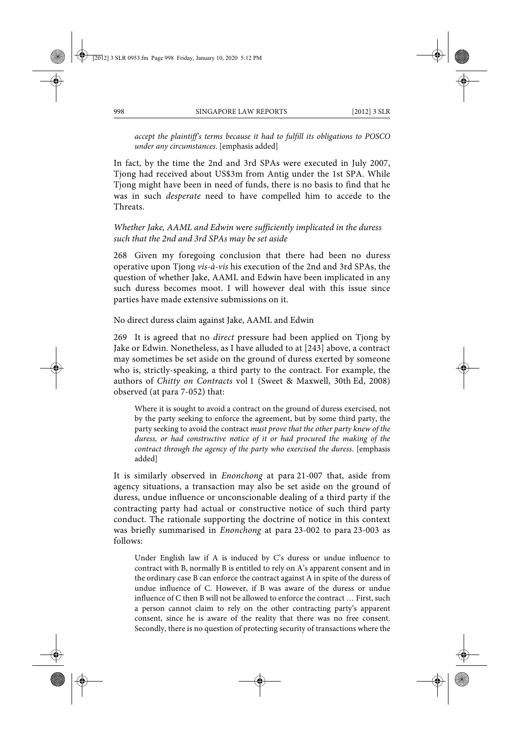*accept the plaintiff's terms because it had to fulfill its obligations to POSCO under any circumstances.* [emphasis added]

In fact, by the time the 2nd and 3rd SPAs were executed in July 2007, Tjong had received about US$3m from Antig under the 1st SPA. While Tjong might have been in need of funds, there is no basis to find that he was in such *desperate* need to have compelled him to accede to the Threats.

*Whether Jake, AAML and Edwin were sufficiently implicated in the duress such that the 2nd and 3rd SPAs may be set aside*

268 Given my foregoing conclusion that there had been no duress operative upon Tjong *vis-à-vis* his execution of the 2nd and 3rd SPAs, the question of whether Jake, AAML and Edwin have been implicated in any such duress becomes moot. I will however deal with this issue since parties have made extensive submissions on it.

No direct duress claim against Jake, AAML and Edwin

269 It is agreed that no *direct* pressure had been applied on Tjong by Jake or Edwin. Nonetheless, as I have alluded to at [243] above, a contract may sometimes be set aside on the ground of duress exerted by someone who is, strictly-speaking, a third party to the contract. For example, the authors of *Chitty on Contracts* vol 1 (Sweet & Maxwell, 30th Ed, 2008) observed (at para 7-052) that:

> Where it is sought to avoid a contract on the ground of duress exercised, not by the party seeking to enforce the agreement, but by some third party, the party seeking to avoid the contract *must prove that the other party knew of the duress, or had constructive notice of it or had procured the making of the contract through the agency of the party who exercised the duress*. [emphasis added]

It is similarly observed in *Enonchong* at para 21-007 that, aside from agency situations, a transaction may also be set aside on the ground of duress, undue influence or unconscionable dealing of a third party if the contracting party had actual or constructive notice of such third party conduct. The rationale supporting the doctrine of notice in this context was briefly summarised in *Enonchong* at para 23-002 to para 23-003 as follows:

> Under English law if A is induced by C's duress or undue influence to contract with B, normally B is entitled to rely on A's apparent consent and in the ordinary case B can enforce the contract against A in spite of the duress of undue influence of C. However, if B was aware of the duress or undue influence of C then B will not be allowed to enforce the contract … First, such a person cannot claim to rely on the other contracting party's apparent consent, since he is aware of the reality that there was no free consent. Secondly, there is no question of protecting security of transactions where the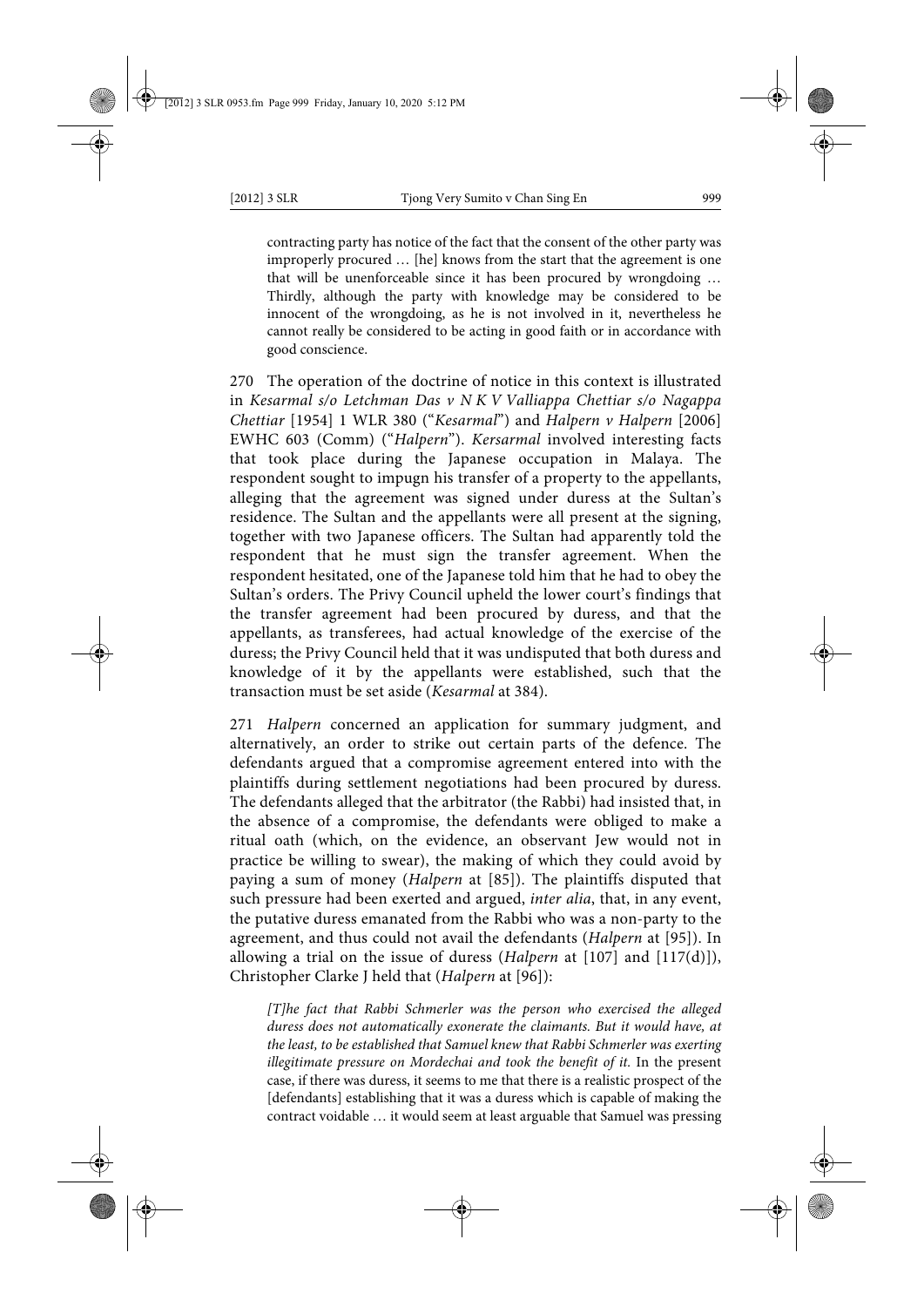> contracting party has notice of the fact that the consent of the other party was improperly procured … [he] knows from the start that the agreement is one that will be unenforceable since it has been procured by wrongdoing … Thirdly, although the party with knowledge may be considered to be innocent of the wrongdoing, as he is not involved in it, nevertheless he cannot really be considered to be acting in good faith or in accordance with good conscience.

270 The operation of the doctrine of notice in this context is illustrated in *Kesarmal s/o Letchman Das v N K V Valliappa Chettiar s/o Nagappa Chettiar* [1954] 1 WLR 380 ("*Kesarmal*") and *Halpern v Halpern* [2006] EWHC 603 (Comm) ("*Halpern*"). *Kersarmal* involved interesting facts that took place during the Japanese occupation in Malaya. The respondent sought to impugn his transfer of a property to the appellants, alleging that the agreement was signed under duress at the Sultan's residence. The Sultan and the appellants were all present at the signing, together with two Japanese officers. The Sultan had apparently told the respondent that he must sign the transfer agreement. When the respondent hesitated, one of the Japanese told him that he had to obey the Sultan's orders. The Privy Council upheld the lower court's findings that the transfer agreement had been procured by duress, and that the appellants, as transferees, had actual knowledge of the exercise of the duress; the Privy Council held that it was undisputed that both duress and knowledge of it by the appellants were established, such that the transaction must be set aside (*Kesarmal* at 384).

271 *Halpern* concerned an application for summary judgment, and alternatively, an order to strike out certain parts of the defence. The defendants argued that a compromise agreement entered into with the plaintiffs during settlement negotiations had been procured by duress. The defendants alleged that the arbitrator (the Rabbi) had insisted that, in the absence of a compromise, the defendants were obliged to make a ritual oath (which, on the evidence, an observant Jew would not in practice be willing to swear), the making of which they could avoid by paying a sum of money (*Halpern* at [85]). The plaintiffs disputed that such pressure had been exerted and argued, *inter alia*, that, in any event, the putative duress emanated from the Rabbi who was a non-party to the agreement, and thus could not avail the defendants (*Halpern* at [95]). In allowing a trial on the issue of duress (*Halpern* at [107] and [117(d)]), Christopher Clarke J held that (*Halpern* at [96]):

> *[T]he fact that Rabbi Schmerler was the person who exercised the alleged duress does not automatically exonerate the claimants. But it would have, at the least, to be established that Samuel knew that Rabbi Schmerler was exerting illegitimate pressure on Mordechai and took the benefit of it.* In the present case, if there was duress, it seems to me that there is a realistic prospect of the [defendants] establishing that it was a duress which is capable of making the contract voidable … it would seem at least arguable that Samuel was pressing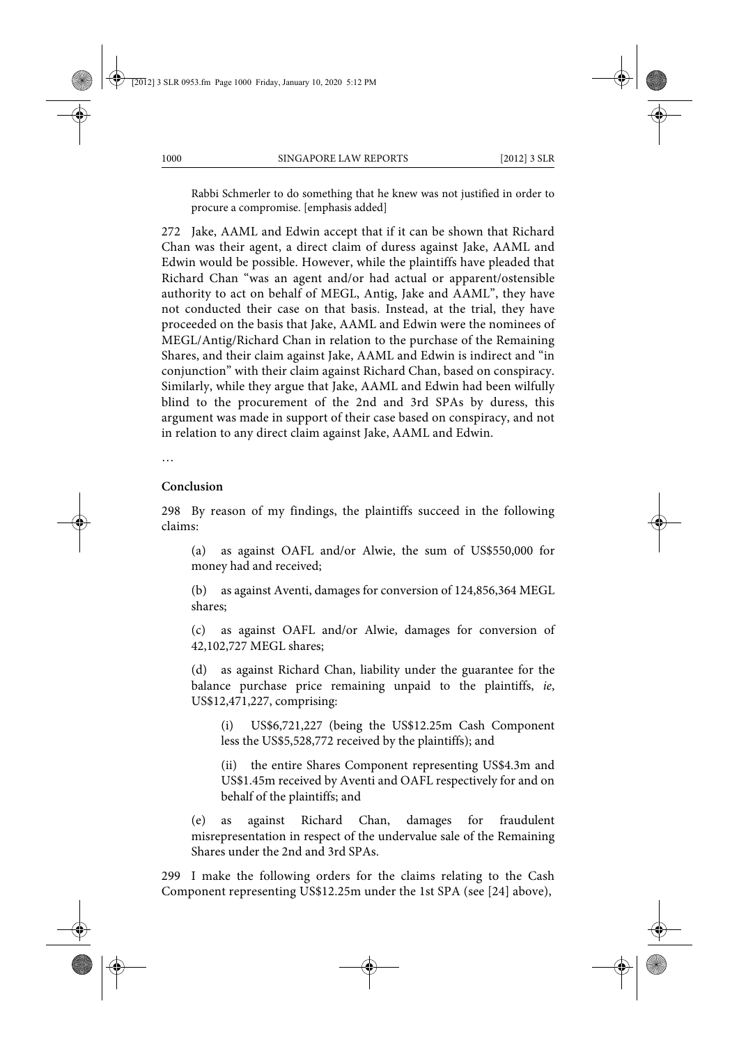Rabbi Schmerler to do something that he knew was not justified in order to procure a compromise. [emphasis added]

272 Jake, AAML and Edwin accept that if it can be shown that Richard Chan was their agent, a direct claim of duress against Jake, AAML and Edwin would be possible. However, while the plaintiffs have pleaded that Richard Chan "was an agent and/or had actual or apparent/ostensible authority to act on behalf of MEGL, Antig, Jake and AAML", they have not conducted their case on that basis. Instead, at the trial, they have proceeded on the basis that Jake, AAML and Edwin were the nominees of MEGL/Antig/Richard Chan in relation to the purchase of the Remaining Shares, and their claim against Jake, AAML and Edwin is indirect and "in conjunction" with their claim against Richard Chan, based on conspiracy. Similarly, while they argue that Jake, AAML and Edwin had been wilfully blind to the procurement of the 2nd and 3rd SPAs by duress, this argument was made in support of their case based on conspiracy, and not in relation to any direct claim against Jake, AAML and Edwin.

…

**Conclusion**

298 By reason of my findings, the plaintiffs succeed in the following claims:

(a) as against OAFL and/or Alwie, the sum of US$550,000 for money had and received;

(b) as against Aventi, damages for conversion of 124,856,364 MEGL shares;

(c) as against OAFL and/or Alwie, damages for conversion of 42,102,727 MEGL shares;

(d) as against Richard Chan, liability under the guarantee for the balance purchase price remaining unpaid to the plaintiffs, *ie*, US$12,471,227, comprising:

(i) US$6,721,227 (being the US$12.25m Cash Component less the US$5,528,772 received by the plaintiffs); and

(ii) the entire Shares Component representing US$4.3m and US$1.45m received by Aventi and OAFL respectively for and on behalf of the plaintiffs; and

(e) as against Richard Chan, damages for fraudulent misrepresentation in respect of the undervalue sale of the Remaining Shares under the 2nd and 3rd SPAs.

299 I make the following orders for the claims relating to the Cash Component representing US$12.25m under the 1st SPA (see [24] above),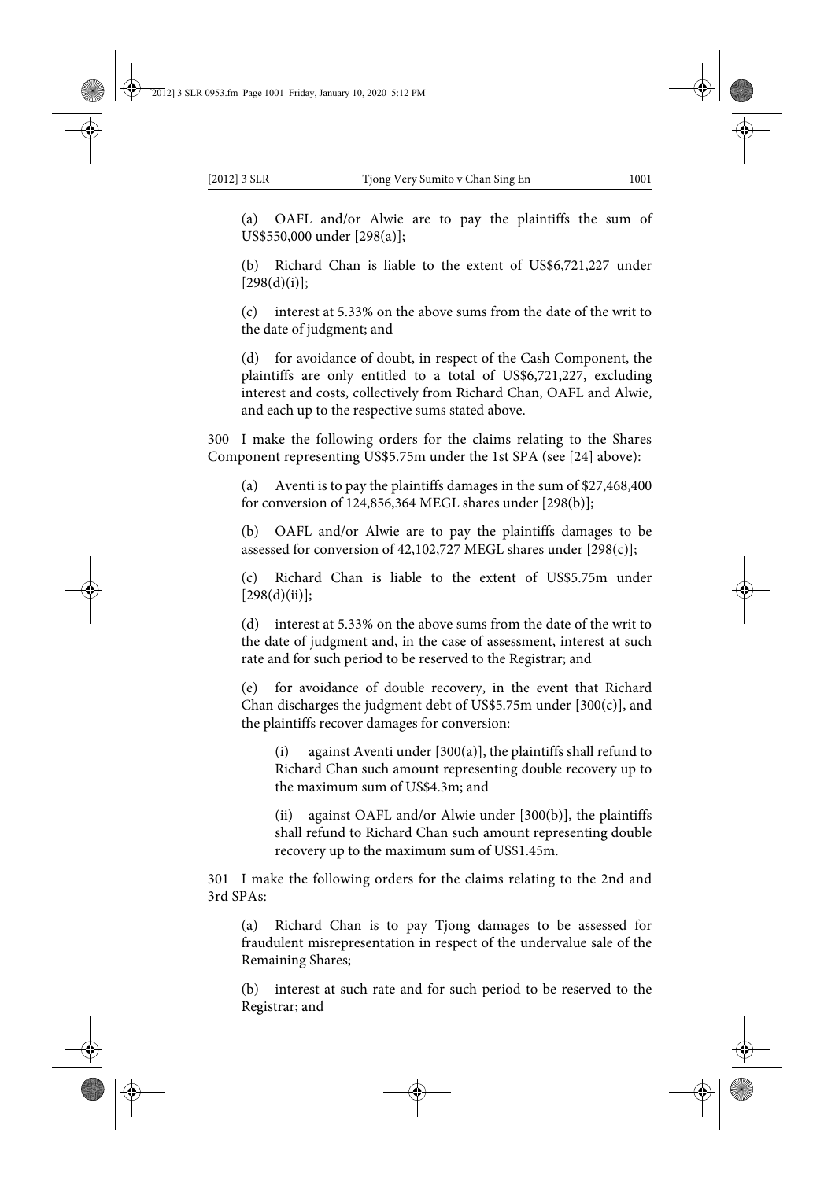(a) OAFL and/or Alwie are to pay the plaintiffs the sum of US$550,000 under [298(a)];

(b) Richard Chan is liable to the extent of US$6,721,227 under [298(d)(i)];

(c) interest at 5.33% on the above sums from the date of the writ to the date of judgment; and

(d) for avoidance of doubt, in respect of the Cash Component, the plaintiffs are only entitled to a total of US$6,721,227, excluding interest and costs, collectively from Richard Chan, OAFL and Alwie, and each up to the respective sums stated above.

300 I make the following orders for the claims relating to the Shares Component representing US$5.75m under the 1st SPA (see [24] above):

(a) Aventi is to pay the plaintiffs damages in the sum of $27,468,400 for conversion of 124,856,364 MEGL shares under [298(b)];

(b) OAFL and/or Alwie are to pay the plaintiffs damages to be assessed for conversion of 42,102,727 MEGL shares under [298(c)];

(c) Richard Chan is liable to the extent of US$5.75m under [298(d)(ii)];

(d) interest at 5.33% on the above sums from the date of the writ to the date of judgment and, in the case of assessment, interest at such rate and for such period to be reserved to the Registrar; and

(e) for avoidance of double recovery, in the event that Richard Chan discharges the judgment debt of US$5.75m under [300(c)], and the plaintiffs recover damages for conversion:

(i) against Aventi under [300(a)], the plaintiffs shall refund to Richard Chan such amount representing double recovery up to the maximum sum of US$4.3m; and

(ii) against OAFL and/or Alwie under [300(b)], the plaintiffs shall refund to Richard Chan such amount representing double recovery up to the maximum sum of US$1.45m.

301 I make the following orders for the claims relating to the 2nd and 3rd SPAs:

(a) Richard Chan is to pay Tjong damages to be assessed for fraudulent misrepresentation in respect of the undervalue sale of the Remaining Shares;

(b) interest at such rate and for such period to be reserved to the Registrar; and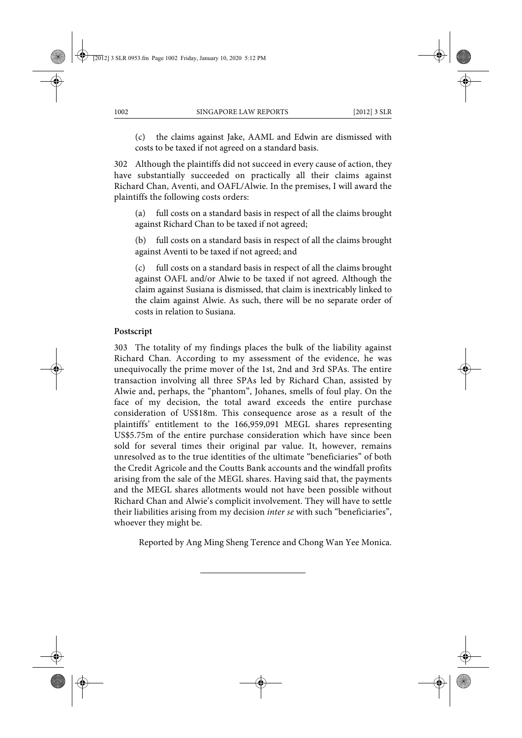(c) the claims against Jake, AAML and Edwin are dismissed with costs to be taxed if not agreed on a standard basis.

302 Although the plaintiffs did not succeed in every cause of action, they have substantially succeeded on practically all their claims against Richard Chan, Aventi, and OAFL/Alwie. In the premises, I will award the plaintiffs the following costs orders:

(a) full costs on a standard basis in respect of all the claims brought against Richard Chan to be taxed if not agreed;

(b) full costs on a standard basis in respect of all the claims brought against Aventi to be taxed if not agreed; and

(c) full costs on a standard basis in respect of all the claims brought against OAFL and/or Alwie to be taxed if not agreed. Although the claim against Susiana is dismissed, that claim is inextricably linked to the claim against Alwie. As such, there will be no separate order of costs in relation to Susiana.

**Postscript**

303 The totality of my findings places the bulk of the liability against Richard Chan. According to my assessment of the evidence, he was unequivocally the prime mover of the 1st, 2nd and 3rd SPAs. The entire transaction involving all three SPAs led by Richard Chan, assisted by Alwie and, perhaps, the "phantom", Johanes, smells of foul play. On the face of my decision, the total award exceeds the entire purchase consideration of US$18m. This consequence arose as a result of the plaintiffs' entitlement to the 166,959,091 MEGL shares representing US$5.75m of the entire purchase consideration which have since been sold for several times their original par value. It, however, remains unresolved as to the true identities of the ultimate "beneficiaries" of both the Credit Agricole and the Coutts Bank accounts and the windfall profits arising from the sale of the MEGL shares. Having said that, the payments and the MEGL shares allotments would not have been possible without Richard Chan and Alwie's complicit involvement. They will have to settle their liabilities arising from my decision *inter se* with such "beneficiaries", whoever they might be.

Reported by Ang Ming Sheng Terence and Chong Wan Yee Monica.